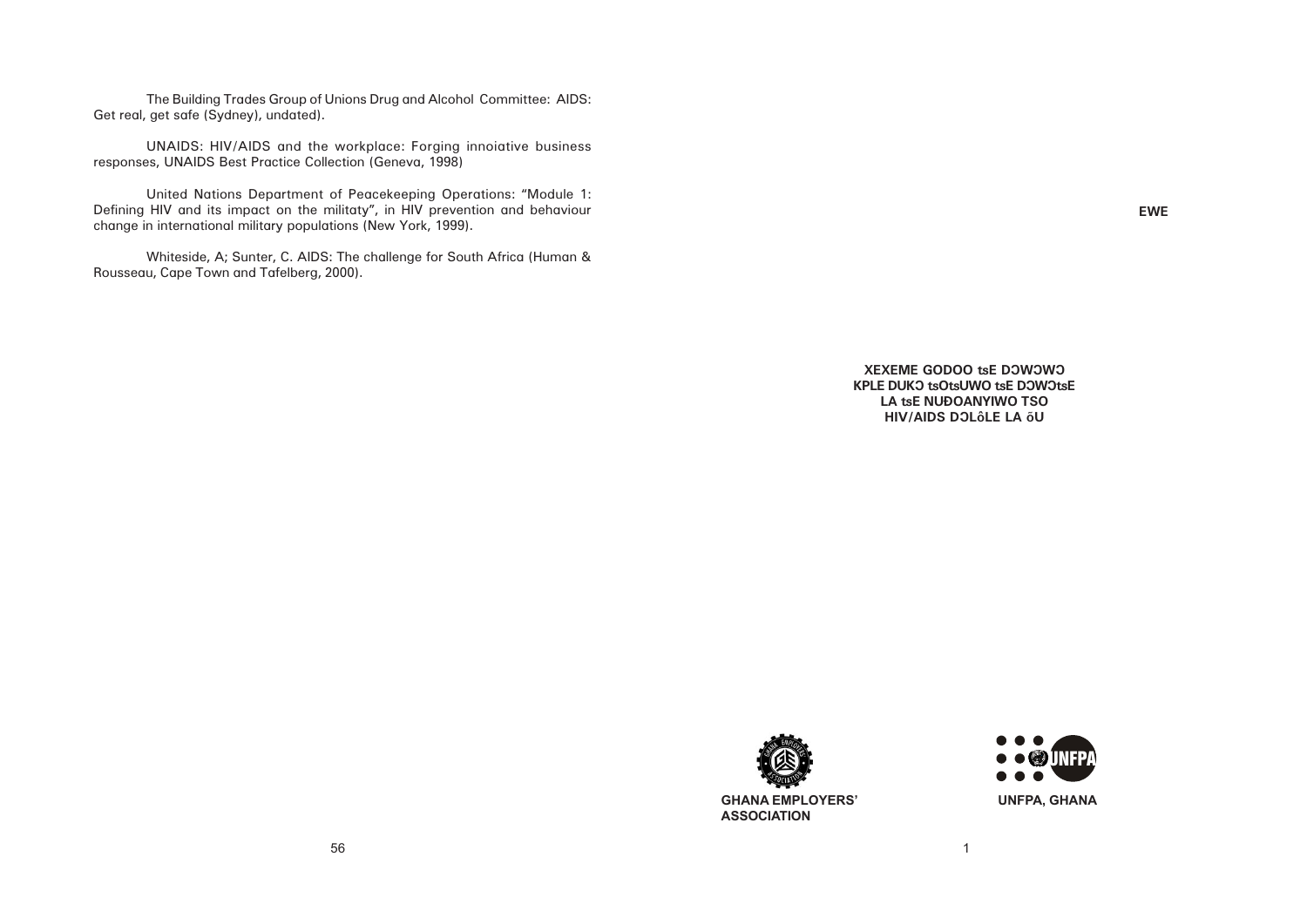The Building Trades Group of Unions Drug and Alcohol Committee: AIDS: Get real, get safe (Sydney), undated).

UNAIDS: HIV/AIDS and the workplace: Forging innoiative business responses, UNAIDS Best Practice Collection (Geneva, 1998)

United Nations Department of Peacekeeping Operations: "Module 1: Defining HIV and its impact on the militaty", in HIV prevention and behaviour change in international military populations (New York, 1999).

Whiteside, A; Sunter, C. AIDS: The challenge for South Africa (Human & Rousseau, Cape Town and Tafelberg, 2000).

**EWE**

# XEXEME GODOO tsE DƆWƆWƆ KPLE DUKƆ tsOtsUWO tsE DƆWƆtsE LA tsE NUĐOANYIWO TSO HIV/AIDS DƆLôLE LA õU

**GHANA EMPLOYERS' ASSOCIATION**

**UNFPA, GHANA**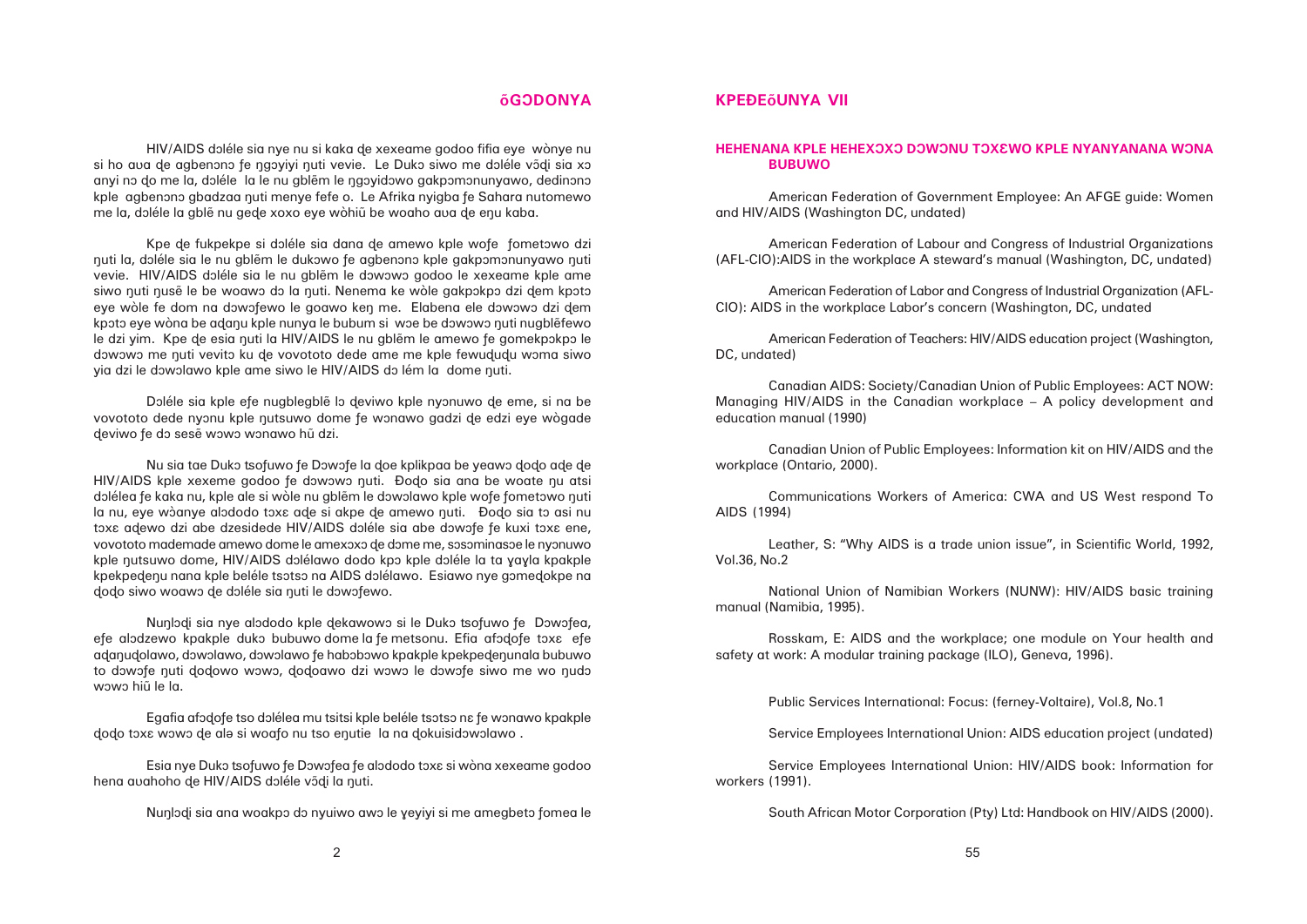# ƟGƆDONYA

HIV/AIDS dɔléle sia nye nu si kaka ɖe xexeame godoo fifia eye wònye nu si ho ava ɖe agbenɔnɔ ƒe ŋgɔyiyi ŋuti vevie. Le Dukɔ siwo me dɔléle vɔ̃ɖi sia xɔ anyi nɔ ɖo me la, dɔléle la le nu gblẽm le ŋgɔyidɔwo gakpɔmɔnunyawo, dedinɔnɔ kple agbenɔnɔ gbadzaa ŋuti menye fefe o. Le Afrika nyigba ƒe Sahara nutomewo me la, dɔléle la gblẽ nu geɖe xoxo eye wòhiã be woaho ava ɖe eŋu kaba.

Kpe ɖe fukpekpe si dɔléle sia dana ɖe amewo kple woƒe ƒometɔwo dzi ŋuti la, dɔléle sia le nu gblẽm le dukɔwo ƒe agbenɔnɔ kple gakpɔmɔnunyawo ŋuti vevie. HIV/AIDS dɔléle sia le nu gblẽm le dɔwɔwɔ godoo le xexeame kple ame siwo ŋuti ŋusẽ le be woawɔ dɔ la ŋuti. Nenema ke wòle gakpɔkpɔ dzi ɖem kpɔtɔ eye wòle fe dom na dɔwɔƒewo le goawo keŋ me. Elabena ele dɔwɔwɔ dzi ɖem kpɔtɔ eye wòna be aɖaŋu kple nunya le bubum si wɔe be dɔwɔwɔ ŋuti nugblẽfewo le dzi yim. Kpe ɖe esia ŋuti la HIV/AIDS le nu gblẽm le amewo ƒe gomekpɔkpɔ le dɔwɔwɔ me ŋuti vevitɔ ku ɖe vovototo dede ame me kple fewuɖuɖu wɔma siwo yia dzi le dɔwɔlawo kple ame siwo le HIV/AIDS dɔ lém la dome ŋuti.

Dɔléle sia kple efe nugblegblẽ lɔ ɖeviwo kple nyɔnuwo ɖe eme, si na be vovototo dede nyɔnu kple ŋutsuwo dome ƒe wɔnawo gadzi ɖe edzi eye wògade ɖeviwo ƒe dɔ sesẽ wɔwɔ wɔnawo hũ dzi.

Nu sia tae Dukɔ tsofuwo ƒe Dɔwɔƒe la ɖoe kplikpaa be yeawɔ ɖoɖo aɖe ɖe HIV/AIDS kple xexeme godoo ƒe dɔwɔwɔ ŋuti. Ɖoɖo sia ana be woate ŋu atsi dɔlélea ƒe kaka nu, kple ale si wòle nu gblẽm le dɔwɔlawo kple woƒe ƒometɔwo ŋuti la nu, eye wòanye alɔdodo tɔxɛ aɖe si akpe ɖe amewo ŋuti. Ɖoɖo sia tɔ asi nu tɔxɛ aɖewo dzi abe dzesidede HIV/AIDS dɔléle sia abe dɔwɔƒe ƒe kuxi tɔxɛ ene, vovototo mademade amewo dome le amexɔxɔ ɖe dɔme me, sɔsɔminasɔe le nyɔnuwo kple ŋutsuwo dome, HIV/AIDS dɔlélawo dodo kpɔ kple dɔléle la ta ɣayla kpakple kpekpeɖeŋu nana kple beléle tsɔtsɔ na AIDS dɔlélawo. Esiawo nye gɔmeɖokpe na ɖoɖo siwo woawɔ ɖe dɔléle sia ŋuti le dɔwɔƒewo.

Nuŋlɔɖi sia nye alɔdodo kple ɖekawɔwɔ si le Dukɔ tsofuwo ƒe Dɔwɔƒea, efe alɔdzewo kpakple dukɔ bubuwo dome la ƒe metsonu. Efia afɔɖoƒe tɔxɛ efe aɖaŋuɖolawo, dɔwɔlawo, dɔwɔlawo ƒe habɔbɔwo kpakple kpekpeɖeŋunala bubuwo to dɔwɔƒe ŋuti ɖoɖowo wɔwɔ, ɖoɖoawo dzi wɔwɔ le dɔwɔƒe siwo me wo ŋudɔ wɔwɔ hiã le la.

Egafia afɔɖoƒe tso dɔlélea mu tsitsi kple beléle tsɔtsɔ nɛ ƒe wɔnawo kpakple ɖoɖo tɔxɛ wɔwɔ ɖe ale si woafo nu tso eŋutie la na ɖokuisidɔwɔlawo .

Esia nye Dukɔ tsofuwo ƒe Dɔwɔƒea ƒe alɔdodo tɔxɛ si wòna xexeame godoo hena avahoho ɖe HIV/AIDS dɔléle vɔ̃ɖi la ŋuti.

Nuŋlɔɖi sia ana woakpɔ dɔ nyuiwo awɔ le ɣeyiyi si me amegbetɔ ƒomea le

# KPEƊEƟUNYA VII

## HEHENANA KPLE HEHEXƆXƆ DƆWƆNU TƆXƐWO KPLE NYANYANANA WƆNA BUBUWO

American Federation of Government Employee: An AFGE guide: Women and HIV/AIDS (Washington DC, undated)

American Federation of Labour and Congress of Industrial Organizations (AFL-CIO):AIDS in the workplace A steward's manual (Washington, DC, undated)

American Federation of Labor and Congress of Industrial Organization (AFL-CIO): AIDS in the workplace Labor's concern (Washington, DC, undated

American Federation of Teachers: HIV/AIDS education project (Washington, DC, undated)

Canadian AIDS: Society/Canadian Union of Public Employees: ACT NOW: Managing HIV/AIDS in the Canadian workplace – A policy development and education manual (1990)

Canadian Union of Public Employees: Information kit on HIV/AIDS and the workplace (Ontario, 2000).

Communications Workers of America: CWA and US West respond To AIDS (1994)

Leather, S: "Why AIDS is a trade union issue", in Scientific World, 1992, Vol.36, No.2

National Union of Namibian Workers (NUNW): HIV/AIDS basic training manual (Namibia, 1995).

Rosskam, E: AIDS and the workplace; one module on Your health and safety at work: A modular training package (ILO), Geneva, 1996).

Public Services International: Focus: (ferney-Voltaire), Vol.8, No.1

Service Employees International Union: AIDS education project (undated)

Service Employees International Union: HIV/AIDS book: Information for workers (1991).

South African Motor Corporation (Pty) Ltd: Handbook on HIV/AIDS (2000).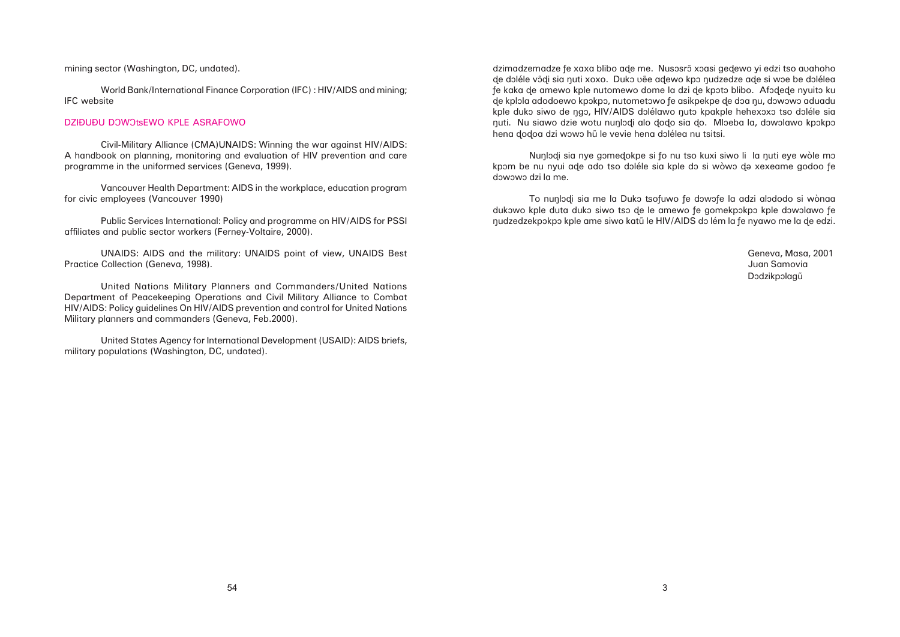mining sector (Washington, DC, undated).

World Bank/International Finance Corporation (IFC) : HIV/AIDS and mining; IFC website

## DZIÐUÐU DOWOtsEWO KPLE ASRAFOWO

Civil-Military Alliance (CMA)UNAIDS: Winning the war against HIV/AIDS: A handbook on planning, monitoring and evaluation of HIV prevention and care programme in the uniformed services (Geneva, 1999).

Vancouver Health Department: AIDS in the workplace, education program for civic employees (Vancouver 1990)

Public Services International: Policy and programme on HIV/AIDS for PSSI affiliates and public sector workers (Ferney-Voltaire, 2000).

UNAIDS: AIDS and the military: UNAIDS point of view, UNAIDS Best Practice Collection (Geneva, 1998).

United Nations Military Planners and Commanders/United Nations Department of Peacekeeping Operations and Civil Military Alliance to Combat HIV/AIDS: Policy guidelines On HIV/AIDS prevention and control for United Nations Military planners and commanders (Geneva, Feb.2000).

United States Agency for International Development (USAID): AIDS briefs, military populations (Washington, DC, undated).

dzimadzemadze ƒe xaxa blibo aɖe me. Nusɔsrɔ̃ xɔasi geɖewo yi edzi tso avahoho ɖe dɔléle vɔ̃ɖi sia ŋuti xoxo. Dukɔ vɛe aɖewo kpɔ ŋudzedze aɖe si wɔe be dɔlélea ƒe kaka ɖe amewo kple nutomewo dome la dzi ɖe kpɔtɔ blibo. Afɔɖeɖe nyuitɔ ku ɖe kplɔla adodoewo kpɔkpɔ, nutometɔwo ƒe asikpekpe ɖe dɔa ŋu, dɔwɔwɔ aduadu kple dukɔ siwo de ŋgɔ, HIV/AIDS dɔlélawo ŋutɔ kpakple hehexɔxɔ tso dɔléle sia ŋuti. Nu siawo dzie wotu nuŋlɔɖi alo ɖoɖo sia ɖo. Mlɔeba la, dɔwɔlawo kpɔkpɔ hena ɖoɖoa dzi wɔwɔ hũ le vevie hena dɔlélea nu tsitsi.

Nuŋlɔɖi sia nye gɔmeɖokpe si ƒo nu tso kuxi siwo li la ŋuti eye wòle mɔ kpɔm be nu nyui aɖe ado tso dɔléle sia kple dɔ si wòwɔ ɖə xexeame godoo ƒe dɔwɔwɔ dzi la me.

To nuŋlɔɖi sia me la Dukɔ tsofuwo ƒe dɔwɔƒe la adzi alɔdodo si wònaa dukɔwo kple duta dukɔ siwo tsɔ ɖe le amewo ƒe gomekpɔkpɔ kple dɔwɔlawo ƒe ŋudzedzekpɔkpɔ kple ame siwo katũ le HIV/AIDS dɔ lém la ƒe nyawo me la ɖe edzi.

Geneva, Masa, 2001  
Juan Samovia  
Dɔdzikpɔlagũ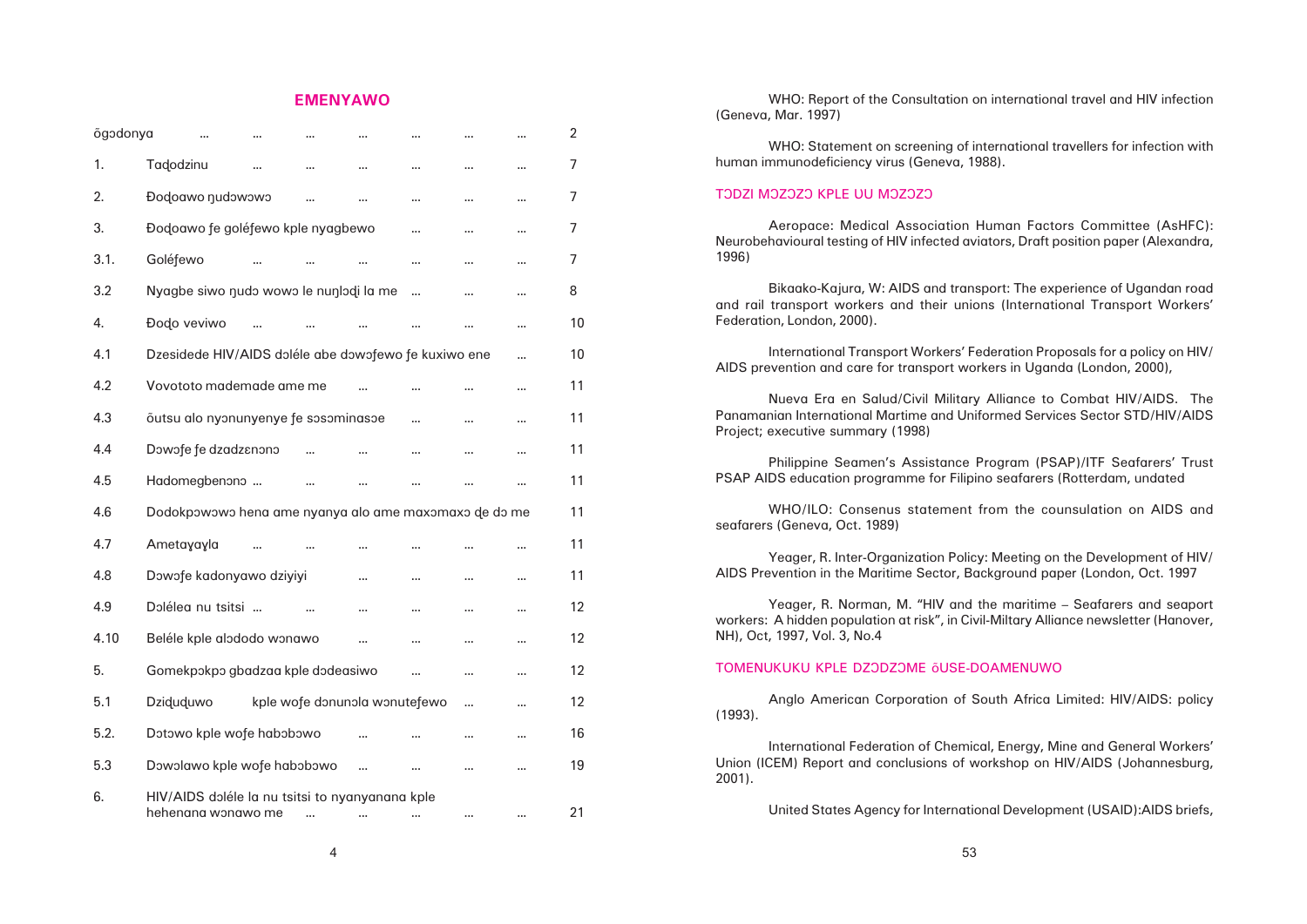## EMENYAWO

| | | |
|---|---|---|
| õgɔdonya | ... | 2 |
| 1. | Taɖodzinu ... | 7 |
| 2. | Đoɖoawo ŋudɔwɔwɔ ... | 7 |
| 3. | Đoɖoawo ƒe goléƒewo kple nyagbewo ... | 7 |
| 3.1. | Goléƒewo ... | 7 |
| 3.2 | Nyagbe siwo ŋudɔ wowɔ le nuŋlɔɖi la me ... | 8 |
| 4. | Đoɖo veviwo ... | 10 |
| 4.1 | Dzesidede HIV/AIDS dɔléle abe dɔwɔƒewo ƒe kuxiwo ene ... | 10 |
| 4.2 | Vovototo mademade ame me ... | 11 |
| 4.3 | õutsu alo nyɔnunyenye ƒe sɔsɔminasɔe ... | 11 |
| 4.4 | Dɔwɔƒe ƒe dzadzɛnɔnɔ ... | 11 |
| 4.5 | Hadomegbenɔnɔ ... | 11 |
| 4.6 | Dodokpɔwɔwɔ hena ame nyanya alo ame maxɔmaxɔ ɖe dɔ me | 11 |
| 4.7 | Ametaɣaɣla ... | 11 |
| 4.8 | Dɔwɔƒe kadonyawo dziyiyi ... | 11 |
| 4.9 | Dɔlélea nu tsitsi ... | 12 |
| 4.10 | Beléle kple alɔdodo wɔnawo ... | 12 |
| 5. | Gomekpɔkpɔ gbadzaa kple dɔdeasiwo ... | 12 |
| 5.1 | Dziɖuɖuwo kple woƒe dɔnunɔla wɔnuteƒewo ... | 12 |
| 5.2. | Dɔtɔwo kple woƒe habɔbɔwo ... | 16 |
| 5.3 | Dɔwɔlawo kple woƒe habɔbɔwo ... | 19 |
| 6. | HIV/AIDS dɔléle la nu tsitsi to nyanyanana kple hehenana wɔnawo me ... | 21 |

WHO: Report of the Consultation on international travel and HIV infection (Geneva, Mar. 1997)

WHO: Statement on screening of international travellers for infection with human immunodeficiency virus (Geneva, 1988).

### TƆDZI MƆZƆZƆ KPLE ƲU MƆZƆZƆ

Aeropace: Medical Association Human Factors Committee (AsHFC): Neurobehavioural testing of HIV infected aviators, Draft position paper (Alexandra, 1996)

Bikaako-Kajura, W: AIDS and transport: The experience of Ugandan road and rail transport workers and their unions (International Transport Workers' Federation, London, 2000).

International Transport Workers' Federation Proposals for a policy on HIV/AIDS prevention and care for transport workers in Uganda (London, 2000),

Nueva Era en Salud/Civil Military Alliance to Combat HIV/AIDS. The Panamanian International Martime and Uniformed Services Sector STD/HIV/AIDS Project; executive summary (1998)

Philippine Seamen's Assistance Program (PSAP)/ITF Seafarers' Trust PSAP AIDS education programme for Filipino seafarers (Rotterdam, undated

WHO/ILO: Consenus statement from the counsulation on AIDS and seafarers (Geneva, Oct. 1989)

Yeager, R. Inter-Organization Policy: Meeting on the Development of HIV/AIDS Prevention in the Maritime Sector, Background paper (London, Oct. 1997

Yeager, R. Norman, M. "HIV and the maritime – Seafarers and seaport workers: A hidden population at risk", in Civil-Miltary Alliance newsletter (Hanover, NH), Oct, 1997, Vol. 3, No.4

### TOMENUKUKU KPLE DZƆDZƆME õUSE-DOAMENUWO

Anglo American Corporation of South Africa Limited: HIV/AIDS: policy (1993).

International Federation of Chemical, Energy, Mine and General Workers' Union (ICEM) Report and conclusions of workshop on HIV/AIDS (Johannesburg, 2001).

United States Agency for International Development (USAID):AIDS briefs,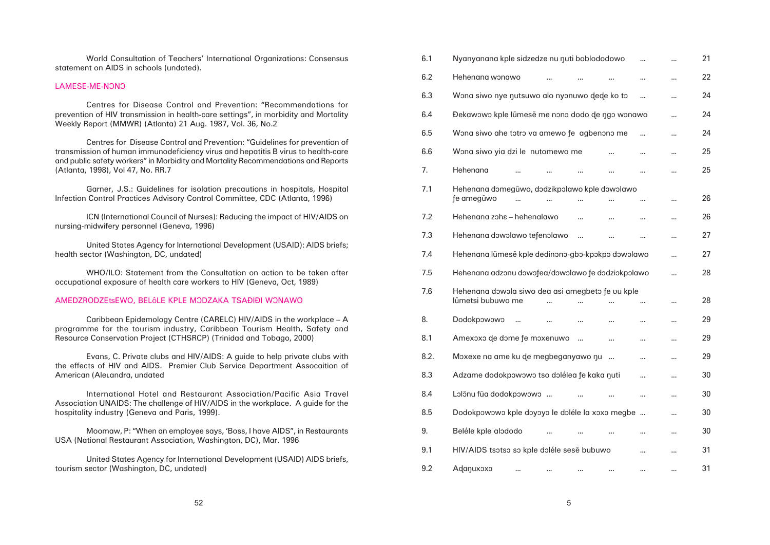World Consultation of Teachers' International Organizations: Consensus statement on AIDS in schools (undated).

## LAMESE-ME-NɔNɔ

Centres for Disease Control and Prevention: "Recommendations for prevention of HIV transmission in health-care settings", in morbidity and Mortality Weekly Report (MMWR) (Atlanta) 21 Aug. 1987, Vol. 36, No.2

Centres for Disease Control and Prevention: "Guidelines for prevention of transmission of human immunodeficiency virus and hepatitis B virus to health-care and public safety workers" in Morbidity and Mortality Recommendations and Reports (Atlanta, 1998), Vol 47, No. RR.7

Garner, J.S.: Guidelines for isolation precautions in hospitals, Hospital Infection Control Practices Advisory Control Committee, CDC (Atlanta, 1996)

ICN (International Council of Nurses): Reducing the impact of HIV/AIDS on nursing-midwifery personnel (Geneva, 1996)

United States Agency for International Development (USAID): AIDS briefs; health sector (Washington, DC, undated)

WHO/ILO: Statement from the Consultation on action to be taken after occupational exposure of health care workers to HIV (Geneva, Oct, 1989)

## AMEDZRODZEtsEWO, BELôLE KPLE MƆDZAKA TSAƉIƉI WƆNAWO

Caribbean Epidemology Centre (CARELC) HIV/AIDS in the workplace – A programme for the tourism industry, Caribbean Tourism Health, Safety and Resource Conservation Project (CTHSRCP) (Trinidad and Tobago, 2000)

Evans, C. Private clubs and HIV/AIDS: A guide to help private clubs with the effects of HIV and AIDS. Premier Club Service Department Assocaition of American (Aleιandra, undated

International Hotel and Restaurant Association/Pacific Asia Travel Association UNAIDS: The challenge of HIV/AIDS in the workplace. A guide for the hospitality industry (Geneva and Paris, 1999).

Moomaw, P: "When an employee says, 'Boss, I have AIDS", in Restaurants USA (National Restaurant Association, Washington, DC), Mar. 1996

United States Agency for International Development (USAID) AIDS briefs, tourism sector (Washington, DC, undated)

| | | |
|---|---|---|
| 6.1 | Nyanyanana kple sidzedze nu ŋuti boblododowo … … | 21 |
| 6.2 | Hehenana wɔnawo … … … … … | 22 |
| 6.3 | Wɔna siwo nye ŋutsuwo alo nyɔnuwo ɖeɖe ko tɔ … … | 24 |
| 6.4 | Ɖekawɔwɔ kple lũmesẽ me nɔnɔ dodo ɖe ŋgɔ wɔnawo … | 24 |
| 6.5 | Wɔna siwo ahe tɔtrɔ va amewo ƒe agbenɔnɔ me … … | 24 |
| 6.6 | Wɔna siwo yia dzi le nutomewo me … … … | 25 |
| 7. | Hehenana … … … … … … | 25 |
| 7.1 | Hehenana dɔmegũwo, dɔdzikpɔlawo kple dɔwɔlawo ƒe amegũwo … … … … … | 26 |
| 7.2 | Hehenana zohɛ – hehenalawo … … … … | 26 |
| 7.3 | Hehenana dɔwɔlawo teƒenɔlawo … … … … | 27 |
| 7.4 | Hehenana lũmesẽ kple dedinɔnɔ-gbɔ-kpɔkpɔ dɔwɔlawo … | 27 |
| 7.5 | Hehenana adzɔnu dɔwɔƒea/dɔwɔlawo ƒe dɔdziɔkpɔlawo … | 28 |
| 7.6 | Hehenana dɔwɔla siwo dea asi amegbetɔ ƒe ʋu kple lũmetsi bubuwo me … … … … | 28 |
| 8. | Dodokpɔwɔwɔ … … … … … … | 29 |
| 8.1 | Amexɔxɔ ɖe dɔme ƒe mɔxenuwo … … … … | 29 |
| 8.2. | Mɔxexe na ame ku ɖe megbeganyawo ŋu … … … | 29 |
| 8.3 | Adzame dodokpɔwɔwɔ tso dɔlélea ƒe kaka ŋuti … … | 30 |
| 8.4 | Lɔlɔ̃nu fũa dodokpɔwɔwɔ … … … … … | 30 |
| 8.5 | Dodokpɔwɔwɔ kple dɔyɔyɔ le dɔléle la xɔxɔ megbe … … | 30 |
| 9. | Beléle kple alɔdodo … … … … … | 30 |
| 9.1 | HIV/AIDS tsɔtsɔ sɔ kple dɔléle sesẽ bubuwo … … | 31 |
| 9.2 | Aɖaŋuxɔxɔ … … … … … … | 31 |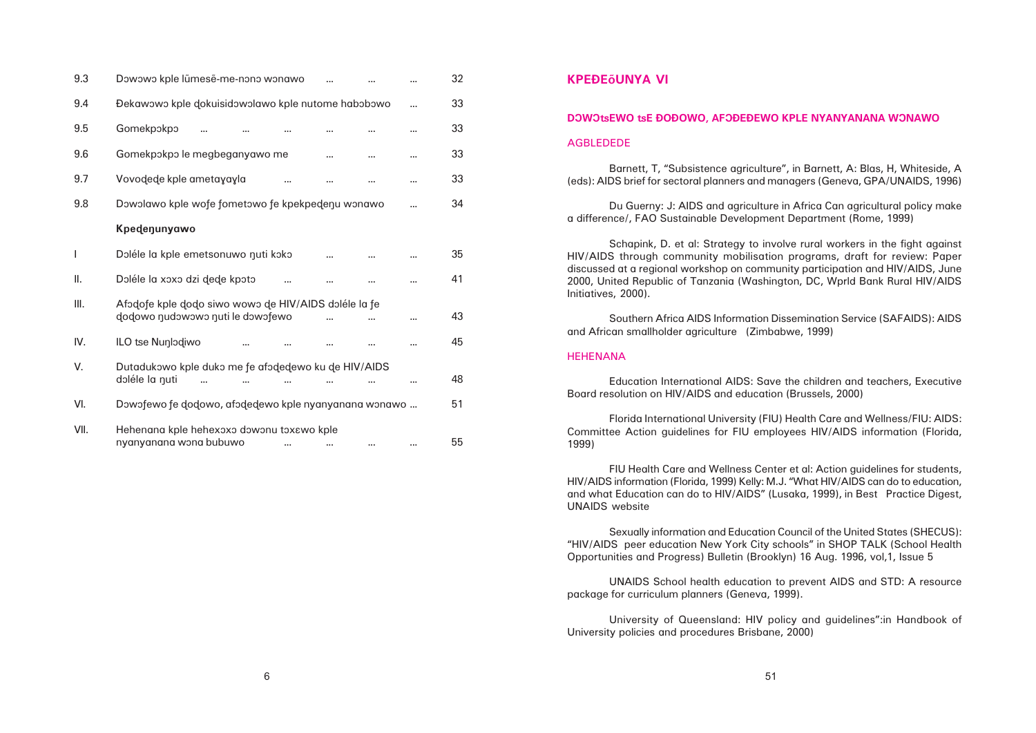| | | |
|---|---|---|
| 9.3 | Dɔwɔwɔ kple lũmesẽ-me-nɔnɔ wɔnawo ... ... ... | 32 |
| 9.4 | Ɖekawɔwɔ kple ɖokuisidɔwɔlawo kple nutome habɔbɔwo ... | 33 |
| 9.5 | Gomekpɔkpɔ ... ... ... ... ... ... | 33 |
| 9.6 | Gomekpɔkpɔ le megbeganyawo me ... ... ... | 33 |
| 9.7 | Vovoɖeɖe kple ametaɣaɣla ... ... ... ... | 33 |
| 9.8 | Dɔwɔlawo kple wofe ƒometɔwo fe kpekpeɖeŋu wɔnawo ... | 34 |
| | **Kpeɖeŋunyawo** | |
| I | Dɔléle la kple emetsonuwo ŋuti kɔkɔ ... ... ... | 35 |
| II. | Dɔléle la xɔxɔ dzi ɖeɖe kpɔtɔ ... ... ... ... | 41 |
| III. | Afɔɖoƒe kple ɖoɖo siwo wowɔ ɖe HIV/AIDS dɔléle la ƒe ɖoɖowo ŋudɔwɔwɔ ŋuti le dɔwɔƒewo ... ... ... | 43 |
| IV. | ILO tse Nuŋlɔɖiwo ... ... ... ... ... | 45 |
| V. | Dutadukɔwo kple dukɔ me ƒe afɔɖeɖewo ku ɖe HIV/AIDS dɔléle la ŋuti ... ... ... ... ... ... | 48 |
| VI. | Dɔwɔƒewo ƒe ɖoɖowo, afɔɖeɖewo kple nyanyanana wɔnawo ... | 51 |
| VII. | Hehenana kple hehexɔxɔ dɔwɔnu tɔxɛwo kple nyanyanana wɔna bubuwo ... ... ... ... | 55 |

## KPEƉEŐUNYA VI

### DƆWƆtsEWO tsE ƉOƉOWO, AFƆƉEƉEWO KPLE NYANYANANA WƆNAWO

#### AGBLEDEDE

Barnett, T, "Subsistence agriculture", in Barnett, A: Blas, H, Whiteside, A (eds): AIDS brief for sectoral planners and managers (Geneva, GPA/UNAIDS, 1996)

Du Guerny: J: AIDS and agriculture in Africa Can agricultural policy make a difference/, FAO Sustainable Development Department (Rome, 1999)

Schapink, D. et al: Strategy to involve rural workers in the fight against HIV/AIDS through community mobilisation programs, draft for review: Paper discussed at a regional workshop on community participation and HIV/AIDS, June 2000, United Republic of Tanzania (Washington, DC, Wprld Bank Rural HIV/AIDS Initiatives, 2000).

Southern Africa AIDS Information Dissemination Service (SAFAIDS): AIDS and African smallholder agriculture (Zimbabwe, 1999)

#### HEHENANA

Education International AIDS: Save the children and teachers, Executive Board resolution on HIV/AIDS and education (Brussels, 2000)

Florida International University (FIU) Health Care and Wellness/FIU: AIDS: Committee Action guidelines for FIU employees HIV/AIDS information (Florida, 1999)

FIU Health Care and Wellness Center et al: Action guidelines for students, HIV/AIDS information (Florida, 1999) Kelly: M.J. "What HIV/AIDS can do to education, and what Education can do to HIV/AIDS" (Lusaka, 1999), in Best Practice Digest, UNAIDS website

Sexually information and Education Council of the United States (SHECUS): "HIV/AIDS peer education New York City schools" in SHOP TALK (School Health Opportunities and Progress) Bulletin (Brooklyn) 16 Aug. 1996, vol,1, Issue 5

UNAIDS School health education to prevent AIDS and STD: A resource package for curriculum planners (Geneva, 1999).

University of Queensland: HIV policy and guidelines":in Handbook of University policies and procedures Brisbane, 2000)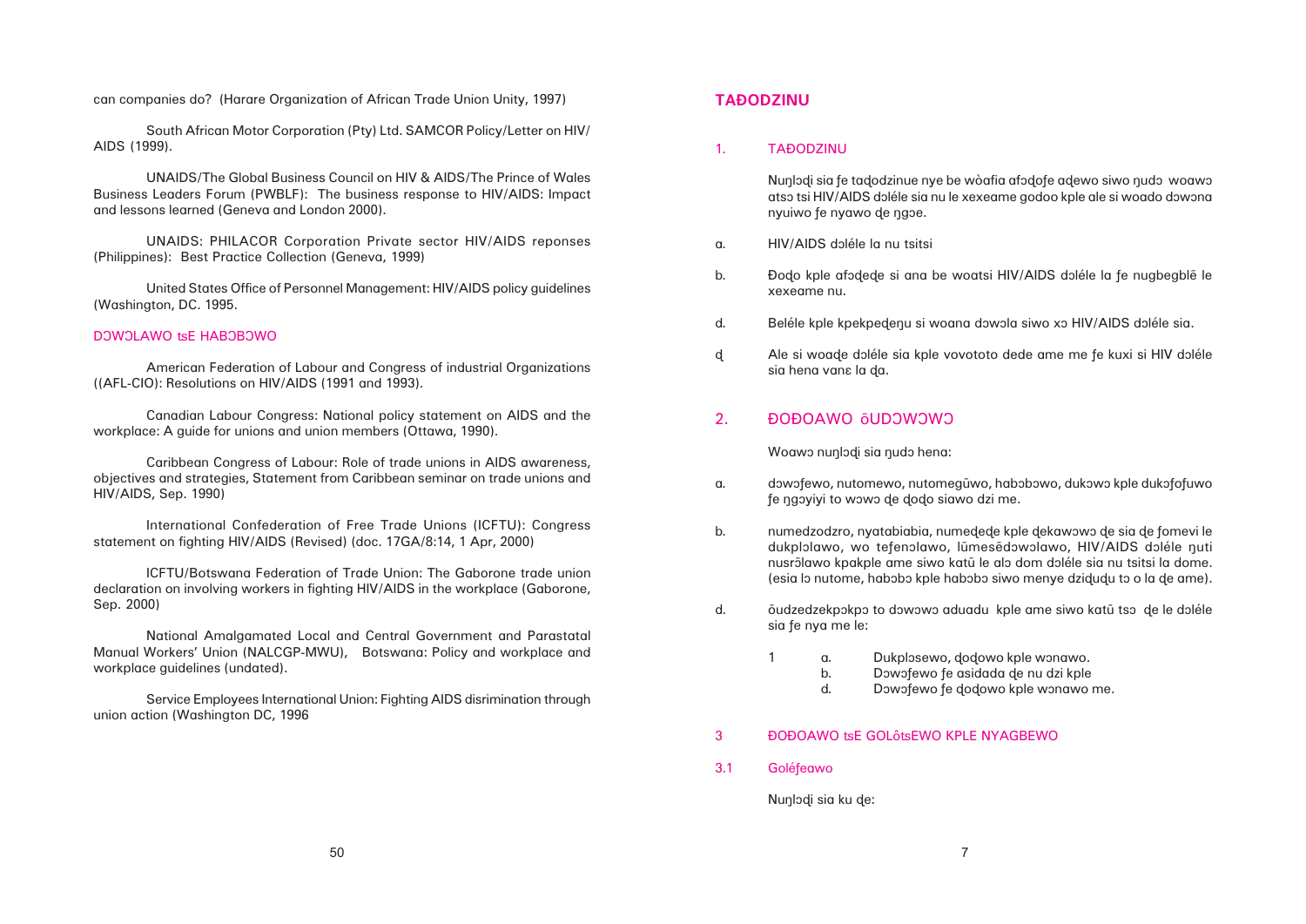can companies do? (Harare Organization of African Trade Union Unity, 1997)

South African Motor Corporation (Pty) Ltd. SAMCOR Policy/Letter on HIV/AIDS (1999).

UNAIDS/The Global Business Council on HIV & AIDS/The Prince of Wales Business Leaders Forum (PWBLF): The business response to HIV/AIDS: Impact and lessons learned (Geneva and London 2000).

UNAIDS: PHILACOR Corporation Private sector HIV/AIDS reponses (Philippines): Best Practice Collection (Geneva, 1999)

United States Office of Personnel Management: HIV/AIDS policy guidelines (Washington, DC. 1995.

DƆWƆLAWO tsE HABƆBƆWO

American Federation of Labour and Congress of industrial Organizations ((AFL-CIO): Resolutions on HIV/AIDS (1991 and 1993).

Canadian Labour Congress: National policy statement on AIDS and the workplace: A guide for unions and union members (Ottawa, 1990).

Caribbean Congress of Labour: Role of trade unions in AIDS awareness, objectives and strategies, Statement from Caribbean seminar on trade unions and HIV/AIDS, Sep. 1990)

International Confederation of Free Trade Unions (ICFTU): Congress statement on fighting HIV/AIDS (Revised) (doc. 17GA/8:14, 1 Apr, 2000)

ICFTU/Botswana Federation of Trade Union: The Gaborone trade union declaration on involving workers in fighting HIV/AIDS in the workplace (Gaborone, Sep. 2000)

National Amalgamated Local and Central Government and Parastatal Manual Workers' Union (NALCGP-MWU), Botswana: Policy and workplace and workplace guidelines (undated).

Service Employees International Union: Fighting AIDS disrimination through union action (Washington DC, 1996

## TAĐODZINU

### 1. TAĐODZINU

Nuŋlɔɖi sia ƒe taɖodzinue nye be wòafia afɔɖoƒe aɖewo siwo ŋudɔ woawɔ atsɔ tsi HIV/AIDS dɔléle sia nu le xexeame godoo kple ale si woado dɔwɔna nyuiwo ƒe nyawo ɖe ŋgɔe.

a. HIV/AIDS dɔléle la nu tsitsi

b. Đoɖo kple afɔɖeɖe si ana be woatsi HIV/AIDS dɔléle la ƒe nugbegblẽ le xexeame nu.

d. Beléle kple kpekpeɖeŋu si woana dɔwɔla siwo xɔ HIV/AIDS dɔléle sia.

ɖ Ale si woaɖe dɔléle sia kple vovototo dede ame me ƒe kuxi si HIV dɔléle sia hena vanɛ la ɖa.

### 2. ĐOĐOAWO ƕUDƆWƆWƆ

Woawɔ nuŋlɔɖi sia ŋudɔ hena:

a. dɔwɔƒewo, nutomewo, nutomegŭwo, habɔbɔwo, dukɔwɔ kple dukɔƒoƒuwo ƒe ŋgɔyiyi to wɔwɔ ɖe ɖoɖo siawo dzi me.

b. numedzodzro, nyatabiabia, numeɖeɖe kple ɖekawɔwɔ ɖe sia ɖe ƒomevi le dukplɔlawo, wo teƒenɔlawo, lũmesẽdɔwɔlawo, HIV/AIDS dɔléle ŋuti nusrɔ̃lawo kpakple ame siwo katũ le alɔ dom dɔléle sia nu tsitsi la dome. (esia lɔ nutome, habɔbɔ kple habɔbɔ siwo menye dziɖuɖu tɔ o la ɖe ame).

d. ƕudzedzekpɔkpɔ to dɔwɔwɔ aduadu kple ame siwo katũ tsɔ ɖe le dɔléle sia ƒe nya me le:

1 a. Dukplɔsewo, ɖoɖowo kple wɔnawo.
  b. Dɔwɔƒewo ƒe asidada ɖe nu dzi kple
  d. Dɔwɔƒewo ƒe ɖoɖowo kple wɔnawo me.

### 3 ĐOĐOAWO tsE GOLôtsEWO KPLE NYAGBEWO

#### 3.1 Goléƒeawo

Nuŋlɔɖi sia ku ɖe: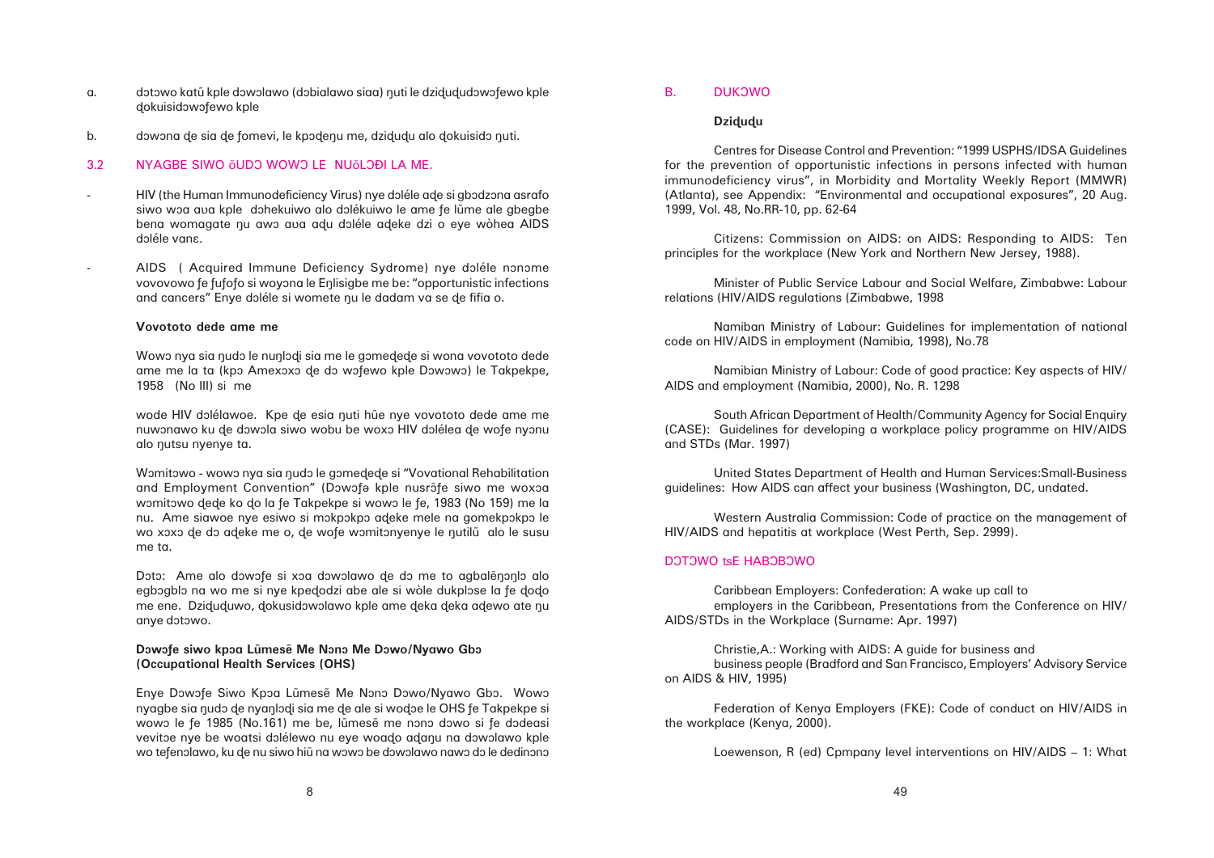a. dɔtɔwo katũ kple dɔwɔlawo (dɔbialawo siaa) ŋuti le dziɖuɖudɔwɔfewo kple ɖokuisidɔwɔfewo kple

b. dɔwɔna ɖe sia ɖe fomevi, le kpɔɖeŋu me, dziɖuɖu alo ɖokuisidɔ ŋuti.

## 3.2 NYAGBE SIWO ŏUDƆ WOWƆ LE NUŏLƆĐI LA ME.

- HIV (the Human Immunodeficiency Virus) nye dɔléle aɖe si gbɔdzɔna asrafo siwo wɔa aʋa kple dɔhekuiwo alo dɔlékuiwo le ame ƒe lũme ale gbegbe bena womagate ŋu awɔ aʋa aɖu dɔléle aɖeke dzi o eye wòhea AIDS dɔléle vanɛ.

- AIDS ( Acquired Immune Deficiency Sydrome) nye dɔléle nɔnɔme vovovowo ƒe ƒuƒoƒo si woyɔna le Eŋlisigbe me be: "opportunistic infections and cancers" Enye dɔléle si womete ŋu le dadam va se ɖe fifia o.

### Vovototo dede ame me

Wowɔ nya sia ŋudɔ le nuŋlɔɖi sia me le gɔmeɖeɖe si wɔna vovototo dede ame me la ta (kpɔ Amexɔxɔ ɖe dɔ wɔfewo kple Dɔwɔwɔ) le Takpekpe, 1958 (No III) si me

wode HIV dɔlélawoe. Kpe ɖe esia ŋuti hũe nye vovototo dede ame me nuwɔnawo ku ɖe dɔwɔla siwo wobu be woxɔ HIV dɔlélea ɖe woƒe nyɔnu alo ŋutsu nyenye ta.

Wɔmitɔwo - wowɔ nya sia ŋudɔ le gɔmeɖeɖe si "Vovational Rehabilitation and Employment Convention" (Dɔwɔfə kple nusrɔ̃fe siwo me woxɔa wɔmitɔwo ɖeɖe ko ɖo la ƒe Takpekpe si wowɔ le ƒe, 1983 (No 159) me la nu. Ame siawoe nye esiwo si mɔkpɔkpɔ aɖeke mele na gomekpɔkpɔ le wo xɔxɔ ɖe dɔ aɖeke me o, ɖe woƒe wɔmitɔnyenye le ŋutilũ alo le susu me ta.

Dɔtɔ: Ame alo dɔwɔfe si xɔa dɔwɔlawo ɖe dɔ me to agbalẽŋɔŋlɔ alo egbɔgblɔ na wo me si nye kpeɖodzi abe ale si wòle dukplɔse la ƒe ɖoɖo me ene. Dziɖuɖuwo, ɖokusidɔwɔlawo kple ame ɖeka ɖeka aɖewo ate ŋu anye dɔtɔwo.

### Dɔwɔfe siwo kpɔa Lũmesẽ Me Nɔnɔ Me Dɔwo/Nyawo Gbɔ (Occupational Health Services (OHS)

Enye Dɔwɔfe Siwo Kpɔa Lũmesẽ Me Nɔnɔ Dɔwo/Nyawo Gbɔ. Wowɔ nyagbe sia ŋudɔ ɖe nyaŋlɔɖi sia me ɖe ale si woɖɔe le OHS ƒe Takpekpe si wowɔ le ƒe 1985 (No.161) me be, lũmesẽ me nɔnɔ dɔwo si ƒe dɔdeasi vevitɔe nye be woatsi dɔlélewo nu eye woaɖo aɖaŋu na dɔwɔlawo kple wo teƒenɔlawo, ku ɖe nu siwo hiũ na wɔwɔ be dɔwɔlawo nawɔ dɔ le dedinɔnɔ

## B. DUKƆWO

### Dziɖuɖu

Centres for Disease Control and Prevention: "1999 USPHS/IDSA Guidelines for the prevention of opportunistic infections in persons infected with human immunodeficiency virus", in Morbidity and Mortality Weekly Report (MMWR) (Atlanta), see Appendix: "Environmental and occupational exposures", 20 Aug. 1999, Vol. 48, No.RR-10, pp. 62-64

Citizens: Commission on AIDS: on AIDS: Responding to AIDS: Ten principles for the workplace (New York and Northern New Jersey, 1988).

Minister of Public Service Labour and Social Welfare, Zimbabwe: Labour relations (HIV/AIDS regulations (Zimbabwe, 1998

Namiban Ministry of Labour: Guidelines for implementation of national code on HIV/AIDS in employment (Namibia, 1998), No.78

Namibian Ministry of Labour: Code of good practice: Key aspects of HIV/ AIDS and employment (Namibia, 2000), No. R. 1298

South African Department of Health/Community Agency for Social Enquiry (CASE): Guidelines for developing a workplace policy programme on HIV/AIDS and STDs (Mar. 1997)

United States Department of Health and Human Services:Small-Business guidelines: How AIDS can affect your business (Washington, DC, undated.

Western Australia Commission: Code of practice on the management of HIV/AIDS and hepatitis at workplace (West Perth, Sep. 2999).

### DƆTƆWO tsE HABƆBƆWO

Caribbean Employers: Confederation: A wake up call to employers in the Caribbean, Presentations from the Conference on HIV/ AIDS/STDs in the Workplace (Surname: Apr. 1997)

Christie,A.: Working with AIDS: A guide for business and business people (Bradford and San Francisco, Employers' Advisory Service on AIDS & HIV, 1995)

Federation of Kenya Employers (FKE): Code of conduct on HIV/AIDS in the workplace (Kenya, 2000).

Loewenson, R (ed) Cpmpany level interventions on HIV/AIDS – 1: What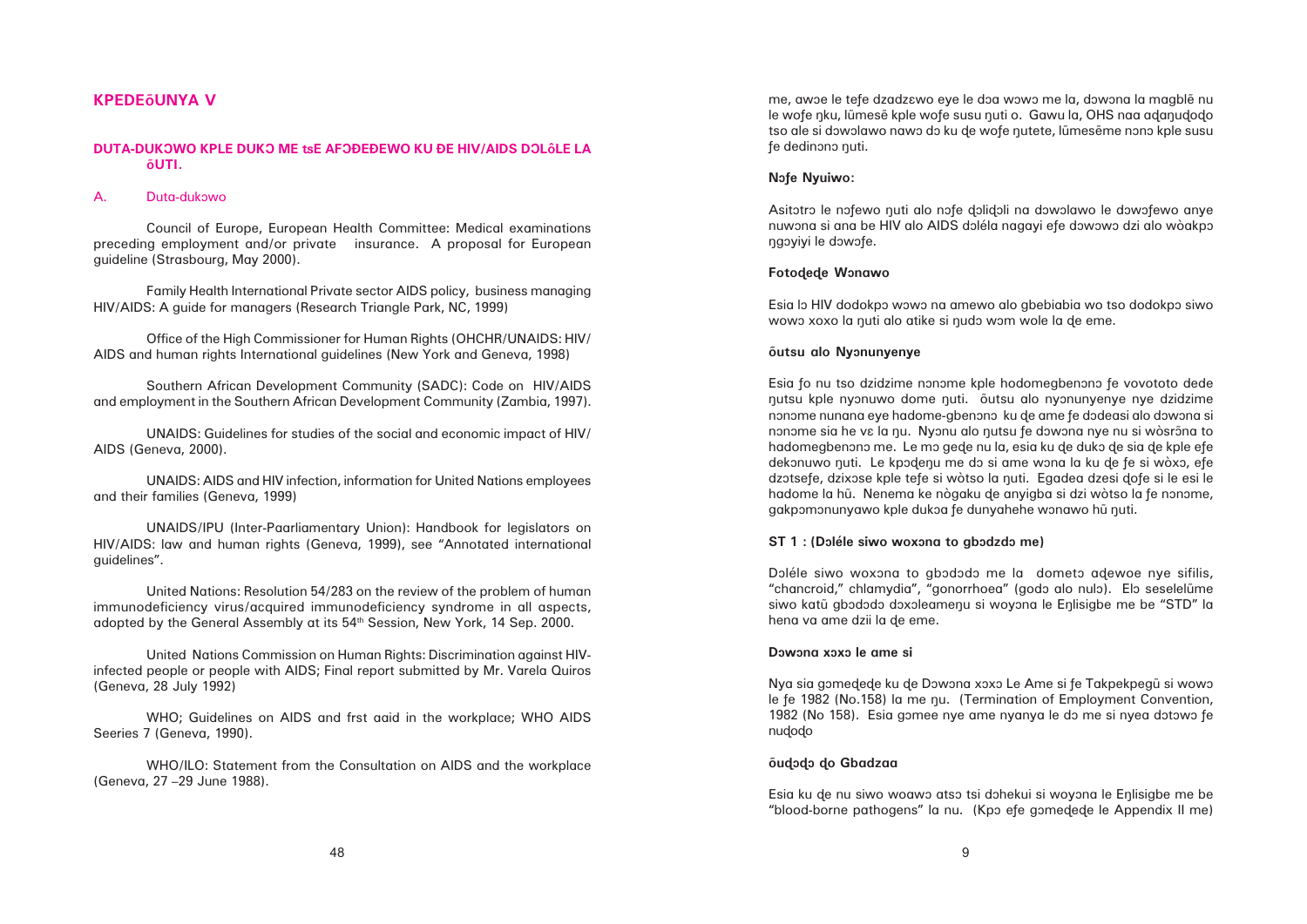## KPEDEõUNYA V

### DUTA-DUKƆWO KPLE DUKƆ ME tsE AFƆĐEĐEWO KU ĐE HIV/AIDS DƆLôLE LA õUTI.

#### A. Duta-dukɔwo

Council of Europe, European Health Committee: Medical examinations preceding employment and/or private insurance. A proposal for European guideline (Strasbourg, May 2000).

Family Health International Private sector AIDS policy, business managing HIV/AIDS: A guide for managers (Research Triangle Park, NC, 1999)

Office of the High Commissioner for Human Rights (OHCHR/UNAIDS: HIV/AIDS and human rights International guidelines (New York and Geneva, 1998)

Southern African Development Community (SADC): Code on HIV/AIDS and employment in the Southern African Development Community (Zambia, 1997).

UNAIDS: Guidelines for studies of the social and economic impact of HIV/AIDS (Geneva, 2000).

UNAIDS: AIDS and HIV infection, information for United Nations employees and their families (Geneva, 1999)

UNAIDS/IPU (Inter-Paarliamentary Union): Handbook for legislators on HIV/AIDS: law and human rights (Geneva, 1999), see "Annotated international guidelines".

United Nations: Resolution 54/283 on the review of the problem of human immunodeficiency virus/acquired immunodeficiency syndrome in all aspects, adopted by the General Assembly at its 54th Session, New York, 14 Sep. 2000.

United Nations Commission on Human Rights: Discrimination against HIV-infected people or people with AIDS; Final report submitted by Mr. Varela Quiros (Geneva, 28 July 1992)

WHO; Guidelines on AIDS and frst aaid in the workplace; WHO AIDS Seeries 7 (Geneva, 1990).

WHO/ILO: Statement from the Consultation on AIDS and the workplace (Geneva, 27 –29 June 1988).

me, awɔe le tefe dzadzɛwo eye le dɔa wɔwɔ me la, dɔwɔna la magblẽ nu le wofe ŋku, lũmesẽ kple wofe susu ŋuti o. Gawu la, OHS naa aɖaŋuɖoɖo tso ale si dɔwɔlawo nawɔ dɔ ku ɖe wofe ŋutete, lũmesẽme nonɔ kple susu ƒe dedinɔnɔ ŋuti.

**Nɔfe Nyuiwo:**

Asitɔtrɔ le nɔfewo ŋuti alo nɔfe ɖoliɖoli na dɔwɔlawo le dɔwɔfewo anye nuwɔna si ana be HIV alo AIDS dɔléla nagayi efe dɔwɔwɔ dzi alo wòakpɔ ŋgɔyiyi le dɔwɔfe.

**Fotoɖeɖe Wɔnawo**

Esia lɔ HIV dodokpɔ wɔwɔ na amewo alo gbebiabia wo tso dodokpɔ siwo wowɔ xoxo la ŋuti alo atike si ŋudɔ wɔm wole la ɖe eme.

**õutsu alo Nyɔnunyenye**

Esia ƒo nu tso dzidzime nɔnɔme kple hodomegbenɔnɔ ƒe vovototo dede ŋutsu kple nyɔnuwo dome ŋuti. õutsu alo nyɔnunyenye nye dzidzime nɔnɔme nunana eye hadome-gbenɔnɔ ku ɖe ame ƒe dɔdeasi alo dɔwɔna si nɔnɔme sia he vɛ la ŋu. Nyɔnu alo ŋutsu ƒe dɔwɔna nye nu si wòsrɔ̃na to hadomegbenɔnɔ me. Le mɔ geɖe nu la, esia ku ɖe dukɔ ɖe sia ɖe kple efe dekɔnuwo ŋuti. Le kpɔɖeŋu me dɔ si ame wɔna la ku ɖe ƒe si wòxɔ, efe dzɔtsefe, dzixɔse kple tefe si wòtso la ŋuti. Egadea dzesi ɖofe si le esi le hadome la hũ. Nenema ke nògaku ɖe anyigba si dzi wòtso la ƒe nɔnɔme, gakpɔmɔnunyawo kple dukɔa ƒe dunyahehe wɔnawo hũ ŋuti.

**ST 1 : (Dɔléle siwo woxɔna to gbɔdzdɔ me)**

Dɔléle siwo woxɔna to gbɔdɔdɔ me la dometɔ aɖewoe nye sifilis, "chancroid," chlamydia", "gonorrhoea" (godɔ alo nulɔ). Elɔ seselelũme siwo katũ gbɔdɔdɔ dɔxɔleameŋu si woyɔna le Eŋlisigbe me be "STD" la hena va ame dzii la ɖe eme.

**Dɔwɔna xɔxɔ le ame si**

Nya sia gɔmeɖeɖe ku ɖe Dɔwɔna xɔxɔ Le Ame si ƒe Takpekpegũ si wowɔ le ƒe 1982 (No.158) la me ŋu. (Termination of Employment Convention, 1982 (No 158). Esia gɔmee nye ame nyanya le dɔ me si nyea dɔtɔwɔ ƒe nuɖoɖo

**õuɖɔɖɔ ɖo Gbadzaa**

Esia ku ɖe nu siwo woawɔ atsɔ tsi dɔhekui si woyɔna le Eŋlisigbe me be "blood-borne pathogens" la nu. (Kpɔ efe gɔmeɖeɖe le Appendix II me)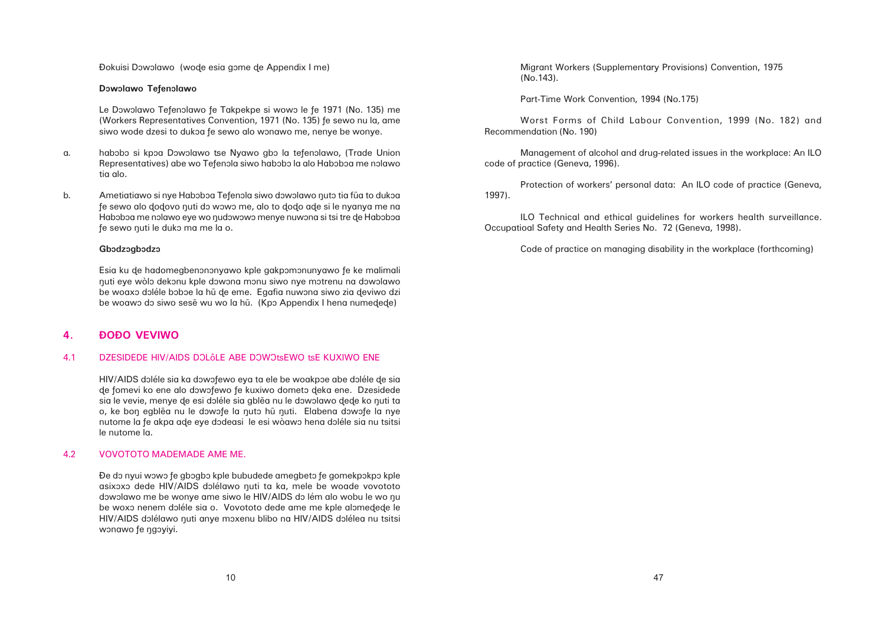Ɖokuisi Dɔwɔlawo (woɖe esia gɔme ɖe Appendix I me)

**Dɔwɔlawo Teƒenɔlawo**

Le Dɔwɔlawo Teƒenɔlawo ƒe Takpekpe si wowɔ le ƒe 1971 (No. 135) me (Workers Representatives Convention, 1971 (No. 135) ƒe sewo nu la, ame siwo wode dzesi to dukɔa ƒe sewo alo wɔnawo me, nenye be wonye.

a. habɔbɔ si kpɔa Dɔwɔlawo tse Nyawo gbɔ la teƒenɔlawo, (Trade Union Representatives) abe wo Teƒenɔla siwo habɔbɔ la alo Habɔbɔa me nɔlawo tia alo.

b. Ametiatiawo si nye Habɔbɔa Teƒenɔla siwo dɔwɔlawo ŋutɔ tia fũa to dukɔa ƒe sewo alo ɖoɖovo ŋuti dɔ wɔwɔ me, alo to ɖoɖo aɖe si le nyanya me na Habɔbɔa me nɔlawo eye wo ŋudɔwɔwɔ menye nuwɔna si tsi tre ɖe Habɔbɔa ƒe sewo ŋuti le dukɔ ma me la o.

**Gbɔdzɔgbɔdzɔ**

Esia ku ɖe hadomegbenɔnɔnyawo kple gakpɔmɔnunyawo ƒe ke malimali ŋuti eye wòlɔ dekɔnu kple dɔwɔna mɔnu siwo nye mɔtrenu na dɔwɔlawo be woaxɔ dɔléle bɔbɔe la hũ ɖe eme. Egafia nuwɔna siwo zia ɖeviwo dzi be woawɔ dɔ siwo sesẽ wu wo la hũ. (Kpɔ Appendix I hena numeɖeɖe)

## 4. ƉOƉO VEVIWO

### 4.1 DZESIDEDE HIV/AIDS DƆLôLE ABE DƆWƆtsEWO tsE KUXIWO ENE

HIV/AIDS dɔléle sia ka dɔwɔƒewo eya ta ele be woakpɔe abe dɔléle ɖe sia ɖe ƒomevi ko ene alo dɔwɔƒewo ƒe kuxiwo dometɔ ɖeka ene. Dzesidede sia le vevie, menye ɖe esi dɔléle sia gblẽa nu le dɔwɔlawo ɖeɖe ko ŋuti ta o, ke boŋ egblẽa nu le dɔwɔƒe la ŋutɔ hũ ŋuti. Elabena dɔwɔƒe la nye nutome la ƒe akpa aɖe eye dɔdeasi le esi wòawɔ hena dɔléle sia nu tsitsi le nutome la.

### 4.2 VOVOTOTO MADEMADE AME ME.

Ɖe dɔ nyui wɔwɔ ƒe gbɔgbɔ kple bubudede amegbetɔ ƒe gomekpɔkpɔ kple asixɔxɔ dede HIV/AIDS dɔlélawo ŋuti ta ka, mele be woade vovototo dɔwɔlawo me be wonye ame siwo le HIV/AIDS dɔ lém alo wobu le wo ŋu be woxɔ nenem dɔléle sia o. Vovototo dede ame me kple alɔmeɖeɖe le HIV/AIDS dɔlélawo ŋuti anye mɔxenu blibo na HIV/AIDS dɔlélea nu tsitsi wɔnawo ƒe ŋgɔyiyi.

Migrant Workers (Supplementary Provisions) Convention, 1975 (No.143).

Part-Time Work Convention, 1994 (No.175)

Worst Forms of Child Labour Convention, 1999 (No. 182) and Recommendation (No. 190)

Management of alcohol and drug-related issues in the workplace: An ILO code of practice (Geneva, 1996).

Protection of workers' personal data: An ILO code of practice (Geneva, 1997).

ILO Technical and ethical guidelines for workers health surveillance. Occupatioal Safety and Health Series No. 72 (Geneva, 1998).

Code of practice on managing disability in the workplace (forthcoming)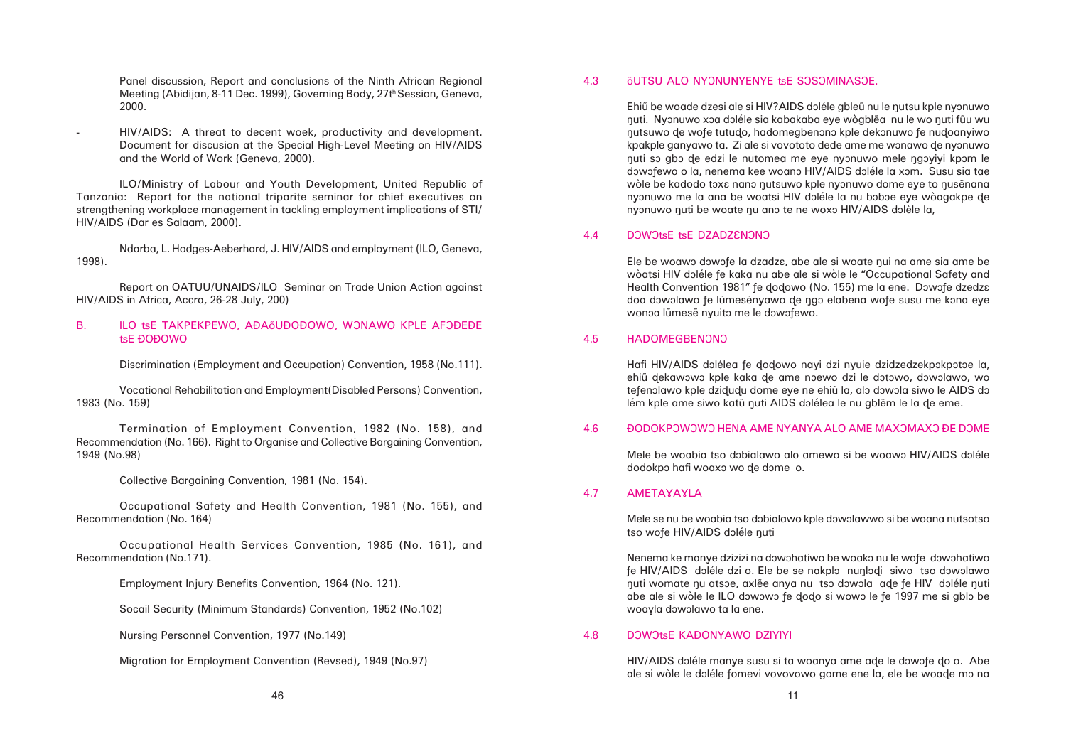Panel discussion, Report and conclusions of the Ninth African Regional Meeting (Abidijan, 8-11 Dec. 1999), Governing Body, 27th Session, Geneva, 2000.

- HIV/AIDS: A threat to decent woek, productivity and development. Document for discusion at the Special High-Level Meeting on HIV/AIDS and the World of Work (Geneva, 2000).

ILO/Ministry of Labour and Youth Development, United Republic of Tanzania: Report for the national tripartite seminar for chief executives on strengthening workplace management in tackling employment implications of STI/HIV/AIDS (Dar es Salaam, 2000).

Ndarba, L. Hodges-Aeberhard, J. HIV/AIDS and employment (ILO, Geneva, 1998).

Report on OATUU/UNAIDS/ILO Seminar on Trade Union Action against HIV/AIDS in Africa, Accra, 26-28 July, 200)

## B. ILO tsE TAKPEKPEWO, AƊAõUƊOƊOWO, WƆNAWO KPLE AFƆƊEƊE tsE ƊOƊOWO

Discrimination (Employment and Occupation) Convention, 1958 (No.111).

Vocational Rehabilitation and Employment(Disabled Persons) Convention, 1983 (No. 159)

Termination of Employment Convention, 1982 (No. 158), and Recommendation (No. 166). Right to Organise and Collective Bargaining Convention, 1949 (No.98)

Collective Bargaining Convention, 1981 (No. 154).

Occupational Safety and Health Convention, 1981 (No. 155), and Recommendation (No. 164)

Occupational Health Services Convention, 1985 (No. 161), and Recommendation (No.171).

Employment Injury Benefits Convention, 1964 (No. 121).

Socail Security (Minimum Standards) Convention, 1952 (No.102)

Nursing Personnel Convention, 1977 (No.149)

Migration for Employment Convention (Revsed), 1949 (No.97)

## 4.3 õUTSU ALO NYƆNUNYENYE tsE SƆSƆMINASƆE.

Ehiũ be woade dzesi ale si HIV?AIDS dɔléle gbleũ nu le ŋutsu kple nyɔnuwo ŋuti. Nyɔnuwo xɔa dɔléle sia kabakaba eye wògblẽa nu le wo ŋuti fũu wu ŋutsuwo ɖe wofe tutuɖo, hadomegbenɔnɔ kple dekɔnuwo fe nuɖoanyiwo kpakple ganyawo ta. Zi ale si vovototo dede ame me wɔnawo ɖe nyɔnuwo ŋuti sɔ gbɔ ɖe edzi le nutomea me eye nyɔnuwo mele ŋgɔyiyi kpɔm le dɔwɔfewo o la, nenema kee woanɔ HIV/AIDS dɔléle la xɔm. Susu sia tae wòle be kadodo tɔxɛ nanɔ ŋutsuwo kple nyɔnuwo dome eye to ŋusẽnana nyɔnuwo me la ana be woatsi HIV dɔléle la nu bɔbɔe eye wòagakpe ɖe nyɔnuwo ŋuti be woate ŋu anɔ te ne woxɔ HIV/AIDS dɔlèle la,

## 4.4 DƆWƆtsE tsE DZADZƐNƆNƆ

Ele be woawɔ dɔwɔfe la dzadzɛ, abe ale si woate ŋui na ame sia ame be wòatsi HIV dɔléle fe kaka nu abe ale si wòle le "Occupational Safety and Health Convention 1981" fe ɖoɖowo (No. 155) me la ene. Dɔwɔfe dzedzɛ doa dɔwɔlawo fe lũmesẽnyawo ɖe ŋgɔ elabena wofe susu me kɔna eye wonɔa lũmesẽ nyuitɔ me le dɔwɔfewo.

## 4.5 HADOMEGBENƆNƆ

Hafi HIV/AIDS dɔlélea fe ɖoɖowo nayi ɖzi nyuie dzidzedzekpɔkpɔtɔe la, ehiũ ɖekawɔwɔ kple kaka ɖe ame nɔewo dzi le dɔtɔwo, dɔwɔlawo, wo tefenɔlawo kple dziɖuɖu dome eye ne ehiũ la, alɔ dɔwɔla siwo le AIDS dɔ lém kple ame siwo katũ ŋuti AIDS dɔlélea le nu gblẽm le la ɖe eme.

## 4.6 ƊODOKPƆWƆWƆ HENA AME NYANYA ALO AME MAXƆMAXƆ ƊE DƆME

Mele be woabia tso dɔbialawo alo amewo si be woawɔ HIV/AIDS dɔléle dodokpɔ hafi woaxɔ wo ɖe dɔme o.

## 4.7 AMETAƔAƔLA

Mele se nu be woabia tso dɔbialawo kple dɔwɔlawwo si be woana nutsotso tso wofe HIV/AIDS dɔléle ŋuti

Nenema ke manye dzizizi na dɔwɔhatiwo be woakɔ nu le wofe dɔwɔhatiwo fe HIV/AIDS dɔléle dzi o. Ele be se nakplɔ nuŋlɔɖi siwo tso dɔwɔlawo ŋuti womate ŋu atsɔe, axlẽe anya nu tsɔ dɔwɔla aɖe fe HIV dɔléle ŋuti abe ale si wòle le ILO dɔwɔwɔ fe ɖoɖo si wowɔ le fe 1997 me si gblɔ be woaɣla dɔwɔlawo ta la ene.

## 4.8 DƆWƆtsE KAƊONYAWO DZIYIYI

HIV/AIDS dɔléle manye susu si ta woanya ame aɖe le dɔwɔfe ɖo o. Abe ale si wòle le dɔléle fomevi vovovowo gome ene la, ele be woaɖe mɔ na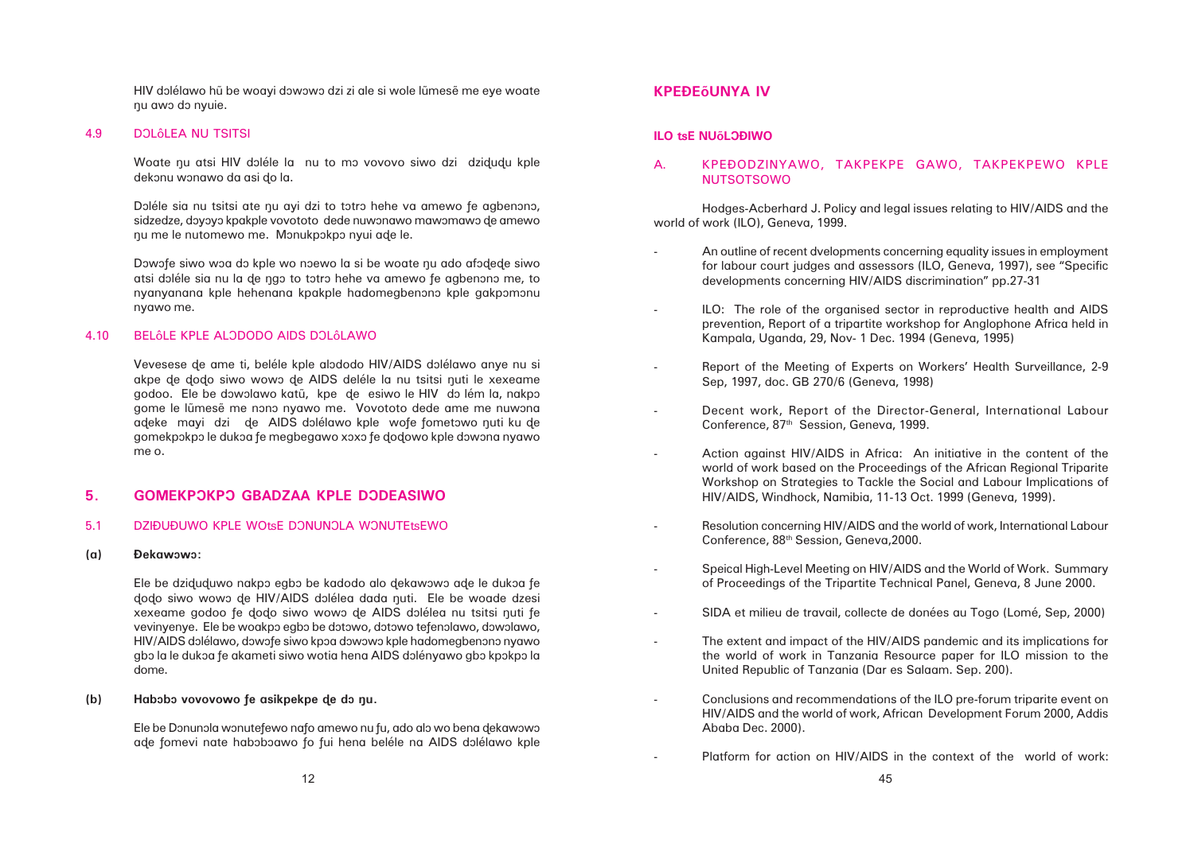HIV dɔlélawo hũ be woayi dɔwɔwɔ dzi zi ale si wole lũmesẽ me eye woate ŋu awɔ dɔ nyuie.

## 4.9 DƆLôLEA NU TSITSI

Woate ŋu atsi HIV dɔléle la nu to mɔ vovovo siwo dzi dziɖuɖu kple dekɔnu wɔnawo da asi ɖo la.

Dɔléle sia nu tsitsi ate ŋu ayi dzi to tɔtrɔ hehe va amewo ƒe agbenɔnɔ, sidzedze, dɔyɔyɔ kpakple vovototo dede nuwɔnawo mawɔmawɔ ɖe amewo ŋu me le nutomewo me. Mɔnukpɔkpɔ nyui aɖe le.

Dɔwɔƒe siwo wɔa dɔ kple wo nɔewo la si be woate ŋu ado afɔɖeɖe siwo atsi dɔléle sia nu la ɖe ŋgɔ to tɔtrɔ hehe va amewo ƒe agbenɔnɔ me, to nyanyanana kple hehenana kpakple hadomegbenɔnɔ kple gakpɔmɔnu nyawo me.

## 4.10 BELôLE KPLE ALƆDODO AIDS DƆLôLAWO

Vevesese ɖe ame ti, beléle kple alɔdodo HIV/AIDS dɔlélawo anye nu si akpe ɖe ɖoɖo siwo wowɔ ɖe AIDS deléle la nu tsitsi ŋuti le xexeame godoo. Ele be dɔwɔlawo katã, kpe ɖe esiwo le HIV dɔ lém la, nakpɔ gome le lũmesẽ me nɔnɔ nyawo me. Vovototo dede ame me nuwɔna aɖeke mayi dzi ɖe AIDS dɔlélawo kple woƒe ƒometɔwo ŋuti ku ɖe gomekpɔkpɔ le dukɔa ƒe megbegawo xɔxɔ ƒe ɖoɖowo kple dɔwɔna nyawo me o.

# 5. GOMEKPƆKPƆ GBADZAA KPLE DƆDEASIWO

## 5.1 DZIÐUÐUWO KPLE WOtsE DƆNUNƆLA WƆNUTEtsEWO

**(a) Ðekawɔwɔ:**

Ele be dziɖuɖuwo nakpɔ egbɔ be kadodo alo ɖekawɔwɔ aɖe le dukɔa ƒe ɖoɖo siwo wowɔ ɖe HIV/AIDS dɔlélea dada ŋuti. Ele be woade dzesi xexeame godoo ƒe ɖoɖo siwo wowɔ ɖe AIDS dɔlélea nu tsitsi ŋuti ƒe vevinyenye. Ele be woakpɔ egbɔ be dɔtɔwo, dɔtɔwo teƒenɔlawo, dɔwɔlawo, HIV/AIDS dɔlélawo, dɔwɔƒe siwo kpɔa dɔwɔwɔ kple hadomegbenɔnɔ nyawo gbɔ la le dukɔa ƒe akameti siwo wotia hena AIDS dɔlényawo gbɔ kpɔkpɔ la dome.

**(b) Habɔbɔ vovovowo ƒe asikpekpe ɖe dɔ ŋu.**

Ele be Dɔnunɔla wɔnuteƒewo naƒo amewo nu ƒu, ado alɔ wo bena ɖekawɔwɔ aɖe ƒomevi nate habɔbɔawo ƒo ƒui hena beléle na AIDS dɔlélawo kple

# KPEÐEõUNYA IV

### ILO tsE NUõLƆÐIWO

## A. KPEÐODZINYAWO, TAKPEKPE GAWO, TAKPEKPEWO KPLE NUTSOTSOWO

Hodges-Acberhard J. Policy and legal issues relating to HIV/AIDS and the world of work (ILO), Geneva, 1999.

- An outline of recent dvelopments concerning equality issues in employment for labour court judges and assessors (ILO, Geneva, 1997), see "Specific developments concerning HIV/AIDS discrimination" pp.27-31
- ILO: The role of the organised sector in reproductive health and AIDS prevention, Report of a tripartite workshop for Anglophone Africa held in Kampala, Uganda, 29, Nov- 1 Dec. 1994 (Geneva, 1995)
- Report of the Meeting of Experts on Workers' Health Surveillance, 2-9 Sep, 1997, doc. GB 270/6 (Geneva, 1998)
- Decent work, Report of the Director-General, International Labour Conference, 87th Session, Geneva, 1999.
- Action against HIV/AIDS in Africa: An initiative in the content of the world of work based on the Proceedings of the African Regional Tripartite Workshop on Strategies to Tackle the Social and Labour Implications of HIV/AIDS, Windhock, Namibia, 11-13 Oct. 1999 (Geneva, 1999).
- Resolution concerning HIV/AIDS and the world of work, International Labour Conference, 88th Session, Geneva,2000.
- Speical High-Level Meeting on HIV/AIDS and the World of Work. Summary of Proceedings of the Tripartite Technical Panel, Geneva, 8 June 2000.
- SIDA et milieu de travail, collecte de donées au Togo (Lomé, Sep, 2000)
- The extent and impact of the HIV/AIDS pandemic and its implications for the world of work in Tanzania Resource paper for ILO mission to the United Republic of Tanzania (Dar es Salaam. Sep. 200).
- Conclusions and recommendations of the ILO pre-forum triparite event on HIV/AIDS and the world of work, African Development Forum 2000, Addis Ababa Dec. 2000).
- Platform for action on HIV/AIDS in the context of the world of work: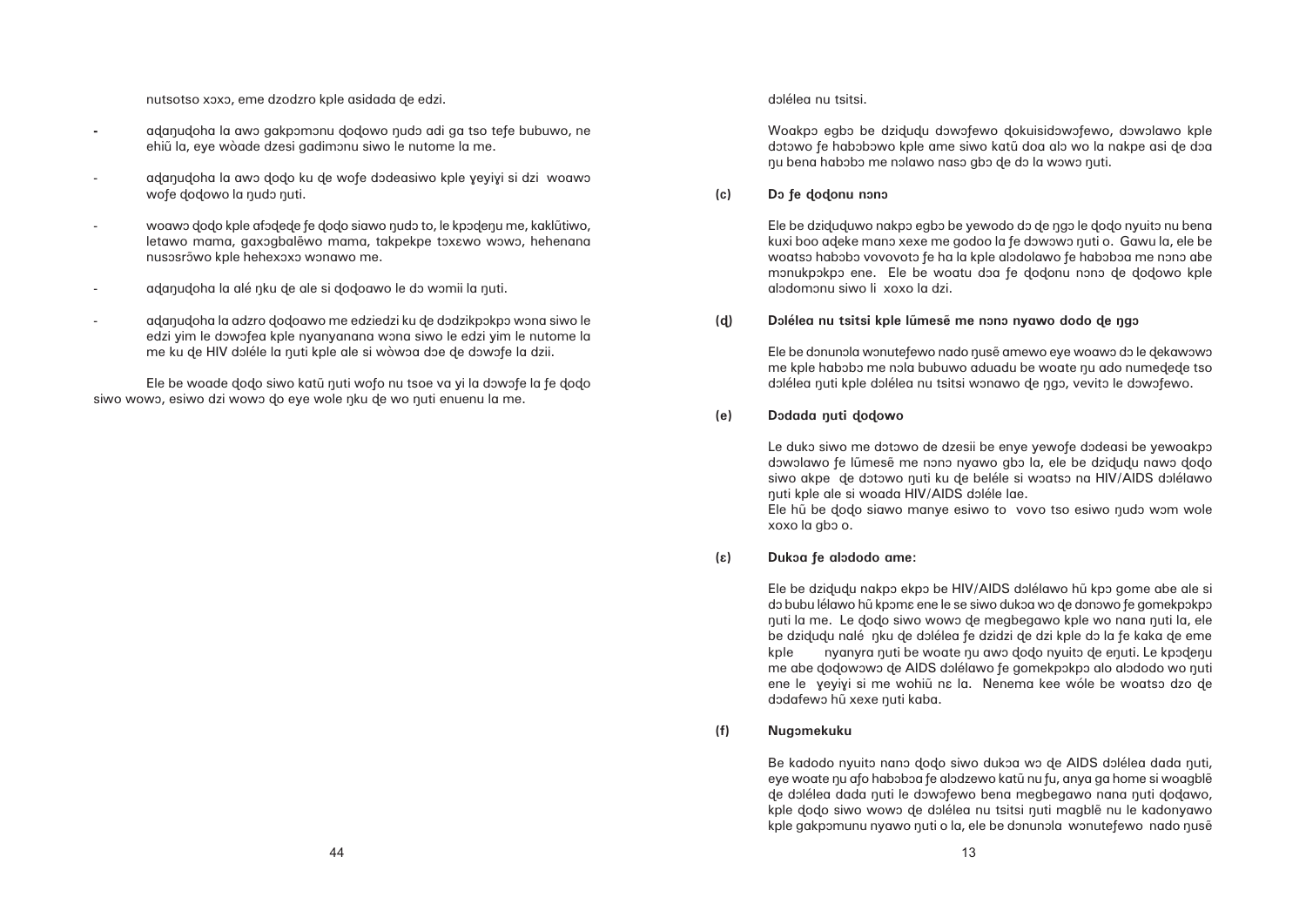nutsotso xɔxɔ, eme dzodzro kple asidada ɖe edzi.

- aɖaŋuɖoha la awɔ gakpɔmɔnu ɖoɖowo ŋudɔ adi ga tso tefe bubuwo, ne ehiã la, eye wòade dzesi gadimɔnu siwo le nutome la me.
- aɖaŋuɖoha la awɔ ɖoɖo ku ɖe wofe dɔdeasiwo kple ɣeyiɣi si dzi woawɔ wofe ɖoɖowo la ŋudɔ ŋuti.
- woawɔ ɖoɖo kple afɔɖeɖe fe ɖoɖo siawo ŋudɔ to, le kpɔɖeŋu me, kaklũtiwo, letawo mama, gaxɔgbalẽwo mama, takpekpe tɔxɛwo wɔwɔ, hehenana nusɔsrɔ̃wo kple hehexɔxɔ wɔnawo me.
- aɖaŋuɖoha la alé ŋku ɖe ale si ɖoɖoawo le dɔ wɔmii la ŋuti.
- aɖaŋuɖoha la adzro ɖoɖoawo me edziedzi ku ɖe dɔdzikpɔkpɔ wɔna siwo le edzi yim le dɔwɔfea kple nyanyanana wɔna siwo le edzi yim le nutome la me ku ɖe HIV dɔléle la ŋuti kple ale si wòwɔa dɔe ɖe dɔwɔfe la dzii.

Ele be woade ɖoɖo siwo katã ŋuti wofo nu tsoe va yi la dɔwɔfe la fe ɖoɖo siwo wowɔ, esiwo dzi wowɔ ɖo eye wole ŋku ɖe wo ŋuti enuenu la me.

dɔlélea nu tsitsi.

Woakpɔ egbɔ be dziɖuɖu dɔwɔfewo ɖokuisidɔwɔfewo, dɔwɔlawo kple dɔtɔwo fe habɔbɔwo kple ame siwo katã doa alɔ wo la nakpe asi ɖe dɔa ŋu bena habɔbɔ me nɔlawo nasɔ gbɔ ɖe dɔ la wɔwɔ ŋuti.

**(c) Dɔ fe ɖoɖonu nɔnɔ**

Ele be dziɖuɖuwo nakpɔ egbɔ be yewodo dɔ ɖe ŋgɔ le ɖoɖo nyuitɔ nu bena kuxi boo aɖeke manɔ xexe me godoo la fe dɔwɔwɔ ŋuti o. Gawu la, ele be woatsɔ habɔbɔ vovovotɔ fe ha la kple alɔdolawo fe habɔboa me nɔnɔ abe mɔnukpɔkpɔ ene. Ele be woatu doa fe ɖoɖonu nɔnɔ ɖe ɖoɖowo kple alɔdomɔnu siwo li xoxo la dzi.

**(ɖ) Dɔlélea nu tsitsi kple lũmesẽ me nɔnɔ nyawo dodo ɖe ŋgɔ**

Ele be dɔnunɔla wɔnutefewo nado ŋusẽ amewo eye woawɔ dɔ le ɖekawɔwɔ me kple habɔbɔ me nɔla bubuwo aduadu be woate ŋu ado numeɖeɖe tso dɔlélea ŋuti kple dɔlélea nu tsitsi wɔnawo ɖe ŋgɔ, vevitɔ le dɔwɔfewo.

**(e) Dɔdada ŋuti ɖoɖowo**

Le dukɔ siwo me dɔtɔwo de dzesii be enye yewofe dɔdeasi be yewoakpɔ dɔwɔlawo fe lũmesẽ me nɔnɔ nyawo gbɔ la, ele be dziɖuɖu nawɔ ɖoɖo siwo akpe ɖe dɔtɔwo ŋuti ku ɖe beléle si wɔatsɔ na HIV/AIDS dɔlélawo ŋuti kple ale si woada HIV/AIDS dɔléle lae.
Ele hã be ɖoɖo siawo manye esiwo to vovo tso esiwo ŋudɔ wɔm wole xoxo la gbɔ o.

**(ɛ) Dukɔa fe alɔdodo ame:**

Ele be dziɖuɖu nakpɔ ekpɔ be HIV/AIDS dɔlélawo hã kpɔ gome abe ale si dɔ bubu lélawo hã kpɔmɛ ene le se siwo dukɔa wɔ ɖe dɔnɔwo fe gomekpɔkpɔ ŋuti la me. Le ɖoɖo siwo wowɔ ɖe megbegawo kple wo nana ŋuti la, ele be dziɖuɖu nalé ŋku ɖe dɔlélea fe dzidzi ɖe dzi kple dɔ la fe kaka ɖe eme kple nyanyra ŋuti be woate ŋu awɔ ɖoɖo nyuitɔ ɖe eŋuti. Le kpɔɖeŋu me abe ɖoɖowɔwɔ ɖe AIDS dɔlélawo fe gomekpɔkpɔ alo alɔdodo wo ŋuti ene le ɣeyiɣi si me wohiã nɛ la. Nenema kee wóle be woatsɔ dzo ɖe dɔdafewɔ hã xexe ŋuti kaba.

**(f) Nugɔmekuku**

Be kadodo nyuitɔ nanɔ ɖoɖo siwo dukɔa wɔ ɖe AIDS dɔlélea dada ŋuti, eye woate ŋu afo habɔboa fe alɔdzewo katã nu fu, anya ga home si woagblẽ ɖe dɔlélea dada ŋuti le dɔwɔfewo bena megbegawo nana ŋuti ɖoɖawo, kple ɖoɖo siwo wowɔ ɖe dɔlélea nu tsitsi ŋuti magblẽ nu le kadonyawo kple gakpɔmunu nyawo ŋuti o la, ele be dɔnunɔla wɔnutefewo nado ŋusẽ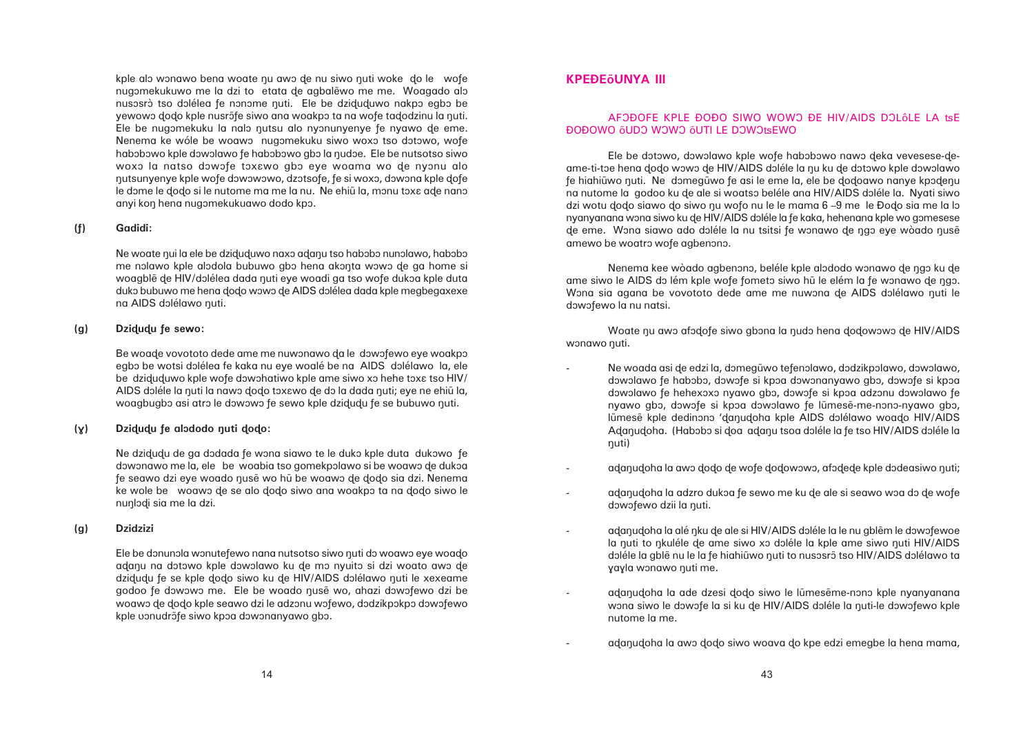kple alɔ wɔnawo bena woate ŋu awɔ ɖe nu siwo ŋuti woke ɖo le wofe nugɔmekukuwo me la dzi to etata ɖe agbalẽwo me me. Woagado alɔ nusɔsrɔ̀ tso dɔlélea fe nonome ŋuti. Ele be dziɖuɖuwo nakpɔ egbɔ be yewowɔ ɖoɖo kple nusrɔ̃fe siwo ana woakpɔ ta na wofe taɖodzinu la ŋuti. Ele be nugɔmekuku la nalɔ ŋutsu alo nyɔnunyenye fe nyawo ɖe eme. Nenema ke wóle be woawɔ nugɔmekuku siwo woxɔ tso dɔtɔwo, wofe habɔbɔwo kple dɔwɔlawo fe habɔbɔwo gbɔ la ŋudɔe. Ele be nutsotso siwo woxɔ la natso dɔwɔfe tɔxɛwo gbɔ eye woama wo ɖe nyɔnu alo ŋutsunyenye kple wofe dɔwɔwɔwo, dzɔtsofe, fe si woxɔ, dɔwɔna kple ɖofe le dɔme le ɖoɖo si le nutome ma me la nu. Ne ehiã la, mɔnu tɔxɛ aɖe nanɔ anyi koŋ hena nugɔmekukuawo dodo kpɔ.

**(f) Gadidi:**

Ne woate ŋui la ele be dziɖuɖuwo naxɔ aɖaŋu tso habɔbɔ nunɔlawo, habɔbɔ me nɔlawo kple alɔdola bubuwo gbɔ hena akɔnta wɔwɔ ɖe ga home si woagblẽ ɖe HIV/dɔlélea dada ŋuti eye woadi ga tso wofe dukɔa kple duta dukɔ bubuwo me hena ɖoɖo wɔwɔ ɖe AIDS dɔlélea dada kple megbegaxexe na AIDS dɔlélawo ŋuti.

**(g) Dziɖuɖu fe sewo:**

Be woaɖe vovototo dede ame me nuwɔnawo ɖa le dɔwɔfewo eye woakpɔ egbɔ be wotsi dɔlélea fe kaka nu eye woalé be na AIDS dɔlélawo la, ele be dziɖuɖuwo kple wofe dɔwɔhatiwo kple ame siwo xɔ hehe tɔxɛ tso HIV/AIDS dɔléle la ŋuti la nawɔ ɖoɖo tɔxɛwo ɖe dɔ la dada ŋuti; eye ne ehiã la, woagbugbɔ asi atrɔ le dɔwɔwɔ fe sewo kple dziɖuɖu fe se bubuwo ŋuti.

**(ɣ) Dziɖuɖu fe alɔdodo ŋuti ɖoɖo:**

Ne dziɖuɖu de ga dɔdada fe wɔna siawo te le dukɔ kple duta dukɔwo fe dɔwɔnawo me la, ele be woabia tso gomekpɔlawo si be woawɔ ɖe dukɔa fe seawo dzi eye woado ŋusẽ wo hũ be woawɔ ɖe ɖoɖo sia dzi. Nenema ke wole be woawɔ ɖe se alo ɖoɖo siwo ana woakpɔ ta na ɖoɖo siwo le nuŋlɔɖi sia me la dzi.

**(g) Dzidzizi**

Ele be dɔnunɔla wɔnutefewo nana nutsotso siwo ŋuti dɔ woawɔ eye woaɖo aɖaŋu na dɔtɔwo kple dɔwɔlawo ku ɖe mɔ nyuitɔ si dzi woato awɔ ɖe dziɖuɖu fe se kple ɖoɖo siwo ku ɖe HIV/AIDS dɔlélawo ŋuti le xexeame godoo fe dɔwɔwɔ me. Ele be woado ŋusẽ wo, ahazi dɔwɔfewo dzi be woawɔ ɖe ɖoɖo kple seawo dzi le adzɔnu wɔfewo, dɔdzikpɔkpɔ dɔwɔfewo kple ʋɔnudrɔ̃fe siwo kpɔa dɔwɔnanyawo gbɔ.

## KPEƉEƆ̃UNYA III

### AFƆƉOFE KPLE ƉOƉO SIWO WOWƆ ƉE HIV/AIDS DƆLÉ̃LE LA TSE ƉOƉOWO Ɔ̃UDƆ WƆWƆ ƆUTI LE DƆWƆTSEWO

Ele be dɔtɔwo, dɔwɔlawo kple wofe habɔbɔwo nawɔ ɖeka vevesese-ɖe-ame-ti-tɔe hena ɖoɖo wɔwɔ ɖe HIV/AIDS dɔléle la ŋu ku ɖe dɔtɔwo kple dɔwɔlawo fe hiahiãwo ŋuti. Ne dɔmegũwo fe asi le eme la, ele be ɖoɖoawo nanye kpɔɖeŋu na nutome la godoo ku ɖe ale si woatsɔ beléle ana HIV/AIDS dɔléle la. Nyati siwo dzi wotu ɖoɖo siawo ɖo siwo ŋu wofo nu le le mama 6 –9 me le Ɖoɖo sia me la lɔ nyanyanana wɔna siwo ku ɖe HIV/AIDS dɔléle la fe kaka, hehenana kple wo gɔmesese ɖe eme. Wɔna siawo ado dɔléle la nu tsitsi fe wɔnawo ɖe ŋgɔ eye wòado ŋusẽ amewo be woatrɔ wofe agbenɔnɔ.

Nenema kee wòado agbenɔnɔ, beléle kple alɔdodo wɔnawo ɖe ŋgɔ ku ɖe ame siwo le AIDS dɔ lém kple wofe fometɔ siwo hũ le elém la fe wɔnawo ɖe ŋgɔ. Wɔna sia agana be vovototo dede ame me nuwɔna ɖe AIDS dɔlélawo ŋuti le dɔwɔfewo la nu natsi.

Woate ŋu awɔ afɔɖofe siwo gbɔna la ŋudɔ hena ɖoɖowɔwɔ ɖe HIV/AIDS wɔnawo ŋuti.

- Ne woaɖa asi ɖe edzi la, dɔmegũwo tefenɔlawo, dɔdzikpɔlawo, dɔwɔlawo, dɔwɔlawo fe habɔbɔ, dɔwɔfe si kpɔa dɔwɔnanyawo gbɔ, dɔwɔfe si kpɔa dɔwɔlawo fe hehexɔxɔ nyawo gbɔ, dɔwɔfe si kpɔa adzɔnu dɔwɔlawo fe nyawo gbɔ, dɔwɔfe si kpɔa dɔwɔlawo fe lũmesẽ-me-nɔnɔ-nyawo gbɔ, lũmesẽ kple dedinɔnɔ 'ɖaŋuɖoha kple AIDS dɔlélawo woaɖo HIV/AIDS Aɖaŋuɖoha. (Habɔbɔ si ɖoa aɖaŋu tsoa dɔléle la fe tso HIV/AIDS dɔléle la ŋuti)
- aɖaŋuɖoha la awɔ ɖoɖo ɖe wofe ɖoɖowɔwɔ, afɔɖeɖe kple dɔdeasiwo ŋuti;
- aɖaŋuɖoha la adzro dukɔa fe sewo me ku ɖe ale si seawo wɔa dɔ ɖe wofe dɔwɔfewo dzii la ŋuti.
- aɖaŋuɖoha la alé ŋku ɖe ale si HIV/AIDS dɔléle la le nu gblẽm le dɔwɔfewoe la ŋuti to ŋkuléle ɖe ame siwo xɔ dɔléle la kple ame siwo ŋuti HIV/AIDS dɔléle la gblẽ nu le la fe hiahiãwo ŋuti to nusɔsrɔ̃ tso HIV/AIDS dɔlélawo ta ɣayla wɔnawo ŋuti me.
- aɖaŋuɖoha la aɖe dzesi ɖoɖo siwo le lũmesẽme-nɔnɔ kple nyanyanana wɔna siwo le dɔwɔfe la si ku ɖe HIV/AIDS dɔléle la ŋuti-le dɔwɔfewo kple nutome la me.
- aɖaŋuɖoha la awɔ ɖoɖo siwo woava ɖo kpe edzi emegbe la hena mama,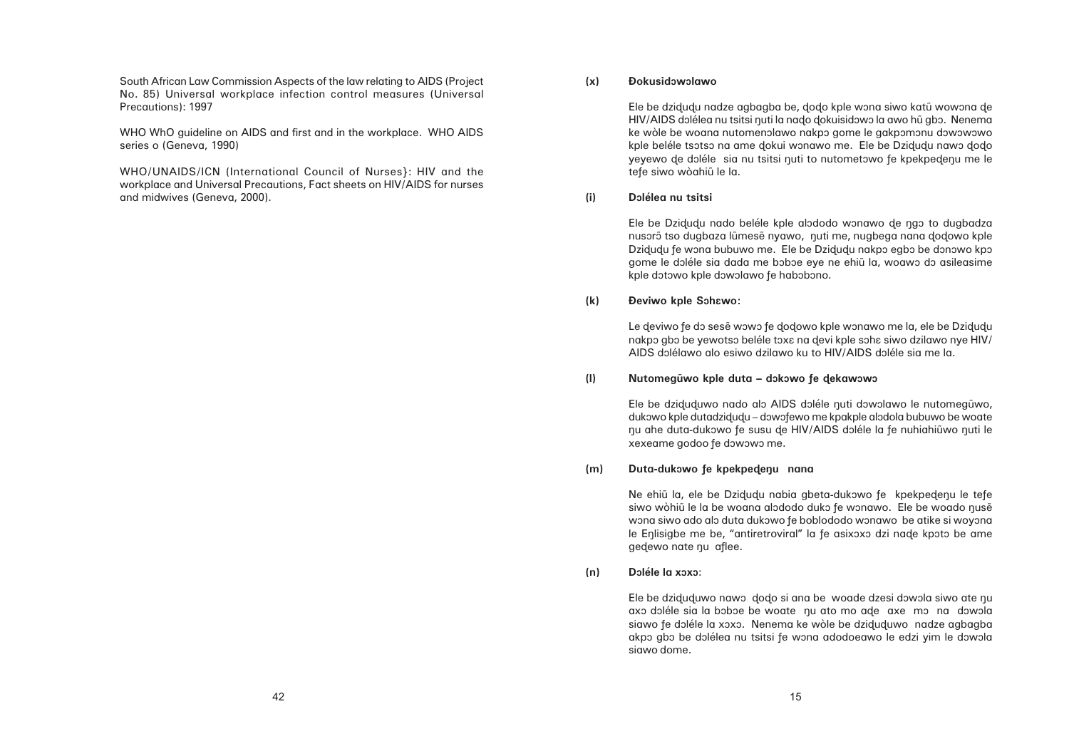South African Law Commission Aspects of the law relating to AIDS (Project No. 85) Universal workplace infection control measures (Universal Precautions): 1997

WHO WhO guideline on AIDS and first and in the workplace. WHO AIDS series o (Geneva, 1990)

WHO/UNAIDS/ICN (International Council of Nurses}: HIV and the workplace and Universal Precautions, Fact sheets on HIV/AIDS for nurses and midwives (Geneva, 2000).

**(x) Ðokusidɔwɔlawo**

Ele be dziɖuɖu nadze agbagba be, ɖoɖo kple wɔna siwo katã wowɔna ɖe HIV/AIDS dɔlélea nu tsitsi ŋuti la naɖo ɖokuisidɔwɔ la awo hũ gbɔ. Nenema ke wòle be woana nutomenɔlawo nakpɔ gome le gakpɔmɔnu dɔwɔwɔwo kple beléle tsɔtsɔ na ame ɖokui wɔnawo me. Ele be Dziɖuɖu nawɔ ɖoɖo yeyewo ɖe dɔléle sia nu tsitsi ŋuti to nutometɔwo ƒe kpekpeɖeŋu me le teƒe siwo wòahiã le la.

**(i) Dɔlélea nu tsitsi**

Ele be Dziɖuɖu nado beléle kple alɔdodo wɔnawo ɖe ŋgɔ to dugbadza nusɔrɔ̃ tso dugbaza lũmesẽ nyawo, ŋuti me, nugbega nana ɖoɖowo kple Dziɖuɖu ƒe wɔna bubuwo me. Ele be Dziɖuɖu nakpɔ egbɔ be dɔnɔwo kpɔ gome le dɔléle sia dada me bɔbɔe eye ne ehiã la, woawɔ dɔ asileasime kple dɔtɔwo kple dɔwɔlawo ƒe habɔbɔno.

**(k) Ðeviwo kple Sɔhɛwo:**

Le ɖeviwo ƒe dɔ sesẽ wɔwɔ ƒe ɖoɖowo kple wɔnawo me la, ele be Dziɖuɖu nakpɔ gbɔ be yewotsɔ beléle toxɛ na ɖevi kple sɔhɛ siwo dzilawo nye HIV/AIDS dɔlélawo alo esiwo dzilawo ku to HIV/AIDS dɔléle sia me la.

**(l) Nutomegũwo kple duta – dɔkɔwo ƒe ɖekawɔwɔ**

Ele be dziɖuɖuwo nado alɔ AIDS dɔléle ŋuti dɔwɔlawo le nutomegũwo, dukɔwo kple dutadziɖuɖu – dɔwɔƒewo me kpakple alɔdola bubuwo be woate ŋu ahe duta-dukɔwo ƒe susu ɖe HIV/AIDS dɔléle la ƒe nuhiahiãwo ŋuti le xexeame godoo ƒe dɔwɔwɔ me.

**(m) Duta-dukɔwo ƒe kpekpeɖeŋu nana**

Ne ehiã la, ele be Dziɖuɖu nabia gbeta-dukɔwo ƒe kpekpeɖeŋu le teƒe siwo wòhiã le la be woana alɔdodo dukɔ ƒe wɔnawo. Ele be woado ŋusẽ wɔna siwo ado alɔ duta dukɔwo ƒe boblododo wɔnawo be atike si woyɔna le Eŋlisigbe me be, "antiretroviral" la ƒe asixɔxɔ dzi naɖe kpɔtɔ be ame geɖewo nate ŋu aflee.

**(n) Dɔléle la xɔxɔ:**

Ele be dziɖuɖuwo nawɔ ɖoɖo si ana be woade dzesi dɔwɔla siwo ate ŋu axɔ dɔléle sia la bɔbɔe be woate ŋu ato mo aɖe axe mɔ na dɔwɔla siawo ƒe dɔléle la xɔxɔ. Nenema ke wòle be dziɖuɖuwo nadze agbagba akpɔ gbɔ be dɔlélea nu tsitsi ƒe wɔna adodoeawo le edzi yim le dɔwɔla siawo dome.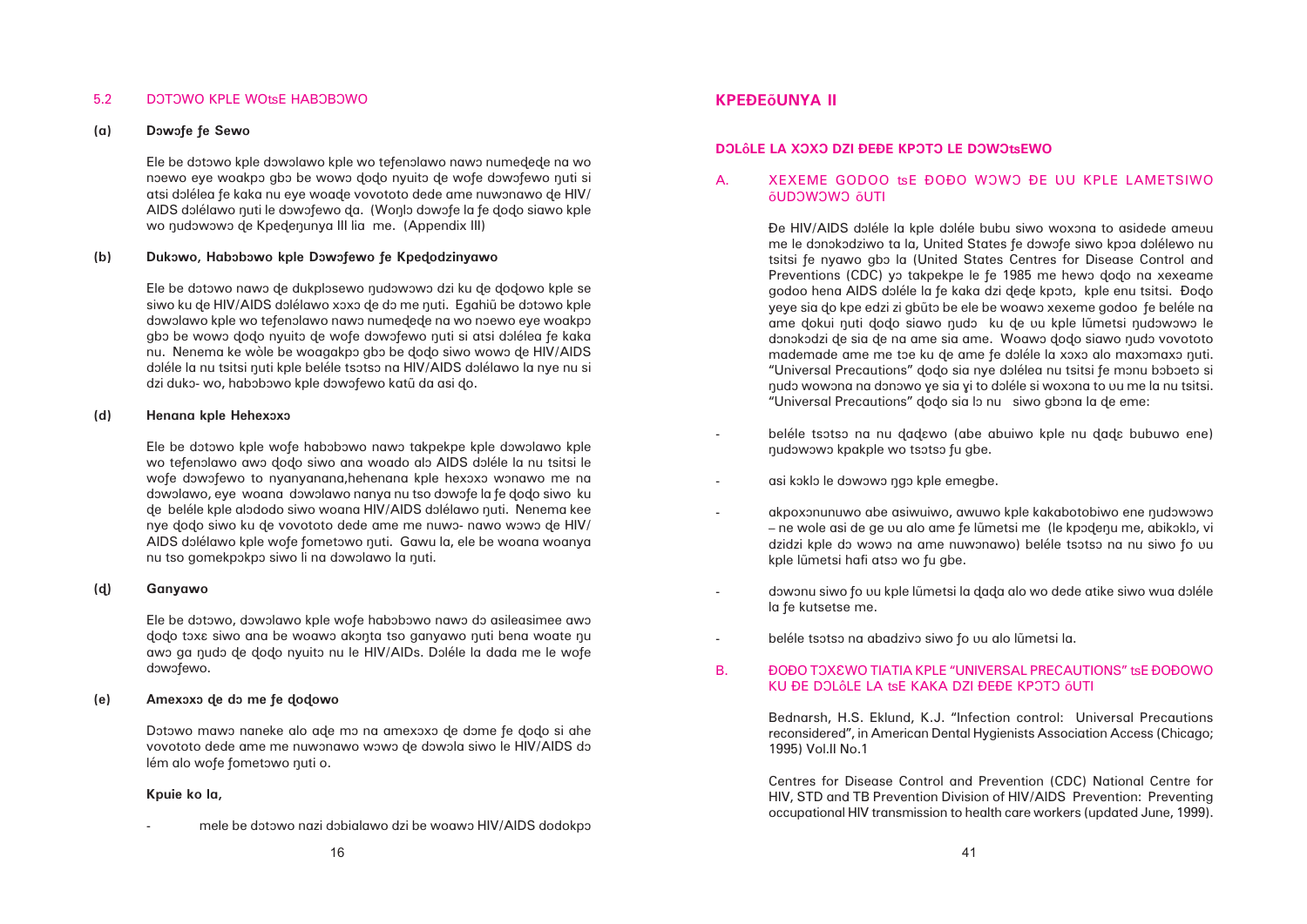## 5.2 DƆTƆWO KPLE WOtsE HABƆBƆWO

**(a) Dɔwɔfe ƒe Sewo**

Ele be dɔtɔwo kple dɔwɔlawo kple wo teƒenɔlawo nawɔ numeɖeɖe na wo nɔewo eye woakpɔ gbɔ be wowɔ ɖoɖo nyuitɔ ɖe woƒe dɔwɔƒewo ŋuti si atsi dɔléleа ƒe kaka nu eye woaɖe vovototo dede ame nuwɔnawo ɖe HIV/ AIDS dɔlélawo ŋuti le dɔwɔƒewo ɖa. (Woŋlɔ dɔwɔƒe la ƒe ɖoɖo siawo kple wo ŋudɔwɔwɔ ɖe Kpeɖeŋunya III lia me. (Appendix III)

**(b) Dukɔwo, Habɔbɔwo kple Dɔwɔƒewo ƒe Kpeɖodzinyawo**

Ele be dɔtɔwo nawɔ ɖe dukplɔsewo ŋudɔwɔwɔ dzi ku ɖe ɖoɖowo kple se siwo ku ɖe HIV/AIDS dɔlélawo xɔxɔ ɖe dɔ me ŋuti. Egahiã be dɔtɔwo kple dɔwɔlawo kple wo teƒenɔlawo nawɔ numeɖeɖe na wo nɔewo eye woakpɔ gbɔ be wowɔ ɖoɖo nyuitɔ ɖe woƒe dɔwɔƒewo ŋuti si atsi dɔléleа ƒe kaka nu. Nenema ke wòle be woagakpɔ gbɔ be ɖoɖo siwo wowɔ ɖe HIV/AIDS dɔléle la nu tsitsi ŋuti kple beléle tsɔtsɔ na HIV/AIDS dɔlélawo la nye nu si dzi dukɔ- wo, habɔbɔwo kple dɔwɔƒewo katã da asi ɖo.

**(d) Henana kple Hehexɔxɔ**

Ele be dɔtɔwo kple woƒe habɔbɔwo nawɔ takpekpe kple dɔwɔlawo kple wo teƒenɔlawo awɔ ɖoɖo siwo ana woado alɔ AIDS dɔléle la nu tsitsi le woƒe dɔwɔƒewo to nyanyanana,hehenana kple hexɔxɔ wɔnawo me na dɔwɔlawo, eye woana dɔwɔlawo nanya nu tso dɔwɔƒe la ƒe ɖoɖo siwo ku ɖe beléle kple alɔdodo siwo woana HIV/AIDS dɔlélawo ŋuti. Nenema kee nye ɖoɖo siwo ku ɖe vovototo dede ame me nuwɔ- nawo wɔwɔ ɖe HIV/ AIDS dɔlélawo kple woƒe ƒometɔwo ŋuti. Gawu la, ele be woana woanya nu tso gomekpɔkpɔ siwo li na dɔwɔlawo la ŋuti.

**(ɖ) Ganyawo**

Ele be dɔtɔwo, dɔwɔlawo kple woƒe habɔbɔwo nawɔ dɔ asileasimee awɔ ɖoɖo tɔxɛ siwo ana be woawɔ akɔnta tso ganyawo ŋuti bena woate ŋu awɔ ga ŋudɔ ɖe ɖoɖo nyuitɔ nu le HIV/AIDs. Dɔléle la dada me le woƒe dɔwɔƒewo.

**(e) Amexɔxɔ ɖe dɔ me ƒe ɖoɖowo**

Dɔtɔwo mawɔ naneke alo aɖe mɔ na amexɔxɔ ɖe dɔme ƒe ɖoɖo si ahe vovototo dede ame me nuwɔnawo wɔwɔ ɖe dɔwɔla siwo le HIV/AIDS dɔ lém alo woƒe ƒometɔwo ŋuti o.

**Kpuie ko la,**

- mele be dɔtɔwo nazi dɔbialawo dzi be woawɔ HIV/AIDS dodokpɔ

# KPEĐEŊUNYA II

## DƆLÉLE LA XƆXƆ DZI ĐEĐE KPƆTƆ LE DƆWƆtsEWO

### A. XEXEME GODOO tsE ĐOĐO WƆWƆ ĐE UU KPLE LAMETSIWO ŊUDƆWƆWƆ ŊUTI

Đe HIV/AIDS dɔléle la kple dɔléle bubu siwo woxɔna to asidede ameʋu me le dɔnɔkɔdziwo ta la, United States ƒe dɔwɔƒe siwo kpɔa dɔlélewo nu tsitsi ƒe nyawo gbɔ la (United States Centres for Disease Control and Preventions (CDC) yɔ takpekpe le ƒe 1985 me hewɔ ɖoɖo na xexeame godoo hena AIDS dɔléle la ƒe kaka dzi ɖeɖe kpɔtɔ, kple enu tsitsi. Đoɖo yeye sia ɖo kpe edzi zi gbũtɔ be ele be woawɔ xexeme godoo ƒe beléle na ame ɖokui ŋuti ɖoɖo siawo ŋudɔ ku ɖe ʋu kple lũmetsi ŋudɔwɔwɔ le dɔnɔkɔdzi ɖe sia ɖe na ame sia ame. Woawɔ ɖoɖo siawo ŋudɔ vovototo mademade ame me tɔe ku ɖe ame ƒe dɔléle la xɔxɔ alo maxɔmaxɔ ŋuti. "Universal Precautions" ɖoɖo sia nye dɔlélea nu tsitsi ƒe mɔnu bɔbɔetɔ si ŋudɔ wowɔna na dɔnɔwo ɣe sia ɣi to dɔléle si woxɔna to ʋu me la nu tsitsi. "Universal Precautions" ɖoɖo sia lɔ nu siwo gbɔna la ɖe eme:

- beléle tsɔtsɔ na nu ɖaɖɛwo (abe abuiwo kple nu ɖaɖɛ bubuwo ene) ŋudɔwɔwɔ kpakple wo tsɔtsɔ ƒu gbe.
- asi kɔklɔ le dɔwɔwɔ ŋgɔ kple emegbe.
- akpoxɔnunuwo abe asiwuiwo, awuwo kple kakabotobiwo ene ŋudɔwɔwɔ – ne wole asi de ge ʋu alo ame ƒe lũmetsi me (le kpɔɖeŋu me, abikɔklɔ, vi dzidzi kple dɔ wɔwɔ na ame nuwɔnawo) beléle tsɔtsɔ na nu siwo ƒo ʋu kple lũmetsi hafi atsɔ wo ƒu gbe.
- dɔwɔnu siwo ƒo ʋu kple lũmetsi la ɖaɖa alo wo dede atike siwo wua dɔléle la ƒe kutsetse me.
- beléle tsɔtsɔ na abadzivɔ siwo ƒo ʋu alo lũmetsi la.

### B. ĐOĐO TƆXƐWO TIATIA KPLE "UNIVERSAL PRECAUTIONS" tsE ĐOĐOWO KU ĐE DƆLÉLE LA tsE KAKA DZI ĐEĐE KPƆTƆ ŊUTI

Bednarsh, H.S. Eklund, K.J. "Infection control: Universal Precautions reconsidered", in American Dental Hygienists Association Access (Chicago; 1995) Vol.II No.1

Centres for Disease Control and Prevention (CDC) National Centre for HIV, STD and TB Prevention Division of HIV/AIDS Prevention: Preventing occupational HIV transmission to health care workers (updated June, 1999).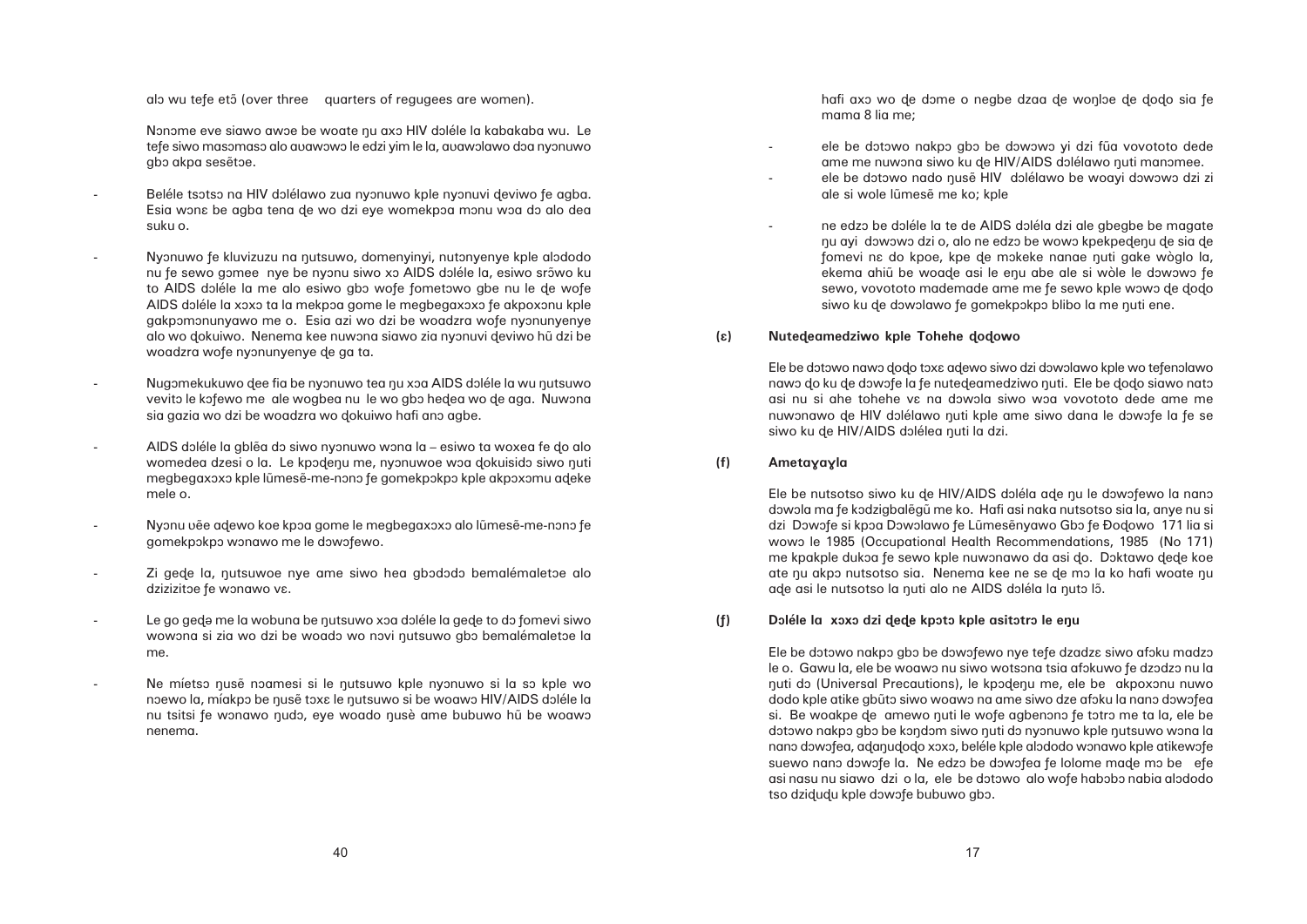alɔ wu tefe etɔ̃ (over three quarters of regugees are women).

Nɔnɔme eve siawo awɔe be woate ŋu axɔ HIV dɔléle la kabakaba wu. Le tefe siwo masɔmasɔ alo avawɔwɔ le edzi yim le la, avawɔlawo dɔa nyɔnuwo gbɔ akpa sesẽtɔe.

- Beléle tsɔtsɔ na HIV dɔlélawo zua nyɔnuwo kple nyɔnuvi ɖeviwo fe agba. Esia wɔnɛ be agba tena ɖe wo dzi eye womekpɔa mɔnu wɔa dɔ alo dea suku o.

- Nyɔnuwo fe kluvizuzu na ŋutsuwo, domenyinyi, nutɔnyenye kple alɔdodo nu fe sewo gɔmee nye be nyɔnu siwo xɔ AIDS dɔléle la, esiwo srɔ̃wo ku to AIDS dɔléle la me alo esiwo gbɔ wofe fometɔwo gbe nu le ɖe wofe AIDS dɔléle la xɔxɔ ta la mekpɔa gome le megbegaxɔxɔ fe akpoxɔnu kple gakpɔmɔnunyawo me o. Esia azi wo dzi be woadzra wofe nyɔnunyenye alo wo ɖokuiwo. Nenema kee nuwɔna siawo zia nyɔnuvi ɖeviwo hũ dzi be woadzra wofe nyɔnunyenye ɖe ga ta.

- Nugɔmekukuwo ɖee fia be nyɔnuwo tea ŋu xɔa AIDS dɔléle la wu ŋutsuwo vevitɔ le kɔfewo me ale wogbea nu le wo gbɔ heɖea wo ɖe aga. Nuwɔna sia gazia wo dzi be woadzra wo ɖokuiwo hafi anɔ agbe.

- AIDS dɔléle la gblẽa dɔ siwo nyɔnuwo wɔna la – esiwo ta woxea fe ɖo alo womedea dzesi o la. Le kpɔɖeŋu me, nyɔnuwoe wɔa ɖokuisidɔ siwo ŋuti megbegaxɔxɔ kple lũmesẽ-me-nɔnɔ fe gomekpɔkpɔ kple akpɔxɔmu aɖeke mele o.

- Nyɔnu ʋẽe aɖewo koe kpɔa gome le megbegaxɔxɔ alo lũmesẽ-me-nɔnɔ fe gomekpɔkpɔ wɔnawo me le dɔwɔfewo.

- Zi geɖe la, ŋutsuwoe nye ame siwo hea gbɔdɔdɔ bemalémaletɔe alo dzizizitɔe fe wɔnawo vɛ.

- Le go geɖe me la wobuna be ŋutsuwo xɔa dɔléle la geɖe to dɔ fomevi siwo wowɔna si zia wo dzi be woadɔ wo nɔvi ŋutsuwo gbɔ bemalémaletɔe la me.

- Ne míetsɔ ŋusẽ nɔamesi si le ŋutsuwo kple nyɔnuwo si la sɔ kple wo nɔewo la, míakpɔ be ŋusẽ tɔxɛ le ŋutsuwo si be woawɔ HIV/AIDS dɔléle la nu tsitsi fe wɔnawo ŋudɔ, eye woado ŋusè ame bubuwo hũ be woawɔ nenema.

hafi axɔ wo ɖe dɔme o negbe dzaa ɖe woŋlɔe ɖe ɖoɖo sia fe mama 8 lia me;

- ele be dɔtɔwo nakpɔ gbɔ be dɔwɔwɔ yi dzi fũa vovototo dede ame me nuwɔna siwo ku ɖe HIV/AIDS dɔlélawo ŋuti manɔmee.
- ele be dɔtɔwo nado ŋusẽ HIV dɔlélawo be woayi dɔwɔwɔ dzi zi ale si wole lũmesẽ me ko; kple

- ne edzɔ be dɔléle la te ɖe AIDS dɔléla dzi ale gbegbe be magate ŋu ayi dɔwɔwɔ dzi o, alo ne edzɔ be wowɔ kpekpeɖeŋu ɖe sia ɖe fomevi nɛ do kpoe, kpe ɖe mɔkeke nanae ŋuti gake wòglo la, ekema ahiũ be woaɖe asi le eŋu abe ale si wòle le dɔwɔwɔ fe sewo, vovototo mademade ame me fe sewo kple wɔwɔ ɖe ɖodo siwo ku ɖe dɔwɔlawo fe gomekpɔkpɔ blibo la me ŋuti ene.

### (ɛ) Nuteɖeamedziwo kple Tohehe ɖoɖowo

Ele be dɔtɔwo nawɔ ɖoɖo tɔxɛ aɖewo siwo dzi dɔwɔlawo kple wo tefenɔlawo nawɔ ɖo ku ɖe dɔwɔfe la fe nuteɖeamedziwo ŋuti. Ele be ɖoɖo siawo natɔ asi nu si ahe tohehe vɛ na dɔwɔla siwo wɔa vovototo dede ame me nuwɔnawo ɖe HIV dɔlélawo ŋuti kple ame siwo dana le dɔwɔfe la fe se siwo ku ɖe HIV/AIDS dɔlélea ŋuti la dzi.

### (f) Ametaɣaɣla

Ele be nutsotso siwo ku ɖe HIV/AIDS dɔléla aɖe ŋu le dɔwɔfewo la nanɔ dɔwɔla ma fe kɔdzigbalẽgũ me ko. Hafi asi naka nutsotso sia la, anye nu si dzi Dɔwɔfe si kpɔa Dɔwɔlawo fe Lũmesẽnyawo Gbɔ fe Ɖoɖowo 171 lia si wowɔ le 1985 (Occupational Health Recommendations, 1985 (No 171) me kpakple dukɔa fe sewo kple nuwɔnawo da asi ɖo. Dɔktawo ɖeɖe koe ate ŋu akpɔ nutsotso sia. Nenema kee ne se ɖe mɔ la ko hafi woate ŋu aɖe asi le nutsotso la ŋuti alo ne AIDS dɔléla la ŋutɔ lɔ̃.

### (ƒ) Dɔléle la xɔxɔ dzi ɖeɖe kpɔtɔ kple asitɔtrɔ le eŋu

Ele be dɔtɔwo nakpɔ gbɔ be dɔwɔfewo nye tefe dzadzɛ siwo afɔku madzɔ le o. Gawu la, ele be woawɔ nu siwo wotsɔna tsia afɔkuwo fe dzɔdzɔ nu la ŋuti dɔ (Universal Precautions), le kpɔɖeŋu me, ele be akpoxɔnu nuwo dodo kple atike gbũtɔ siwo woawɔ na ame siwo dze afɔku la nanɔ dɔwɔfea si. Be woakpe ɖe amewo ŋuti le wofe agbenɔnɔ fe tɔtrɔ me ta la, ele be dɔtɔwo nakpɔ gbɔ be kɔŋdɔm siwo ŋuti dɔ nyɔnuwo kple ŋutsuwo wɔna la nanɔ dɔwɔfea, aɖaŋuɖoɖo xɔxɔ, beléle kple alɔdodo wɔnawo kple atikewɔfe suewo nanɔ dɔwɔfe la. Ne edzɔ be dɔwɔfea fe lolome maɖe mɔ be efe asi nasu nu siawo dzi o la, ele be dɔtɔwo alo wofe habɔbɔ nabia alɔdodo tso dziɖuɖu kple dɔwɔfe bubuwo gbɔ.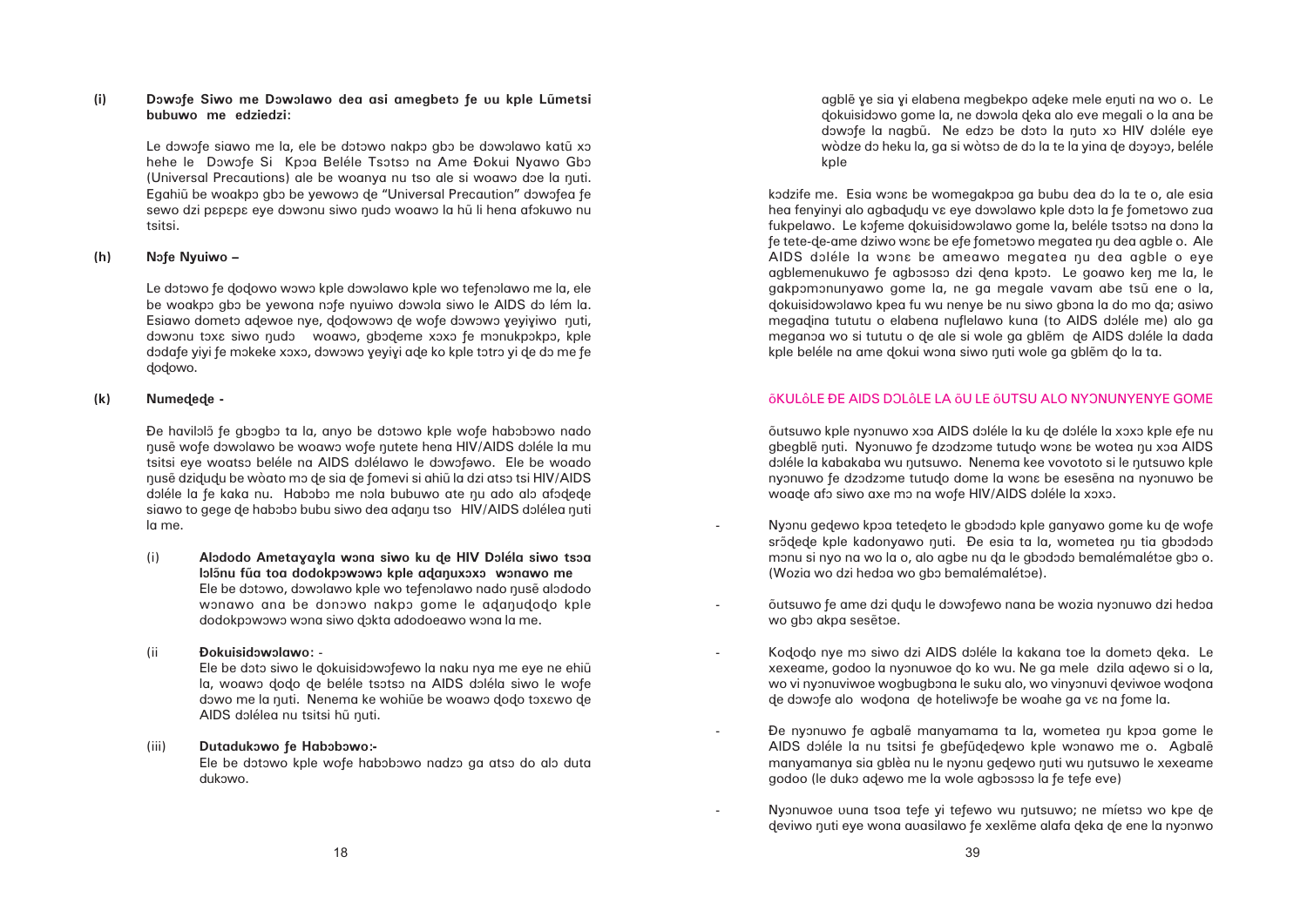**(i) Dɔwɔfe Siwo me Dɔwɔlawo dea asi amegbetɔ fe ʋu kple Lũmetsi bubuwo me edziedzi:**

Le dɔwɔfe siawo me la, ele be dɔtɔwo nakpɔ gbɔ be dɔwɔlawo katũ xɔ hehe le Dɔwɔfe Si Kpɔa Beléle Tsɔtsɔ na Ame Ɖokui Nyawo Gbɔ (Universal Precautions) ale be woanya nu tso ale si woawɔ dɔe la ŋuti. Egahiã be woakpɔ gbɔ be yewowɔ ɖe "Universal Precaution" dɔwɔfea fe sewo dzi pɛpɛpɛ eye dɔwɔnu siwo ŋudɔ woawɔ la hũ li hena afɔkuwo nu tsitsi.

**(h) Nɔfe Nyuiwo –**

Le dɔtɔwo fe ɖoɖowo wɔwɔ kple dɔwɔlawo kple wo tefenɔlawo me la, ele be woakpɔ gbɔ be yewona nɔfe nyuiwo dɔwɔla siwo le AIDS dɔ lém la. Esiawo dometɔ aɖewoe nye, ɖoɖowɔwɔ ɖe wofe dɔwɔwɔ ɣeyiɣiwo ŋuti, dɔwɔnu tɔxɛ siwo ŋudɔ woawɔ, gbɔɖeme xɔxɔ fe mɔnukpɔkpɔ, kple dɔdafe yiyi fe mɔkeke xɔxɔ, dɔwɔwɔ ɣeyiɣi aɖe ko kple tɔtrɔ yi ɖe dɔ me fe ɖoɖowo.

**(k) Numeɖeɖe -**

Ɖe havilɔlɔ̃ fe gbɔgbɔ ta la, anyo be dɔtɔwo kple wofe habɔbɔwo nado ŋusẽ wofe dɔwɔlawo be woawɔ ŋutete hena HIV/AIDS dɔléle la mu tsitsi eye woatsɔ beléle na AIDS dɔlélawo le dɔwɔfəwo. Ele be woado ŋusẽ dziɖuɖu be wòato mɔ ɖe sia ɖe fomevi si ahiã la dzi atsɔ tsi HIV/AIDS dɔléle la fe kaka nu. Habɔbɔ me nɔla bubuwo ate ŋu ado alɔ afɔɖeɖe siawo to gege ɖe habɔbɔ bubu siwo dea aɖaŋu tso HIV/AIDS dɔléleа ŋuti la me.

(i) **Alɔdodo Ametaɣaɣla wɔna siwo ku ɖe HIV Dɔléla siwo tsɔa lɔlɔ̃nu fũa toa dodokpɔwɔwɔ kple aɖaŋuxɔxɔ wɔnawo me**
Ele be dɔtɔwo, dɔwɔlawo kple wo tefenɔlawo nado ŋusẽ alɔdodo wɔnawo ana be dɔnɔwo nakpɔ gome le aɖaŋuɖoɖo kple dodokpɔwɔwɔ wɔna siwo ɖɔkta adodoeawo wɔna la me.

(ii **Ɖokuisidɔwɔlawo**: -
Ele be dɔtɔ siwo le ɖokuisidɔwɔfewo la naku nya me eye ne ehiã la, woawɔ ɖoɖo ɖe beléle tsɔtsɔ na AIDS dɔléla siwo le wofe dɔwo me la ŋuti. Nenema ke wohiãe be woawɔ ɖoɖo tɔxɛwo ɖe AIDS dɔlélea nu tsitsi hũ ŋuti.

(iii) **Dutadukɔwo fe Habɔbɔwo:-**
Ele be dɔtɔwo kple wofe habɔbɔwo nadzɔ ga atsɔ do alɔ duta dukɔwo.

agblẽ ɣe sia ɣi elabena megbekpo aɖeke mele eŋuti na wo o. Le ɖokuisidɔwo gome la, ne dɔwɔla ɖeka alo eve megali o la ana be dɔwɔfe la nagbũ. Ne edzɔ be dɔtɔ la ŋutɔ xɔ HIV dɔléle eye wòdze dɔ heku la, ga si wòtsɔ de dɔ la te la yina ɖe dɔyɔyɔ, beléle kple

kɔdzife me. Esia wɔnɛ be womegakpɔa ga bubu dea dɔ la te o, ale esia hea fenyinyi alo agbaɖuɖu vɛ eye dɔwɔlawo kple dɔtɔ la fe fometɔwo zua fukpelawo. Le kɔfeme ɖokuisidɔwɔlawo gome la, beléle tsɔtsɔ na dɔnɔ la fe tete-ɖe-ame dziwo wɔnɛ be efe fometɔwo megatea ŋu dea agble o. Ale AIDS dɔléle la wɔnɛ be ameawo megatea ŋu dea agble o eye agblemenukuwo fe agbɔsɔsɔ dzi ɖena kpɔtɔ. Le goawo keŋ me la, le gakpɔmɔnunyawo gome la, ne ga megale vavam abe tsũ ene o la, ɖokuisidɔwɔlawo kpea fu wu nenye be nu siwo gbɔna la do mo ɖa; asiwo megaɖina tututu o elabena nuflelawo kuna (to AIDS dɔléle me) alo ga meganɔa wo si tututu o ɖe ale si wole ga gblẽm ɖe AIDS dɔléle la dada kple beléle na ame ɖokui wɔna siwo ŋuti wole ga gblẽm ɖo la ta.

## ÕKULÕLE ƉE AIDS DƆLÕLE LA ÕU LE ÕUTSU ALO NYƆNUNYENYE GOME

Õutsuwo kple nyɔnuwo xɔa AIDS dɔléle la ku ɖe dɔléle la xɔxɔ kple efe nu gbegblẽ ŋuti. Nyɔnuwo fe dzɔdzɔme tutuɖo wɔnɛ be wotea ŋu xɔa AIDS dɔléle la kabakaba wu ŋutsuwo. Nenema kee vovototo si le ŋutsuwo kple nyɔnuwo fe dzɔdzɔme tutuɖo dome la wɔnɛ be esesẽna na nyɔnuwo be woaɖe afɔ siwo axe mɔ na wofe HIV/AIDS dɔléle la xɔxɔ.

- Nyɔnu geɖewo kpɔa teteɖeto le gbɔdɔdɔ kple ganyawo gome ku ɖe wofe srɔ̃ɖeɖe kple kadonyawo ŋuti. Ɖe esia ta la, wometea ŋu tia gbɔdɔdɔ mɔnu si nyo na wo la o, alo agbe nu ɖa le gbɔdɔdɔ bemalémalétɔe gbɔ o. (Wozia wo dzi hedɔa wo gbɔ bemalémalétɔe).

- Õutsuwo fe ame dzi ɖuɖu le dɔwɔfewo nana be wozia nyɔnuwo dzi hedɔa wo gbɔ akpa sesẽtɔe.

- Koɖoɖo nye mɔ siwo dzi AIDS dɔléle la kakana toe la dometɔ ɖeka. Le xexeame, godoo la nyɔnuwoe ɖo ko wu. Ne ga mele dzila aɖewo si o la, wo vi nyɔnuviwoe wogbugbɔna le suku alo, wo vinyɔnuvi ɖeviwoe woɖona ɖe dɔwɔfe alo woɖona ɖe hoteliwɔfe be woahe ga vɛ na fome la.

- Ɖe nyɔnuwo fe agbalẽ manyamama ta la, wometea ŋu kpɔa gome le AIDS dɔléle la nu tsitsi fe gbefũɖeɖewo kple wɔnawo me o. Agbalẽ manyamanya sia gblèa nu le nyɔnu geɖewo ŋuti wu ŋutsuwo le xexeame godoo (le dukɔ aɖewo me la wole agbɔsɔsɔ la fe tefe eve)

- Nyɔnuwoe ʋuna tsoa tefe yi tefewo wu ŋutsuwo; ne míetsɔ wo kpe ɖe ɖeviwo ŋuti eye wona avasilawo fe xexlẽme alafa ɖeka ɖe ene la nyɔnwo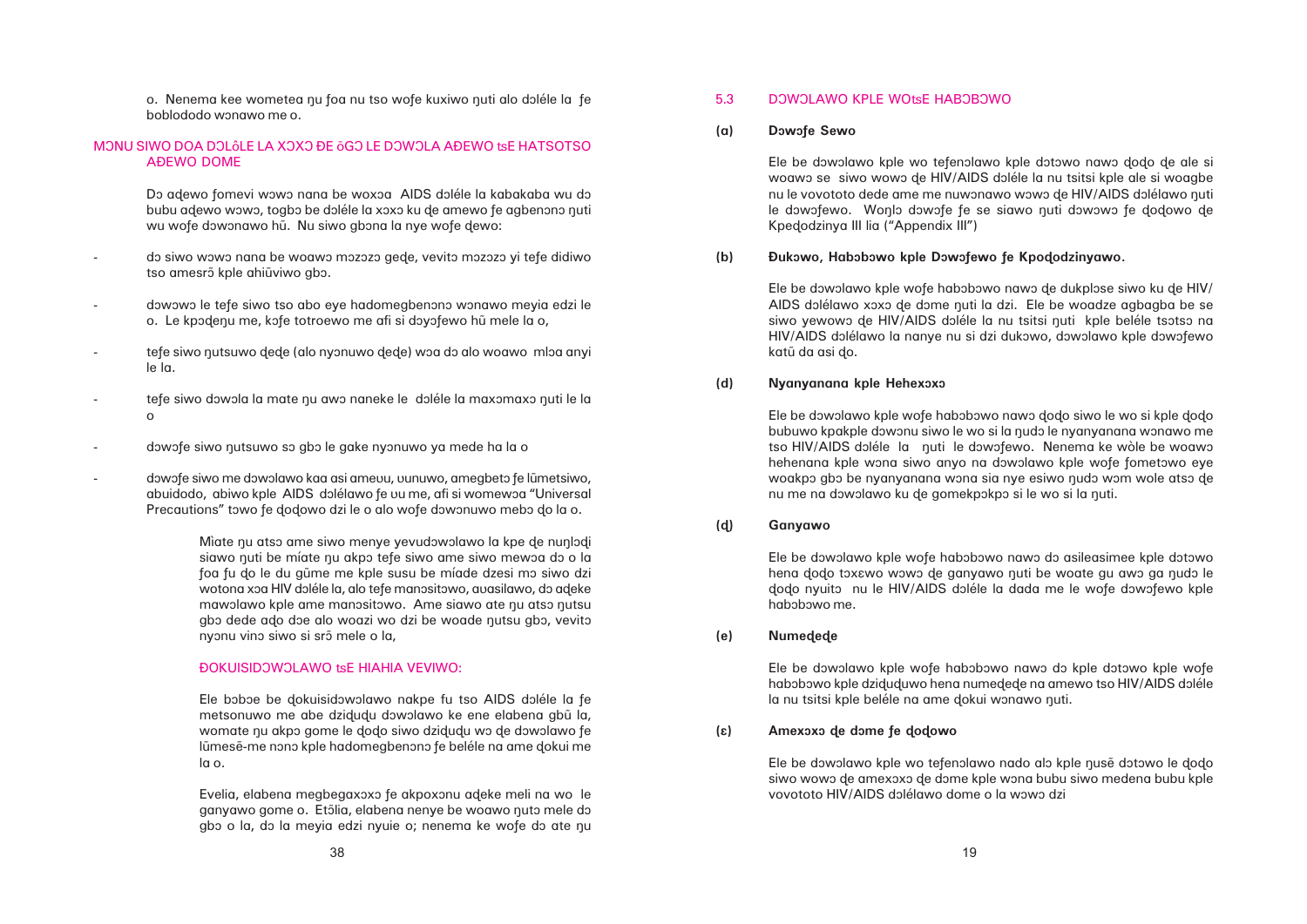o. Nenema kee wometea ŋu foa nu tso wofe kuxiwo ŋuti alo dɔléle la fe boblododo wɔnawo me o.

## MƆNU SIWO DOA DƆLôLE LA XƆXƆ ÐE õGƆ LE DƆWƆLA AÐEWO tsE HATSOTSO AÐEWO DOME

Dɔ aɖewo fomevi wɔwɔ nana be woxɔa AIDS dɔléle la kabakaba wu dɔ bubu aɖewo wɔwɔ, togbɔ be dɔléle la xɔxɔ ku ɖe amewo fe agbenɔnɔ ŋuti wu wofe dɔwɔnawo hũ. Nu siwo gbɔna la nye wofe ɖewo:

- dɔ siwo wɔwɔ nana be woawɔ mɔzɔzɔ geɖe, vevitɔ mɔzɔzɔ yi tefe didiwo tso amesrɔ̃ kple ahiãviwo gbɔ.
- dɔwɔwɔ le tefe siwo tso abo eye hadomegbenɔnɔ wɔnawo meyia edzi le o. Le kpɔɖeŋu me, kɔfe totroewo me afi si dɔyɔfewo hũ mele la o,
- tefe siwo ŋutsuwo ɖeɖe (alo nyɔnuwo ɖeɖe) wɔa dɔ alo woawo mlɔa anyi le la.
- tefe siwo dɔwɔla la mate ŋu awɔ naneke le dɔléle la maxɔmaxɔ ŋuti le la o
- dɔwɔfe siwo ŋutsuwo sɔ gbɔ le gake nyɔnuwo ya mede ha la o
- dɔwɔfe siwo me dɔwɔlawo kaa asi ameʋu, ʋunuwo, amegbetɔ fe lũmetsiwo, abuidodo, abiwo kple AIDS dɔlélawo fe ʋu me, afi si womewɔa "Universal Precautions" tɔwo fe ɖoɖowo dzi le o alo wofe dɔwɔnuwo mebɔ ɖo la o.

> Mìate ŋu atsɔ ame siwo menye yevudɔwɔlawo la kpe ɖe nuŋlɔɖi siawo ŋuti be míate ŋu akpɔ tefe siwo ame siwo mewɔa dɔ o la foa fu ɖo le du gũme me kple susu be míaɖe dzesi mɔ siwo dzi wotona xɔa HIV dɔléle la, alo tefe manɔsitɔwo, avasilawo, dɔ aɖeke mawɔlawo kple ame manɔsitɔwo. Ame siawo ate ŋu atsɔ ŋutsu gbɔ dede aɖo dɔe alo woazi wo dzi be woade ŋutsu gbɔ, vevitɔ nyɔnu vinɔ siwo si srɔ̃ mele o la,

### ÐOKUISIDƆWƆLAWO tsE HIAHIA VEVIWO:

Ele bɔbɔe be ɖokuisidɔwɔlawo nakpe fu tso AIDS dɔléle la fe metsonuwo me abe dziɖuɖu dɔwɔlawo ke ene elabena gbũ la, womate ŋu akpɔ gome le ɖoɖo siwo dziɖuɖu wɔ ɖe dɔwɔlawo fe lũmesẽ-me nɔnɔ kple hadomegbenɔnɔ fe beléle na ame ɖokui me la o.

Evelia, elabena megbegaxɔxɔ fe akpoxɔnu aɖeke meli na wo le ganyawo gome o. Etɔ̃lia, elabena nenye be woawo ŋutɔ mele dɔ gbɔ o la, dɔ la meyia edzi nyuie o; nenema ke wofe dɔ ate ŋu

## 5.3 DƆWƆLAWO KPLE WOtsE HABƆBƆWO

**(a) Dɔwɔfe Sewo**

Ele be dɔwɔlawo kple wo teƒenɔlawo kple dɔtɔwo nawɔ ɖoɖo ɖe ale si woawɔ se siwo wowɔ ɖe HIV/AIDS dɔléle la nu tsitsi kple ale si woagbe nu le vovototo dede ame me nuwɔnawo wɔwɔ ɖe HIV/AIDS dɔlélawo ŋuti le dɔwɔfewo. Woŋlɔ dɔwɔfe fe se siawo ŋuti dɔwɔwɔ fe ɖoɖowo ɖe Kpeɖodzinya III lia ("Appendix III")

**(b) Ðukɔwo, Habɔbɔwo kple Dɔwɔfewo fe Kpoɖodzinyawo.**

Ele be dɔwɔlawo kple wofe habɔbɔwo nawɔ ɖe dukplɔse siwo ku ɖe HIV/ AIDS dɔlélawo xɔxɔ ɖe dome ŋuti la dzi. Ele be woadze agbagba be se siwo yewowɔ ɖe HIV/AIDS dɔléle la nu tsitsi ŋuti kple beléle tsɔtsɔ na HIV/AIDS dɔlélawo la nanye nu si dzi dukɔwo, dɔwɔlawo kple dɔwɔfewo katã da asi ɖo.

**(d) Nyanyanana kple Hehexɔxɔ**

Ele be dɔwɔlawo kple wofe habɔbɔwo nawɔ ɖoɖo siwo le wo si kple ɖoɖo bubuwo kpakple dɔwɔnu siwo le wo si la ŋudɔ le nyanyanana wɔnawo me tso HIV/AIDS dɔléle la ŋuti le dɔwɔfewo. Nenema ke wòle be woawɔ hehenana kple wɔna siwo anyo na dɔwɔlawo kple wofe fometɔwo eye woakpɔ gbɔ be nyanyanana wɔna sia nye esiwo ŋudɔ wɔm wole atsɔ ɖe nu me na dɔwɔlawo ku ɖe gomekpɔkpɔ si le wo si la ŋuti.

**(ɖ) Ganyawo**

Ele be dɔwɔlawo kple wofe habɔbɔwo nawɔ dɔ asileasimee kple dɔtɔwo hena ɖoɖo tɔxɛwo wɔwɔ ɖe ganyawo ŋuti be woate gu awɔ ga ŋudɔ le ɖoɖo nyuitɔ nu le HIV/AIDS dɔléle la dada me le wofe dɔwɔfewo kple habɔbɔwo me.

**(e) Numeɖeɖe**

Ele be dɔwɔlawo kple wofe habɔbɔwo nawɔ dɔ kple dɔtɔwo kple wofe habɔbɔwo kple dziɖuɖuwo hena numeɖeɖe na amewo tso HIV/AIDS dɔléle la nu tsitsi kple beléle na ame ɖokui wɔnawo ŋuti.

**(ɛ) Amexɔxɔ ɖe dome fe ɖoɖowo**

Ele be dɔwɔlawo kple wo teƒenɔlawo nado alɔ kple ŋusẽ dɔtɔwo le ɖoɖo siwo wɔwɔ ɖe amexɔxɔ ɖe dome kple wɔna bubu siwo medena bubu kple vovototo HIV/AIDS dɔlélawo dome o la wɔwɔ dzi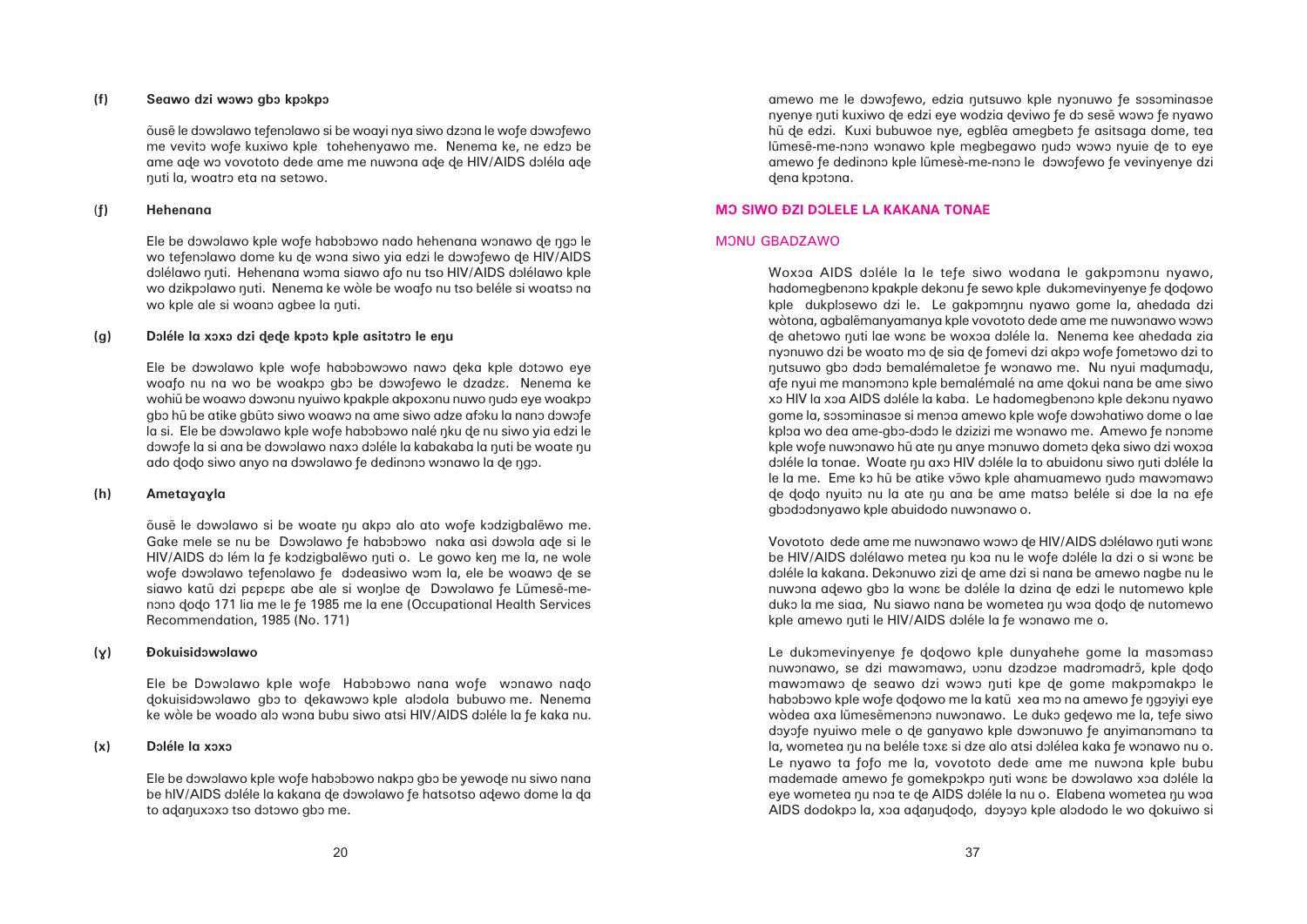**(f) Seawo dzi wɔwɔ gbɔ kpɔkpɔ**

õusẽ le dɔwɔlawo tefenɔlawo si be woayi nya siwo dzɔna le wofe dɔwɔfewo me vevitɔ wofe kuxiwo kple tohehenyawo me. Nenema ke, ne edzɔ be ame aɖe wɔ vovototo dede ame me nuwɔna aɖe ɖe HIV/AIDS dɔléla aɖe ŋuti la, woatrɔ eta na setɔwo.

**(ƒ) Hehenana**

Ele be dɔwɔlawo kple wofe habɔbɔwo nado hehenana wɔnawo ɖe ŋgɔ le wo tefenɔlawo dome ku ɖe wɔna siwo yia edzi le dɔwɔfewo ɖe HIV/AIDS dɔlélawo ŋuti. Hehenana wɔma siawo afo nu tso HIV/AIDS dɔlélawo kple wo dzikpɔlawo ŋuti. Nenema ke wòle be woafo nu tso beléle si woatsɔ na wo kple ale si woanɔ agbee la ŋuti.

**(g) Dɔléle la xɔxɔ dzi ɖeɖe kpɔtɔ kple asitɔtrɔ le eŋu**

Ele be dɔwɔlawo kple wofe habɔbɔwowo nawɔ ɖeka kple dɔtɔwo eye woafo nu na wo be woakpɔ gbɔ be dɔwɔfewo le dzadzɛ. Nenema ke wohiũ be woawɔ dɔwɔnu nyuiwo kpakple akpoxɔnu nuwo ŋudɔ eye woakpɔ gbɔ hũ be atike gbũtɔ siwo woawɔ na ame siwo adze afɔku la nanɔ dɔwɔfe la si. Ele be dɔwɔlawo kple wofe habɔbɔwo nalé ŋku ɖe nu siwo yia edzi le dɔwɔfe la si ana be dɔwɔlawo naxɔ dɔléle la kabakaba la ŋuti be woate ŋu ado ɖoɖo siwo anyo na dɔwɔlawo fe dedinɔnɔ wɔnawo la ɖe ŋgɔ.

**(h) Ametaɣaɣla**

õusẽ le dɔwɔlawo si be woate ŋu akpɔ alo ato wofe kɔdzigbalẽwo me. Gake mele se nu be Dɔwɔlawo fe habɔbɔwo naka asi dɔwɔla aɖe si le HIV/AIDS dɔ lém la fe kɔdzigbalẽwo ŋuti o. Le gowo keŋ me la, ne wole wofe dɔwɔlawo tefenɔlawo fe dɔdeasiwo wɔm la, ele be woawɔ ɖe se siawo katũ dzi pɛpɛpɛ abe ale si woŋlɔe ɖe Dɔwɔlawo fe Lũmesẽ-me-nɔnɔ ɖoɖo 171 lia me le fe 1985 me la ene (Occupational Health Services Recommendation, 1985 (No. 171)

**(ɣ) Ðokuisidɔwɔlawo**

Ele be Dɔwɔlawo kple wofe Habɔbɔwo nana wofe wɔnawo naɖo ɖokuisidɔwɔlawo gbɔ to ɖekawɔwɔ kple alɔdola bubuwo me. Nenema ke wòle be woado alɔ wɔna bubu siwo atsi HIV/AIDS dɔléle la fe kaka nu.

**(x) Dɔléle la xɔxɔ**

Ele be dɔwɔlawo kple wofe habɔbɔwo nakpɔ gbɔ be yewoɖe nu siwo nana be hIV/AIDS dɔléle la kakana ɖe dɔwɔlawo fe hatsotso aɖewo dome la ɖa to aɖaŋuxɔxɔ tso dɔtɔwo gbɔ me.

amewo me le dɔwɔfewo, edzia ŋutsuwo kple nyɔnuwo fe sɔsɔminasɔe nyenye ŋuti kuxiwo ɖe edzi eye wodzia ɖeviwo fe dɔ sesẽ wɔwɔ fe nyawo hũ ɖe edzi. Kuxi bubuwoe nye, egblẽa amegbetɔ fe asitsaga dome, tea lũmesẽ-me-nɔnɔ wɔnawo kple megbegawo ŋudɔ wɔwɔ nyuie ɖe to eye amewo fe dedinɔnɔ kple lũmesè-me-nɔnɔ le dɔwɔfewo fe vevinyenye dzi ɖena kpɔtɔna.

## MƆ SIWO ÐZI DƆLELE LA KAKANA TONAE

### MƆNU GBADZAWO

Woxɔa AIDS dɔléle la le tefe siwo wodana le gakpɔmɔnu nyawo, hadomegbenɔnɔ kpakple dekɔnu fe sewo kple dukɔmevinyenye fe ɖoɖowo kple dukplɔsewo dzi le. Le gakpɔmŋnu nyawo gome la, ahedada dzi wòtona, agbalẽmanyamanya kple vovototo dede ame me nuwɔnawo wɔwɔ ɖe ahetɔwo ŋuti lae wɔnɛ be woxɔa dɔléle la. Nenema kee ahedada zia nyɔnuwo dzi be woato mɔ ɖe sia ɖe fomevi dzi akpɔ wofe fometɔwo dzi to ŋutsuwo gbɔ dɔdɔ bemalémaletɔe fe wɔnawo me. Nu nyui maɖumaɖu, afe nyui me manɔmɔnɔ kple bemalémalé na ame ɖokui nana be ame siwo xɔ HIV la xɔa AIDS dɔléle la kaba. Le hadomegbenɔnɔ kple dekɔnu nyawo gome la, sɔsɔminasɔe si menɔa amewo kple wofe dɔwɔhatiwo dome o lae kplɔa wo dea ame-gbɔ-dɔdɔ le dzizizi me wɔnawo me. Amewo fe nɔnɔme kple wofe nuwɔnawo hũ ate ŋu anye mɔnuwo dometɔ ɖeka siwo dzi woxɔa dɔléle la tonae. Woate ŋu axɔ HIV dɔléle la to abuidonu siwo ŋuti dɔléle la le la me. Eme kɔ hũ be atike vɔ̃wo kple ahamuamewo ŋudɔ mawɔmawɔ ɖe ɖoɖo nyuitɔ nu la ate ŋu ana be ame matsɔ beléle si dɔe la na efe gbɔdɔdɔnyawo kple abuidodo nuwɔnawo o.

Vovototo dede ame me nuwɔnawo wɔwɔ ɖe HIV/AIDS dɔlélawo ŋuti wɔnɛ be HIV/AIDS dɔlélawo metea ŋu kɔa nu le wofe dɔléle la dzi o si wɔnɛ be dɔléle la kakana. Dekɔnuwo zizi ɖe ame dzi si nana be amewo nagbe nu le nuwɔna aɖewo gbɔ la wɔnɛ be dɔléle la dzina ɖe edzi le nutomewo kple dukɔ la me siaa, Nu siawo nana be wometea ŋu wɔa ɖoɖo ɖe nutomewo kple amewo ŋuti le HIV/AIDS dɔléle la fe wɔnawo me o.

Le dukɔmevinyenye fe ɖoɖowo kple dunyahehe gome la masɔmasɔ nuwɔnawo, se dzi mawɔmawɔ, uɔnu dzɔdzɔe madrɔmadrɔ̃, kple ɖoɖo mawɔmawɔ ɖe seawo dzi wɔwɔ ŋuti kpe ɖe gome makpɔmakpɔ le habɔbɔwo kple wofe ɖoɖowo me la katũ xea mɔ na amewo fe ŋgɔyiyi eye wòdea axa lũmesẽmenɔnɔ nuwɔnawo. Le dukɔ geɖewo me la, tefe siwo dɔyɔfe nyuiwo mele o ɖe ganyawo kple dɔwɔnuwo fe anyimanɔmanɔ ta la, wometea ŋu na beléle tɔxɛ si dze alo atsi dɔlélea kaka fe wɔnawo nu o. Le nyawo ta fofo me la, vovototo dede ame me nuwɔna kple bubu mademade amewo fe gomekpɔkpɔ ŋuti wɔnɛ be dɔwɔlawo xɔa dɔléle la eye wometea ŋu nɔa te ɖe AIDS dɔléle la nu o. Elabena wometea ŋu wɔa AIDS dodokpɔ la, xɔa aɖaŋuɖoɖo, dɔyɔyɔ kple alɔdodo le wo ɖokuiwo si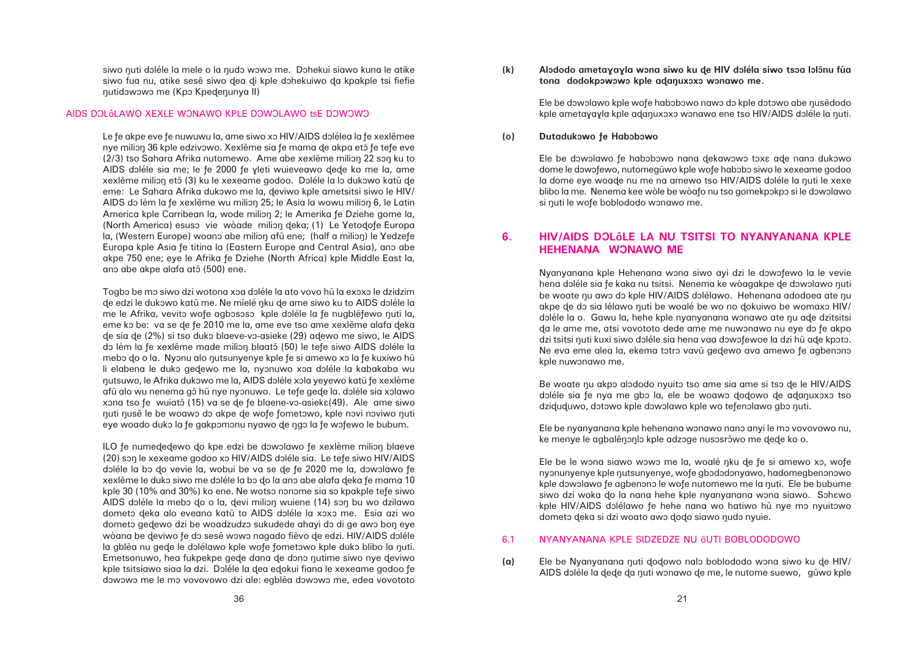siwo ŋuti dɔléle la mele o la ŋudɔ wɔwɔ me. Dɔhekui siawo kuna le atike siwo fua nu, atike sesẽ siwo ɖea ɖi kple dɔhekuiwo ɖa kpakple tsi fiefie ŋutidɔwɔwɔ me (Kpɔ Kpeɖeŋunya II)

## AIDS DƆLôLAWO XEXLE WƆNAWO KPLE DƆWƆLAWO tsE DƆWƆWƆ

Le ƒe akpe eve ƒe nuwuwu la, ame siwo xɔ HIV/AIDS dɔléle la ƒe xexlẽmee nye miliɔŋ 36 kple edzivɔwo. Xexlẽme sia ƒe mama ɖe akpa etɔ̃ ƒe teƒe eve (2/3) tso Sahara Afrika nutomewo. Ame abe xexlẽme miliɔŋ 22 sɔŋ ku to AIDS dɔléle sia me; le ƒe 2000 ƒe ɣleti wuieveawo ɖeɖe ko me la, ame xexlẽme miliɔŋ etɔ̃ (3) ku le xexeame godoo. Dɔléle la lɔ dukɔwo katũ ɖe eme: Le Sahara Afrika dukɔwo me la, ɖeviwo kple ametsitsi siwo le HIV/AIDS dɔ lém la ƒe xexlẽme wu miliɔŋ 25; le Asia la wowu miliɔŋ 6, le Latin America kple Carribean la, wode miliɔŋ 2; le Amerika ƒe Dziehe gome la, (North America) esusɔ vie wòaɖe miliɔŋ ɖeka; (1) Le Ɣetoɖoƒe Europa la, (Western Europe) woanɔ abe miliɔŋ afã ene; (half a miliɔŋ) le Ɣedzeƒe Europa kple Asia ƒe titina la (Eastern Europe and Central Asia), anɔ abe akpe 750 ene; eye le Afrika ƒe Dziehe (North Africa) kple Middle East la, anɔ abe akpe alafa atɔ̃ (500) ene.

Togbɔ be mɔ siwo dzi wotona xɔa dɔléle la ato vovo hũ la exɔxɔ le dzidzim ɖe edzi le dukɔwo katũ me. Ne míelé ŋku ɖe ame siwo ku to AIDS dɔléle la me le Afrika, vevitɔ woƒe agbɔsɔsɔ kple dɔléle la ƒe nugblẽƒewo ŋuti la, eme kɔ be: va se ɖe ƒe 2010 me la, ame eve tso ame xexlẽme alafa ɖeka ɖe sia ɖe (2%) si tso dukɔ blaeve-vɔ-asieke (29) aɖewo me siwo, le AIDS dɔ lém la ƒe xexlẽme made miliɔŋ blaatɔ̃ (50) le teƒe siwo AIDS dɔléle la mebɔ ɖo o la. Nyɔnu alo ŋutsunyenye kple ƒe si amewo xɔ la ƒe kuxiwo hũ li elabena le dukɔ geɖewo me la, nyɔnuwo xɔa dɔléle la kabakaba wu ŋutsuwo, le Afrika dukɔwo me la, AIDS dɔléle xɔla yeyewo katũ ƒe xexlème afũ alo wu nenema gɔ̃ hũ nye nyɔnuwo. Le teƒe geɖe la. dɔléle sia xɔlawo xɔna tso ƒe wuiatɔ̃ (15) va se ɖe ƒe blaene-vɔ-asiekɛ(49). Ale ame siwo ŋuti ŋusẽ le be woawɔ dɔ akpe ɖe woƒe ƒometɔwo, kple novi noviwo ŋuti eye woaɖo dukɔ la ƒe gakpɔmɔnu nyawo ɖe ŋgɔ la ƒe wɔƒewo le bubum.

ILO ƒe numeɖeɖewo ɖo kpe edzi be dɔwɔlawo ƒe xexlème miliɔŋ blaeve (20) sɔŋ le xexeame godoo xɔ HIV/AIDS dɔléle sia. Le teƒe siwo HIV/AIDS dɔléle la bɔ ɖo vevie la, wobui be va se ɖe ƒe 2020 me la, dɔwɔlawo ƒe xexlẽme le dukɔ siwo me dɔléle la bɔ ɖo la anɔ abe alafa ɖeka ƒe mama 10 kple 30 (10% and 30%) ko ene. Ne wotsɔ nɔnɔme sia sɔ kpakple teƒe siwo AIDS dɔléle la mebɔ ɖo o la, ɖevi miliɔŋ wuiene (14) sɔŋ bu wo dzilawo dometɔ ɖeka alo eveano katũ to AIDS dɔléle la xɔxɔ me. Esia azi wo dometɔ geɖewo dzi be woadzudzɔ sukudede ahayi dɔ di ge awɔ boŋ eye wòana be ɖeviwo ƒe dɔ sesẽ wɔwɔ nagado fiẽvo ɖe edzi. HIV/AIDS dɔléle la gblẽa nu geɖe le dɔlélawo kple woƒe ƒometɔwo kple dukɔ blibo la ŋuti. Emetsonuwo, hea fukpekpe geɖe dana ɖe dɔnɔ ŋutime siwo nye ɖeviwo kple tsitsiawo siaa la dzi. Dɔléle la ɖea eɖokui fiana le xexeame godoo ƒe dɔwɔwɔ me le mɔ vovovowo dzi ale: egblẽa dɔwɔwɔ me, edea vovototo

**(k) Alɔdodo ametaɣaɣla wɔna siwo ku ɖe HIV dɔléla siwo tsɔa lolɔ̃nu fũa tɔna dodokpɔwɔwɔ kple aɖaŋuxɔxɔ wɔnawo me.**

Ele be dɔwɔlawo kple woƒe habɔbɔwo nawɔ dɔ kple dɔtɔwo abe ŋusẽdodo kple ametaɣayla kple aɖaŋuxɔxɔ wɔnawo ene tso HIV/AIDS dɔléle la ŋuti.

**(o) Dutadukɔwo ƒe Habɔbɔwo**

Ele be dɔwɔlawo ƒe habɔbɔwo nana ɖekawɔwɔ tɔxɛ aɖe nanɔ dukɔwo dome le dɔwɔƒewo, nutomegũwo kple woƒe habɔbɔ siwo le xexeame godoo la dome eye woaɖe nu me na amewo tso HIV/AIDS dɔléle la ŋuti le xexe blibo la me. Nenema kee wòle be wòaƒo nu tso gomekpɔkpɔ si le dɔwɔlawo si ŋuti le woƒe boblododo wɔnawo me.

## 6. HIV/AIDS DƆLôLE LA NU TSITSI TO NYANYANANA KPLE HEHENANA WƆNAWO ME

Nyanyanana kple Hehenana wɔna siwo ayi dzi le dɔwɔƒewo la le vevie hena dɔléle sia ƒe kaka nu tsitsi. Nenema ke wòagakpe ɖe dɔwɔlawo ŋuti be woate ŋu awɔ dɔ kple HIV/AIDS dɔlélawo. Hehenana adodoea ate ŋu akpe ɖe dɔ sia lélawo ŋuti be woalé be wo no ɖokuiwo be womaxɔ HIV/dɔléle la o. Gawu la, hehe kple nyanyanana wɔnawo ate ŋu aɖe dzitsitsi ɖa le ame me, atsi vovototo dede ame me nuwɔnawo nu eye dɔ ƒe akpo dzi tsitsi ŋuti kuxi siwo dɔléle sia hena vaa dɔwɔƒewoe la dzi hũ aɖe kpɔtɔ. Ne eva eme alea la, ekema tɔtrɔ vavũ geɖewo ava amewo ƒe agbenɔnɔ kple nuwɔnawo me.

Be woate ŋu akpɔ alɔdodo nyuitɔ tso ame sia ame si tsɔ ɖe le HIV/AIDS dɔléle sia ƒe nya me gbɔ la, ele be woawɔ ɖoɖowo ɖe aɖaŋuxɔxɔ tso dziɖuɖuwo, dɔtɔwo kple dɔwɔlawo kple wo teƒenɔlawo gbɔ ŋuti.

Ele be nyanyanana kple hehenana wɔnawo nanɔ anyi le mɔ vovovowo nu, ke menye le agbalẽŋɔŋlɔ kple adzɔge nusɔsrɔ̃wo me ɖeɖe ko o.

Ele be le wɔna siawo wɔwɔ me la, woalé ŋku ɖe ƒe si amewo xɔ, woƒe nyɔnunyenye kple ŋutsunyenye, woƒe gbɔdɔdɔnyawo, hadomegbenɔnɔwo kple dɔwɔlawo ƒe agbenɔnɔ le woƒe nutomewo me la ŋuti. Ele be bubume siwo dzi woka ɖo la nana hehe kple nyanyanana wɔna siawo. Sɔhɛwo kple HIV/AIDS dɔlélawo ƒe hehe nana wo hatiwo hũ nye mɔ nyuitɔwo dometɔ ɖeka si dzi woato awɔ ɖoɖo siawo ŋudɔ nyuie.

### 6.1 NYANYANANA KPLE SIDZEDZE NU ôUTI BOBLODODOWO

**(a)** Ele be Nyanyanana ŋuti ɖoɖowo nalɔ boblododo wɔna siwo ku ɖe HIV/AIDS dɔléle la ɖeɖe ɖa ŋuti wɔnawo ɖe me, le nutome suewo, gũwo kple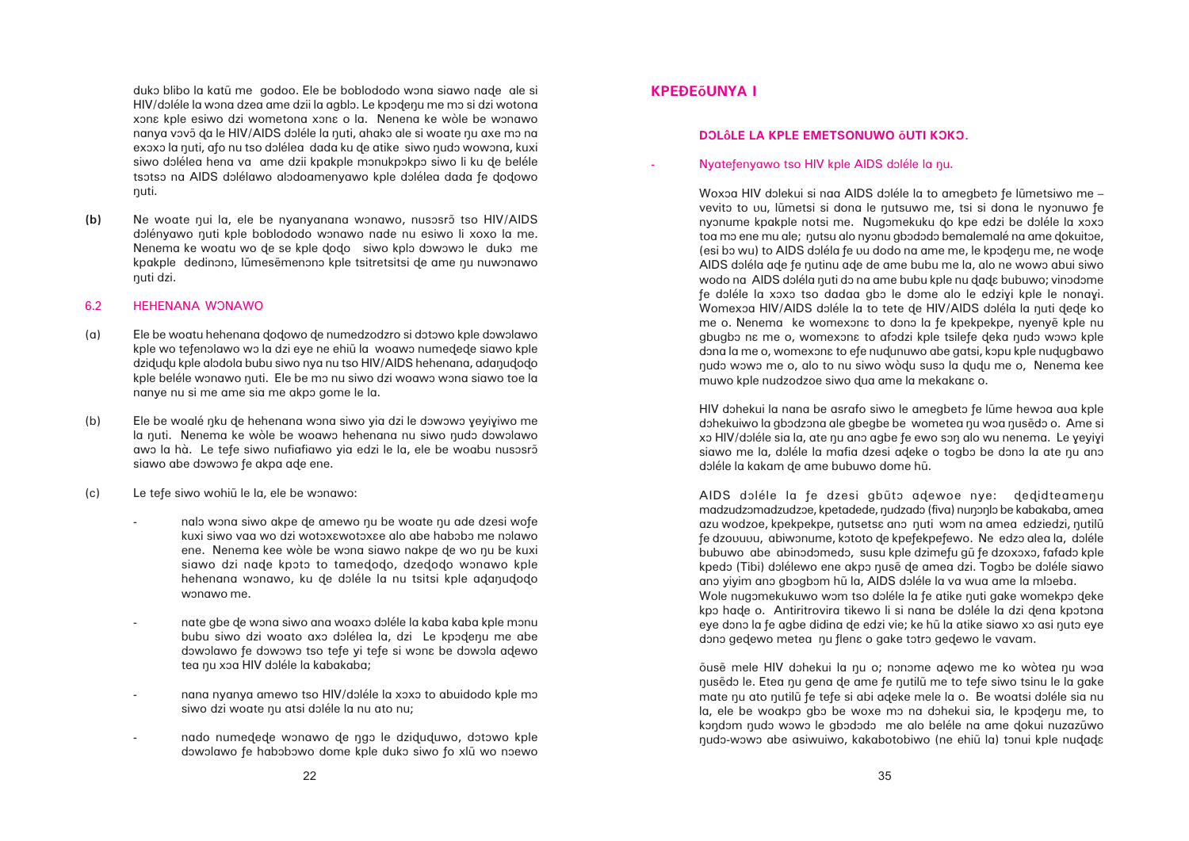dukɔ blibo la katũ me godoo. Ele be boblododo wɔna siawo naɖe ale si HIV/dɔléle la wɔna dzea ame dzii la agblɔ. Le kpɔɖeŋu me mɔ si dzi wotona xɔnɛ kple esiwo dzi wometona xɔnɛ o la. Nenema ke wòle be wɔnawo nanya vovɔ̃ ɖa le HIV/AIDS dɔléle la ŋuti, ahakɔ ale si woate ŋu axe mɔ na exɔxɔ la ŋuti, afo nu tso dɔlélea dada ku ɖe atike siwo ŋudɔ wowɔna, kuxi siwo dɔlélea hena va ame dzii kpakple mɔnukpɔkpɔ siwo li ku ɖe beléle tsɔtsɔ na AIDS dɔlélawo alɔdoamenyawo kple dɔlélea dada fe ɖoɖowo ŋuti.

**(b)** Ne woate ŋui la, ele be nyanyanana wɔnawo, nusɔsrɔ̃ tso HIV/AIDS dɔlényawo ŋuti kple boblododo wɔnawo nade nu esiwo li xoxo la me. Nenema ke woatu wo ɖe se kple ɖoɖo siwo kplɔ dɔwɔwɔ le dukɔ me kpakple dedinɔnɔ, lũmesẽmenɔnɔ kple tsitretsitsi ɖe ame ŋu nuwɔnawo ŋuti dzi.

## 6.2 HEHENANA WƆNAWO

(a) Ele be woatu hehenana ɖoɖowo ɖe numedzodzro si dɔtɔwo kple dɔwɔlawo kple wo tefenɔlawo wɔ la dzi eye ne ehiã la woawɔ numeɖeɖe siawo kple dziɖuɖu kple alɔdola bubu siwo nya nu tso HIV/AIDS hehenana, adaŋuɖoɖo kple beléle wɔnawo ŋuti. Ele be mɔ nu siwo dzi woawɔ wɔna siawo toe la nanye nu si me ame sia me akpɔ gome le la.

(b) Ele be woalé ŋku ɖe hehenana wɔna siwo yia dzi le dɔwɔwɔ ɣeyiɣiwo me la ŋuti. Nenema ke wòle be woawɔ hehenana nu siwo ŋudɔ dɔwɔlawo awɔ la hà. Le tefe siwo nufiafiawo yia edzi le la, ele be woabu nusɔsrɔ̃ siawo abe dɔwɔwɔ fe akpa aɖe ene.

(c) Le tefe siwo wohiã le la, ele be wɔnawo:

- nalɔ wɔna siwo akpe ɖe amewo ŋu be woate ŋu aɖe dzesi wofe kuxi siwo vaa wo dzi wotoxɛwotoxɛe alo abe habɔbɔ me nɔlawo ene. Nenema kee wòle be wɔna siawo nakpe ɖe wo ŋu be kuxi siawo dzi naɖe kpɔtɔ to tameɖoɖo, dzeɖoɖo wɔnawo kple hehenana wɔnawo, ku ɖe dɔléle la nu tsitsi kple aɖaŋuɖoɖo wɔnawo me.

- nate gbe ɖe wɔna siwo ana woaxɔ dɔléle la kaba kaba kple mɔnu bubu siwo dzi woato axɔ dɔlélea la, dzi Le kpɔɖeŋu me abe dɔwɔlawo fe dɔwɔwɔ tso tefe yi tefe si wɔnɛ be dɔwɔla aɖewo tea ŋu xɔa HIV dɔléle la kabakaba;

- nana nyanya amewo tso HIV/dɔléle la xɔxɔ to abuidodo kple mɔ siwo dzi woate ŋu atsi dɔléle la nu ato nu;

- nado numeɖeɖe wɔnawo ɖe ŋgɔ le dziɖuɖuwo, dɔtɔwo kple dɔwɔlawo fe habɔbɔwo dome kple dukɔ siwo fo xlũ wo nɔewo

## KPEƉEõUNYA I

### DƆLôLE LA KPLE EMETSONUWO õUTI KƆKƆ.

- Nyatefenyawo tso HIV kple AIDS dɔléle la ŋu.

Woxɔa HIV dɔlekui si naa AIDS dɔléle la to amegbetɔ fe lũmetsiwo me – vevitɔ to ʋu, lũmetsi si dona le ŋutsuwo me, tsi si dona le nyɔnuwo fe nyɔnume kpakple notsi me. Nugɔmekuku ɖo kpe edzi be dɔléle la xɔxɔ toa mɔ ene mu ale; ŋutsu alo nyɔnu gbɔdɔdɔ bemalemalé na ame ɖokuitɔe, (esi bɔ wu) to AIDS dɔléla fe ʋu dodo na ame me, le kpɔɖeŋu me, ne woɖe AIDS dɔléla aɖe fe ŋutinu aɖe de ame bubu me la, alo ne wowɔ abui siwo wodo na AIDS dɔléla ŋuti dɔ na ame bubu kple nu ɖaɖɛ bubuwo; vinɔdome fe dɔléle la xɔxɔ tso dadaa gbɔ le dome alo le edziɣi kple le nonaɣi. Womexɔa HIV/AIDS dɔléle la to tete ɖe HIV/AIDS dɔléla la ŋuti ɖeɖe ko me o. Nenema ke womexɔnɛ to dɔnɔ la fe kpekpekpe, nyenyẽ kple nu gbugbɔ nɛ me o, womexɔnɛ to afɔdzi kple tsilefe ɖeka ŋudɔ wɔwɔ kple dona la me o, womexɔnɛ to efe nuɖunuwo abe gatsi, kɔpu kple nuɖugbawo ŋudɔ wɔwɔ me o, alo to nu siwo wòɖu suso la ɖuɖu me o, Nenema kee muwo kple nudzodzoe siwo ɖua ame la mekakanɛ o.

HIV dɔhekui la nana be asrafo siwo le amegbetɔ fe lũme hewɔa ava kple dɔhekuiwo la gbɔdzɔna ale gbegbe be wometea ŋu wɔa ŋusẽdɔ o. Ame si xɔ HIV/dɔléle sia la, ate ŋu anɔ agbe fe ewo sɔŋ alo wu nenema. Le ɣeyiɣi siawo me la, dɔléle la mafia dzesi aɖeke o togbɔ be dɔnɔ la ate ŋu anɔ dɔléle la kakam ɖe ame bubuwo dome hũ.

AIDS dɔléle la fe dzesi gbũtɔ aɖewoe nye: ɖeɖidteameŋu madzudzɔmadzudzɔe, kpetadede, ŋudzadɔ (fiva) nuŋɔŋlɔ be kabakaba, amea azu wodzoe, kpekpekpe, ŋutsetsɛ anɔ ŋuti wɔm na amea edziedzi, ŋutilũ fe dzoʋuʋu, abiwɔnume, kɔtoto ɖe kpefekpefewo. Ne edzɔ alea la, dɔléle bubuwo abe abinɔdomedɔ, susu kple dzimefu gũ fe dzoxɔxɔ, fafadɔ kple kpedɔ (Tibi) dɔlélewo ene akpɔ ŋusẽ ɖe amea dzi. Togbɔ be dɔléle siawo anɔ yiyim anɔ gbɔgbɔm hũ la, AIDS dɔléle la va wua ame la mlɔeba.

Wole nugɔmekukuwo wɔm tso dɔléle la fe atike ŋuti gake womekpɔ ɖeke kpɔ haɖe o. Antiritrovira tikewo li si nana be dɔléle la dzi ɖena kpɔtɔna eye dɔnɔ la fe agbe didina ɖe edzi vie; ke hũ la atike siawo xɔ asi ŋutɔ eye dɔnɔ geɖewo metea ŋu flenɛ o gake tɔtrɔ geɖewo le vavam.

õusẽ mele HIV dɔhekui la ŋu o; nɔnɔme aɖewo me ko wòtea ŋu wɔa ŋusẽdɔ le. Etea ŋu gena ɖe ame fe ŋutilũ me to tefe siwo tsinu le la gake mate ŋu ato ŋutilũ fe tefe si abi aɖeke mele la o. Be woatsi dɔléle sia nu la, ele be woakpɔ gbɔ be woxe mɔ na dɔhekui sia, le kpɔɖeŋu me, to kɔŋdom ŋudɔ wɔwɔ le gbɔdɔdɔ me alo beléle na ame ɖokui nuzazũwo ŋudɔ-wɔwɔ abe asiwuiwo, kakabotobiwo (ne ehiã la) tɔnui kple nuɖaɖɛ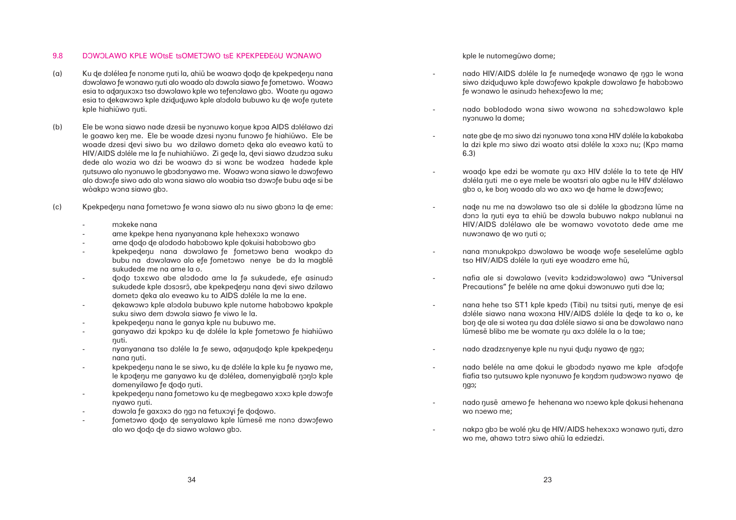## 9.8 DƆWƆLAWO KPLE WOtsE tsOMETƆWO tsE KPEKPEĐEõU WƆNAWO

(a) Ku ɖe dɔlélea ƒe nɔnɔme ŋuti la, ahiũ be woawɔ ɖoɖo ɖe kpekpeɖeŋu nana dɔwɔlawo ƒe wɔnawo ŋuti alo woado alɔ dɔwɔla siawo ƒe ƒometɔwo. Woawɔ esia to aɖaŋuxɔxɔ tso dɔwɔlawo kple wo teƒenɔlawo gbɔ. Woate ŋu agawɔ esia to ɖekawɔwɔ kple dziɖuɖuwo kple alɔdola bubuwo ku ɖe woƒe ŋutete kple hiahiũwo ŋuti.

(b) Ele be wɔna siawo nade dzesii be nyɔnuwo koŋue kpɔa AIDS dɔlélawo dzi le goawo keŋ me. Ele be woade dzesi nyɔnu funɔwo ƒe hiahiũwo. Ele be woade dzesi ɖevi siwo bu wo dzilawo dometɔ ɖeka alo eveawo katũ to HIV/AIDS dɔléle me la ƒe nuhiahiũwo. Zi geɖe la, ɖevi siawo dzudzɔa suku dede alo wozia wo dzi be woawɔ dɔ si wɔnɛ be wodzea hadede kple ŋutsuwo alo nyɔnuwo le gbɔdɔnyawo me. Woawɔ wɔna siawo le dɔwɔƒewo alo dɔwɔƒe siwo ado alɔ wɔna siawo alo woabia tso dɔwɔƒe bubu aɖe si be wòakpɔ wɔna siawo gbɔ.

(c) Kpekpeɖeŋu nana ƒometɔwo ƒe wɔna siawo alɔ nu siwo gbɔnɔ la ɖe eme:

- mɔkeke nana
- ame kpekpe hena nyanyanana kple hehexɔxɔ wɔnawo
- ame ɖoɖo ɖe alɔdodo habɔbɔwo kple ɖokuisi habɔbɔwo gbɔ
- kpekpeɖeŋu nana dɔwɔlawo ƒe ƒometɔwo bena woakpɔ dɔ bubu na dɔwɔlawo alo eƒe ƒometɔwo nenye be dɔ la magblẽ sukudede me na ame la o.
- ɖoɖo tɔxɛwo abe alɔdodo ame la ƒə sukudede, eƒe asinudɔ sukudede kple dɔsɔsrɔ̃, abe kpekpeɖeŋu nana ɖevi siwo dzilawo dometɔ ɖeka alo eveawo ku to AIDS dɔléle la me la ene.
- ɖekawɔwɔ kple alɔdola bubuwo kple nutome habɔbɔwo kpakple suku siwo dem dɔwɔla siawo ƒe viwo le la.
- kpekpeɖeŋu nana le ganya kple nu bubuwo me.
- ganyawo dzi kpɔkpɔ ku ɖe dɔléle la kple ƒometɔwo ƒe hiahiũwo ŋuti.
- nyanyanana tso dɔléle la ƒe sewo, aɖaŋuɖoɖo kple kpekpeɖeŋu nana ŋuti.
- kpekpeɖeŋu nana le se siwo, ku ɖe dɔléle la kple ku ƒe nyawo me, le kpɔɖeŋu me ganyawo ku ɖe dɔlélea, domenyigbalẽ ŋɔŋlɔ kple domenyilawo ƒe ɖoɖo ŋuti.
- kpekpeɖeŋu nana ƒometɔwo ku ɖe megbegawo xɔxɔ kple dɔwɔƒe nyawo ŋuti.
- dɔwɔla ƒe gaxɔxɔ do ŋgɔ na fetuxɔɣi ƒe ɖoɖowo.
- ƒometɔwo ɖoɖo ɖe senyalawo kple lũmesẽ me nɔnɔ dɔwɔƒewo alo wo ɖoɖo ɖe dɔ siawo wɔlawo gbɔ.

kple le nutomegũwo dome;

- nado HIV/AIDS dɔléle la ƒe numeɖeɖe wɔnawo ɖe ŋgɔ le wɔna siwo dziɖuɖuwo kple dɔwɔƒewo kpakple dɔwɔlawo ƒe habɔbɔwo ƒe wɔnawo le asinudɔ hehexɔƒewo la me;
- nado boblododo wɔna siwo wowɔna na sɔhɛdɔwɔlawo kple nyɔnuwo la dome;
- nate gbe ɖe mɔ siwo dzi nyɔnuwo tona xɔna HIV dɔléle la kabakaba la dzi kple mɔ siwo dzi woato atsi dɔléle la xɔxɔ nu; (Kpɔ mama 6.3)
- woaɖo kpe edzi be womate ŋu axɔ HIV dɔléle la to tete ɖe HIV dɔléla ŋuti me o eye mele be woatsri alo agbe nu le HIV dɔlélawo gbɔ o, ke boŋ woado alɔ wo axɔ wo ɖe hame le dɔwɔƒewo;
- naɖe nu me na dɔwɔlawo tso ale si dɔléle la gbɔdzɔna lũme na dɔnɔ la ŋuti eya ta ehiũ be dɔwɔla bubuwo nakpɔ nublanui na HIV/AIDS dɔlélawo ale be womawɔ vovototo dede ame me nuwɔnawo ɖe wo ŋuti o;
- nana mɔnukpɔkpɔ dɔwɔlawo be woaɖe woƒe seselelũme agblɔ tso HIV/AIDS dɔléle la ŋuti eye woadzro eme hũ,
- nafia ale si dɔwɔlawo (vevitɔ kɔdzidɔwɔlawo) awɔ "Universal Precautions" ƒe beléle na ame ɖokui dɔwɔnuwo ŋuti dɔe la;
- nana hehe tso ST1 kple kpedɔ (Tibi) nu tsitsi ŋuti, menye ɖe esi dɔléle siawo nana woxɔna HIV/AIDS dɔléle la ɖeɖe ta ko o, ke boŋ ɖe ale si wotea ŋu daa dɔléle siawo si ana be dɔwɔlawo nanɔ lũmesẽ blibo me be womate ŋu axɔ dɔléle la o la tae;
- nado dzadzɛnyenye kple nu nyui ɖuɖu nyawo ɖe ŋgɔ;
- nado beléle na ame ɖokui le gbɔdɔdɔ nyawo me kple afɔɖoƒe fiafia tso ŋutsuwo kple nyɔnuwo ƒe kɔŋdɔm ŋudɔwɔwɔ nyawo ɖe ŋgɔ;
- nado ŋusẽ amewo ƒe hehenana wo nɔewo kple ɖokusi hehenana wo nɔewo me;
- nakpɔ gbɔ be wolé ŋku ɖe HIV/AIDS hehexɔxɔ wɔnawo ŋuti, dzro wo me, ahawɔ tɔtrɔ siwo ahiũ la edziedzi.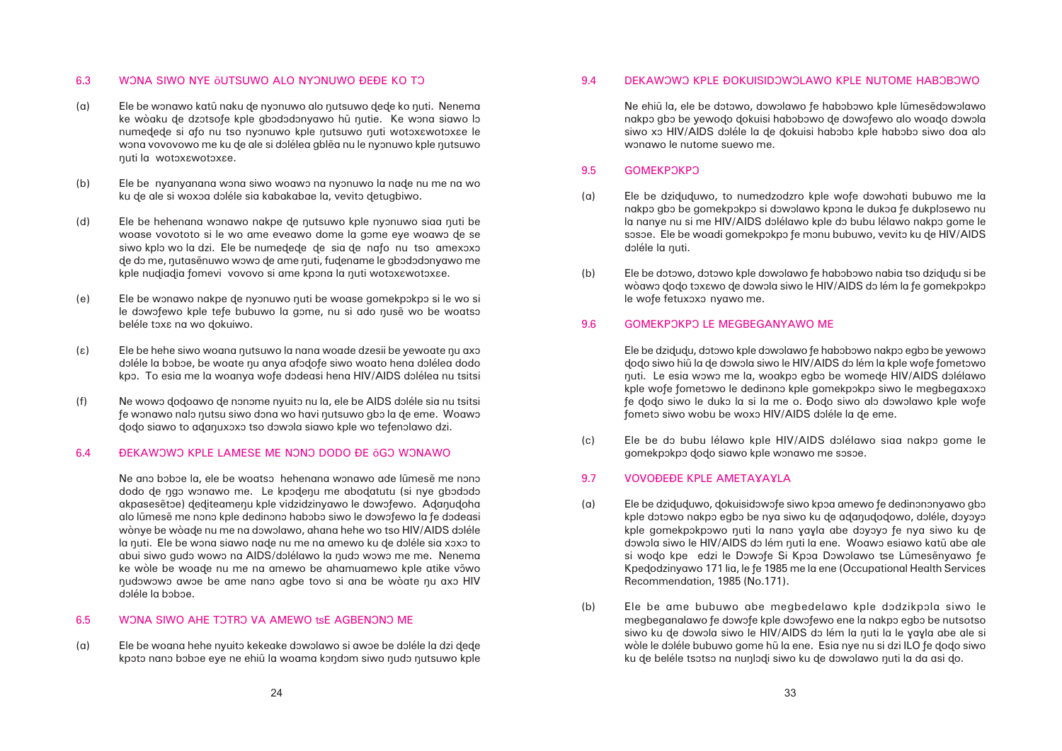## 6.3 WƆNA SIWO NYE ŏUTSUWO ALO NYƆNUWO ĐEĐE KO TƆ

(a) Ele be wɔnawo katũ naku ɖe nyɔnuwo alo ŋutsuwo ɖeɖe ko ŋuti. Nenema ke wòaku ɖe dzɔtsoƒe kple gbɔdɔdɔnyawo hũ ŋutie. Ke wɔna siawo lɔ numeɖeɖe si afo nu tso nyɔnuwo kple ŋutsuwo ŋuti wotɔxɛwotɔxɛe le wɔna vovovowo me ku ɖe ale si dɔléleа gblẽa nu le nyɔnuwo kple ŋutsuwo ŋuti la wotɔxɛwotɔxɛe.

(b) Ele be nyanyanana wɔna siwo woawɔ na nyɔnuwo la naɖe nu me na wo ku ɖe ale si woxɔa dɔléle sia kabakabae la, vevitɔ ɖetugbiwo.

(d) Ele be hehenana wɔnawo nakpe ɖe ŋutsuwo kple nyɔnuwo siaa ŋuti be woase vovototo si le wo ame eveawo dome la gɔme eye woawɔ ɖe se siwo kplɔ wo la dzi. Ele be numeɖeɖe ɖe sia ɖe nafo nu tso amexɔxɔ ɖe dɔ me, ŋutasẽnuwo wɔwɔ ɖe ame ŋuti, fuɖename le gbɔdɔdɔnyawo me kple nuɖiaɖia ƒomevi vovovo si ame kpɔna la ŋuti wotɔxɛwotɔxɛe.

(e) Ele be wɔnawo nakpe ɖe nyɔnuwo ŋuti be woase gomekpɔkpɔ si le wo si le dɔwɔƒewo kple teƒe bubuwo la gɔme, nu si ado ŋusẽ wo be woatsɔ beléle tɔxɛ na wo ɖokuiwo.

(ɛ) Ele be hehe siwo woana ŋutsuwo la nana woade dzesii be yewoate ŋu axɔ dɔléle la bɔbɔe, be woate ŋu anya afɔɖoƒe siwo woato hena dɔléleа dodo kpɔ. To esia me la woanya woƒe dɔdeasi hena HIV/AIDS dɔléleа nu tsitsi

(f) Ne wowɔ ɖoɖoawo ɖe nɔnɔme nyuitɔ nu la, ele be AIDS dɔléle sia nu tsitsi ƒe wɔnawo nalɔ ŋutsu siwo dona wo havi ŋutsuwo gbɔ la ɖe eme. Woawɔ ɖoɖo siawo to aɖaŋuxɔxɔ tso dɔwɔla siawo kple wo teƒenɔlawo dzi.

## 6.4 ĐEKAWƆWƆ KPLE LAMESE ME NƆNƆ DODO ĐE ŏGƆ WƆNAWO

Ne anɔ bɔbɔe la, ele be woatsɔ hehenana wɔnawo ade lũmesẽ me nɔnɔ dodo ɖe ŋgɔ wɔnawo me. Le kpɔɖeŋu me aboɖatutu (si nye gbɔdɔdɔ akpasesẽtɔe) ɖeɖiteameŋu kple vidzidzinyawo le dɔwɔƒewo. Aɖaŋuɖoha alo lũmesẽ me nɔnɔ kple dedinɔnɔ habɔbɔ siwo le dɔwɔƒewo la ƒe dɔdeasi wònye be wòaɖe nu me na dɔwɔlawo, ahana hehe wo tso HIV/AIDS dɔléle la ŋuti. Ele be wɔna siawo naɖe nu me na amewo ku ɖe dɔléle sia xɔxɔ to abui siwo gudo wowɔ na AIDS/dɔlélawo la ŋudɔ wɔwɔ me me. Nenema ke wòle be woaɖe nu me na amewo be ahamuamewo kple atike vɔ̃wo ŋudɔwɔwɔ awɔe be ame nanɔ agbe tovo si ana be wòate ŋu axɔ HIV dɔléle la bɔbɔe.

## 6.5 WƆNA SIWO AHE TƆTRƆ VA AMEWO tsE AGBENƆNƆ ME

(a) Ele be woana hehe nyuitɔ kekeake dɔwɔlawo si awɔe be dɔléle la dzi ɖeɖe kpɔtɔ nanɔ bɔbɔe eye ne ehiã la woama kɔŋdɔm siwo ŋudɔ ŋutsuwo kple

## 9.4 DEKAWƆWƆ KPLE ĐOKUISIDƆWƆLAWO KPLE NUTOME HABƆBƆWO

Ne ehiã la, ele be dɔtɔwo, dɔwɔlawo ƒe habɔbɔwo kple lũmesẽdɔwɔlawo nakpɔ gbɔ be yewoɖo ɖokuisi habɔbɔwo ɖe dɔwɔƒewo alo wɔaɖo dɔwɔla siwo xɔ HIV/AIDS dɔléle la ɖe ɖokuisi habɔbɔ kple habɔbɔ siwo doa alɔ wɔnawo le nutome suewo me.

## 9.5 GOMEKPƆKPƆ

(a) Ele be dziɖuɖuwo, to numedzodzro kple woƒe dɔwɔhati bubuwo me la nakpɔ gbɔ be gomekpɔkpɔ si dɔwɔlawo kpɔna le dukɔa ƒe dukplɔsewo nu la nanye nu si me HIV/AIDS dɔlélawo kple dɔ bubu lélawo nakpɔ gome le sɔsɔe. Ele be woadi gomekpɔkpɔ ƒe mɔnu bubuwo, vevitɔ ku ɖe HIV/AIDS dɔléle la ŋuti.

(b) Ele be dɔtɔwo, dɔtɔwo kple dɔwɔlawo ƒe habɔbɔwo nabia tso dziɖuɖu si be wòawɔ ɖoɖo tɔxɛwo ɖe dɔwɔla siwo le HIV/AIDS dɔ lém la ƒe gomekpɔkpɔ le woƒe fetuxɔxɔ nyawo me.

## 9.6 GOMEKPƆKPƆ LE MEGBEGANYAWO ME

Ele be dziɖuɖu, dɔtɔwo kple dɔwɔlawo ƒe habɔbɔwo nakpɔ egbɔ be yewowɔ ɖoɖo siwo hiã la ɖe dɔwɔla siwo le HIV/AIDS dɔ lém la kple woƒe ƒometɔwo ŋuti. Le esia wɔwɔ me la, woakpɔ egbɔ be womeɖe HIV/AIDS dɔlélawo kple woƒe ƒometɔwo le dedinɔnɔ kple gomekpɔkpɔ siwo le megbegaxɔxɔ ƒe ɖoɖo siwo le dukɔ la si la me o. Đoɖo siwo alɔ dɔwɔlawo kple woƒe ƒometɔ siwo wobu be woxɔ HIV/AIDS dɔléle la ɖe eme.

(c) Ele be dɔ bubu lélawo kple HIV/AIDS dɔlélawo siaa nakpɔ gome le gomekpɔkpɔ ɖoɖo siawo kple wɔnawo me sɔsɔe.

## 9.7 VOVOĐEĐE KPLE AMETAƔAƔLA

(a) Ele be dziɖuɖuwo, ɖokuisidɔwɔƒe siwo kpɔa amewo ƒe dedinɔnɔnyawo gbɔ kple dɔtɔwo nakpɔ egbɔ be nya siwo ku ɖe aɖaŋuɖoɖowo, dɔléle, dɔyɔyɔ kple gomekpɔkpɔwo ŋuti la nanɔ ɣaɣla abe dɔyɔyɔ ƒe nya siwo ku ɖe dɔwɔla siwo le HIV/AIDS dɔ lém ŋuti la ene. Woawɔ esiawo katũ abe ale si woɖo kpe edzi le Dɔwɔƒe Si Kpɔa Dɔwɔlawo tse Lũmesẽnyawo ƒe Kpeɖodzinyawo 171 lia, le ƒe 1985 me la ene (Occupational Health Services Recommendation, 1985 (No.171).

(b) Ele be ame bubuwo abe megbedelawo kple dɔdzikpɔla siwo le megbeganalawo ƒe dɔwɔƒe kple dɔwɔƒewo ene la nakpɔ egbɔ be nutsotso siwo ku ɖe dɔwɔla siwo le HIV/AIDS dɔ lém la ŋuti la le ɣaɣla abe ale si wòle le dɔléle bubuwo gome hũ la ene. Esia nye nu si dzi ILO ƒe ɖoɖo siwo ku ɖe beléle tsɔtsɔ na nuŋlɔɖi siwo ku ɖe dɔwɔlawo ŋuti la da asi ɖo.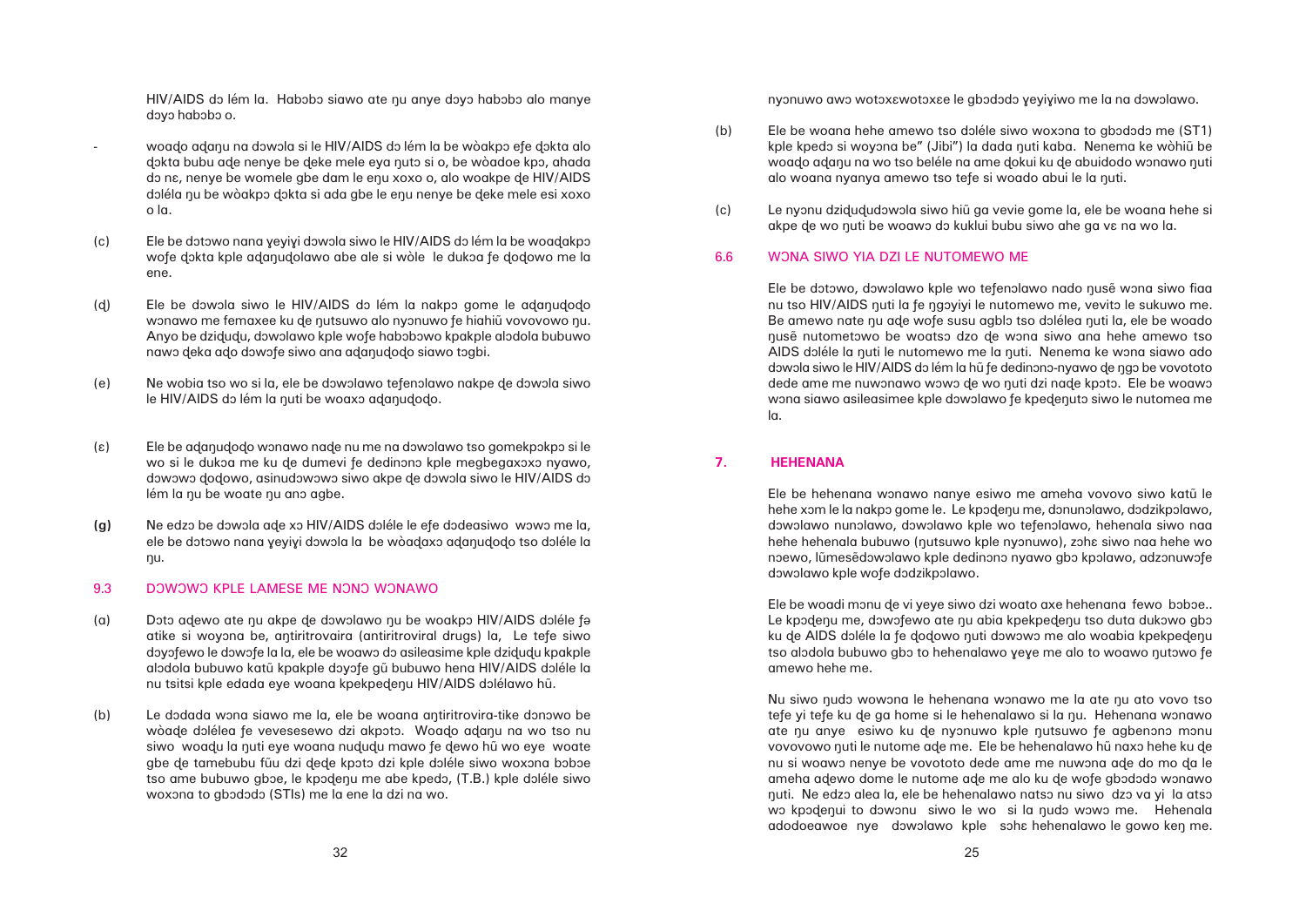HIV/AIDS dɔ lém la. Habɔbɔ siawo ate ŋu anye dɔyɔ habɔbɔ alo manye dɔyɔ habɔbɔ o.

- woaɖo aɖaŋu na dɔwɔla si le HIV/AIDS dɔ lém la be wòakpɔ efe ɖɔkta alo ɖɔkta bubu aɖe nenye be ɖeke mele eya ŋutɔ si o, be wòadoe kpɔ, ahada dɔ nɛ, nenye be womele gbe dam le eŋu xoxo o, alo woakpe ɖe HIV/AIDS dɔléla ŋu be wòakpɔ ɖɔkta si ada gbe le eŋu nenye be ɖeke mele esi xoxo o la.

(c) Ele be dɔtɔwo nana ɣeyiɣi dɔwɔla siwo le HIV/AIDS dɔ lém la be woaɖakpɔ wofe ɖɔkta kple aɖaŋuɖolawo abe ale si wòle le dukɔa fe ɖoɖowo me la ene.

(ɖ) Ele be dɔwɔla siwo le HIV/AIDS dɔ lém la nakpɔ gome le aɖaŋuɖoɖo wɔnawo me femaxee ku ɖe ŋutsuwo alo nyɔnuwo fe hiahiã vovovowo ŋu. Anyo be dziɖuɖu, dɔwɔlawo kple wofe habɔbɔwo kpakple alɔdola bubuwo nawɔ ɖeka aɖo dɔwɔfe siwo ana aɖaŋuɖoɖo siawo tɔgbi.

(e) Ne wobia tso wo si la, ele be dɔwɔlawo tefenɔlawo nakpe ɖe dɔwɔla siwo le HIV/AIDS dɔ lém la ŋuti be woaxɔ aɖaŋuɖoɖo.

(ɛ) Ele be aɖaŋuɖoɖo wɔnawo naɖe nu me na dɔwɔlawo tso gomekpɔkpɔ si le wo si le dukɔa me ku ɖe dumevi fe dedinɔnɔ kple megbegaxɔxɔ nyawo, dɔwɔwɔ ɖoɖowo, asinudɔwɔwɔ siwo akpe ɖe dɔwɔla siwo le HIV/AIDS dɔ lém la ŋu be woate ŋu anɔ agbe.

**(g)** Ne edzɔ be dɔwɔla aɖe xɔ HIV/AIDS dɔléle le efe dɔdeasiwo wɔwɔ me la, ele be dɔtɔwo nana ɣeyiɣi dɔwɔla la be wòaɖaxɔ aɖaŋuɖoɖo tso dɔléle la ŋu.

## 9.3 DƆWƆWƆ KPLE LAMESE ME NƆNƆ WƆNAWO

(a) Dɔtɔ aɖewo ate ŋu akpe ɖe dɔwɔlawo ŋu be woakpɔ HIV/AIDS dɔléle fə atike si woyɔna be, aŋtiritrovaira (antiritroviral drugs) la, Le tefe siwo dɔyɔfewo le dɔwɔfe la la, ele be woawɔ dɔ asileasime kple dziɖuɖu kpakple alɔdola bubuwo katã kpakple dɔyɔfe gã bubuwo hena HIV/AIDS dɔléle la nu tsitsi kple edada eye woana kpekpeɖeŋu HIV/AIDS dɔlélawo hã.

(b) Le dɔdada wɔna siawo me la, ele be woana aŋtiritrovira-tike dɔnɔwo be wòaɖe dɔlélea fe vevesesewo dzi akpɔtɔ. Woaɖo aɖaŋu na wo tso nu siwo woaɖu la ŋuti eye woana nuɖuɖu mawo fe ɖewo hã wo eye woate gbe ɖe tamebubu fũu dzi ɖeɖe kpɔtɔ dzi kple dɔléle siwo woxɔna bɔbɔe tso ame bubuwo gbɔe, le kpɔɖeŋu me abe kpedɔ, (T.B.) kple dɔléle siwo woxɔna to gbɔdɔdɔ (STIs) me la ene la dzi na wo.

nyɔnuwo awɔ wotɔxɛwotɔxɛe le gbɔdɔdɔ ɣeyiɣiwo me la na dɔwɔlawo.

(b) Ele be woana hehe amewo tso dɔléle siwo woxɔna to gbɔdɔdɔ me (ST1) kple kpedɔ si woyɔna be" (Jibi") la dada ŋuti kaba. Nenema ke wòhiã be woaɖo aɖaŋu na wo tso beléle na ame ɖokui ku ɖe abuidodo wɔnawo ŋuti alo woana nyanya amewo tso tefe si woado abui le la ŋuti.

(c) Le nyɔnu dziɖuɖudɔwɔla siwo hiã ga vevie gome la, ele be woana hehe si akpe ɖe wo ŋuti be woawɔ dɔ kuklui bubu siwo ahe ga vɛ na wo la.

## 6.6 WƆNA SIWO YIA DZI LE NUTOMEWO ME

Ele be dɔtɔwo, dɔwɔlawo kple wo tefenɔlawo nado ŋusẽ wɔna siwo fiaa nu tso HIV/AIDS ŋuti la fe ŋgɔyiyi le nutomewo me, vevitɔ le sukuwo me. Be amewo nate ŋu aɖe wofe susu agblɔ tso dɔlélea ŋuti la, ele be woado ŋusẽ nutometɔwo be woatsɔ dzo ɖe wɔna siwo ana hehe amewo tso AIDS dɔléle la ŋuti le nutomewo me la ŋuti. Nenema ke wɔna siawo ado dɔwɔla siwo le HIV/AIDS dɔ lém la hã fe dedinɔnɔ-nyawo ɖe ŋgɔ be vovototo dede ame me nuwɔnawo wɔwɔ ɖe wo ŋuti dzi naɖe kpɔtɔ. Ele be woawɔ wɔna siawo asileasimee kple dɔwɔlawo fe kpeɖeŋutɔ siwo le nutomea me la.

## 7. HEHENANA

Ele be hehenana wɔnawo nanye esiwo me ameha vovovo siwo katã le hehe xɔm le la nakpɔ gome le. Le kpɔɖeŋu me, dɔnunɔlawo, dɔdzikpɔlawo, dɔwɔlawo nunɔlawo, dɔwɔlawo kple wo tefenɔlawo, hehenala siwo naa hehe hehenala bubuwo (ŋutsuwo kple nyɔnuwo), zɔhɛ siwo naa hehe wo nɔewo, lũmesẽdɔwɔlawo kple dedinɔnɔ nyawo gbɔ kpɔlawo, adzɔnuwɔfe dɔwɔlawo kple wofe dɔdzikpɔlawo.

Ele be woadi mɔnu ɖe vi ɣeye siwo dzi woato axe hehenana fewo bɔbɔe.. Le kpɔɖeŋu me, dɔwɔfewo ate ŋu abia kpekpeɖeŋu tso duta dukɔwo gbɔ ku ɖe AIDS dɔléle la fe ɖoɖowo ŋuti dɔwɔwɔ me alo woabia kpekpeɖeŋu tso alɔdola bubuwo gbɔ to hehenalawo ɣeɣe me alo to woawo ŋutɔwo fe amewo hehe me.

Nu siwo ŋudɔ wowɔna le hehenana wɔnawo me la ate ŋu ato vovo tso tefe yi tefe ku ɖe ga home si le hehenalawo si la ŋu. Hehenana wɔnawo ate ŋu anye esiwo ku ɖe nyɔnuwo kple ŋutsuwo fe agbenɔnɔ mɔnu vovovowo ŋuti le nutome aɖe me. Ele be hehenalawo hã naxɔ hehe ku ɖe nu si woawɔ nenye be vovototo dede ame me nuwɔna aɖe do mo ɖa le ameha aɖewo dome le nutome aɖe me alo ku ɖe wofe gbɔdɔdɔ wɔnawo ŋuti. Ne edzɔ alea la, ele be hehenalawo natsɔ nu siwo dzɔ va yi la atsɔ wɔ kpɔɖeŋui to dɔwɔnu siwo le wo si la ŋudɔ wɔwɔ me. Hehenala adodoeawoe nye dɔwɔlawo kple sɔhɛ hehenalawo le gowo keŋ me.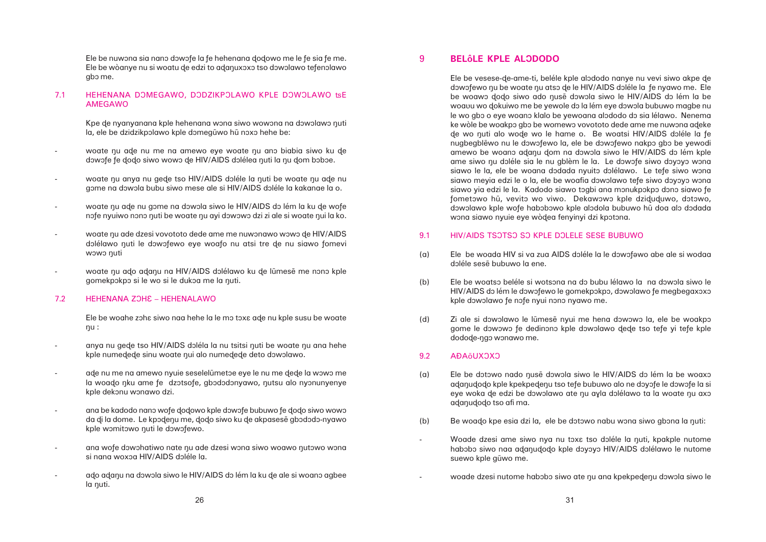Ele be nuwɔna sia nanɔ dɔwɔfe la ƒe hehenana ɖoɖowo me le ƒe sia ƒe me. Ele be wòanye nu si woatu ɖe edzi to aɖaŋuxɔxɔ tso dɔwɔlawo tefenɔlawo gbɔ me.

## 7.1 HEHENANA DƆMEGAWO, DƆDZIKPƆLAWO KPLE DƆWƆLAWO tsE AMEGAWO

Kpe ɖe nyanyanana kple hehenana wɔna siwo wowɔna na dɔwɔlawo ŋuti la, ele be dzidzikpɔlawo kple dɔmegũwo hũ nɔxɔ hehe be:

- woate ŋu aɖe nu me na amewo eye woate ŋu anɔ biabia siwo ku ɖe dɔwɔfe ƒe ɖoɖo siwo wowɔ ɖe HIV/AIDS dɔlélea ŋuti la ŋu ɖom bɔbɔe.
- woate ŋu anya nu geɖe tso HIV/AIDS dɔléle la ŋuti be woate ŋu aɖe nu gɔme na dɔwɔla bubu siwo mese ale si HIV/AIDS dɔléle la kakanae la o.
- woate ŋu aɖe nu gɔme na dɔwɔla siwo le HIV/AIDS dɔ lém la ku ɖe wofe nɔfe nyuiwo nɔnɔ ŋuti be woate ŋu ayi dɔwɔwɔ dzi zi ale si woate ŋui la ko.
- woate ŋu ade dzesi vovototo dede ame me nuwɔnawo wɔwɔ ɖe HIV/AIDS dɔlélawo ŋuti le dɔwɔfewo eye woafo nu atsi tre ɖe nu siawo fomevi wɔwɔ ŋuti
- woate ŋu aɖo aɖaŋu na HIV/AIDS dɔlélawo ku ɖe lũmesẽ me nɔnɔ kple gomekpɔkpɔ si le wo si le dukɔa me la ŋuti.

## 7.2 HEHENANA ZƆHƐ – HEHENALAWO

Ele be woahe zɔhɛ siwo naa hehe la le mɔ tɔxɛ aɖe nu kple susu be woate ŋu :

- anya nu geɖe tso HIV/AIDS dɔléla la nu tsitsi ŋuti be woate ŋu ana hehe kple numeɖeɖe sinu woate ŋui alo numeɖeɖe deto dɔwɔlawo.
- aɖe nu me na amewo nyuie seselelũmetɔe eye le nu me ɖeɖe la wɔwɔ me la woaɖo ŋku ame ƒe dzɔtsoƒe, gbɔdɔdɔnyawo, ŋutsu alo nyɔnunyenye kple dekɔnu wɔnawo dzi.
- ana be kadodo nanɔ wofe ɖoɖowo kple dɔwɔfe bubuwo ƒe ɖoɖo siwo wowɔ da ɖi la dome. Le kpɔɖeŋu me, ɖoɖo siwo ku ɖe akpasesẽ gbɔdɔdɔ-nyawo kple wɔmitɔwo ŋuti le dɔwɔfewo.
- ana wofe dɔwɔhatiwo nate ŋu ade dzesi wɔna siwo woawo ŋutɔwo wɔna si nana woxɔa HIV/AIDS dɔléle la.
- aɖo aɖaŋu na dɔwɔla siwo le HIV/AIDS dɔ lém la ku ɖe ale si woanɔ agbee la ŋuti.

# 9 BELÔLE KPLE ALƆDODO

Ele be vesese-ɖe-ame-ti, beléle kple alɔdodo nanye nu vevi siwo akpe ɖe dɔwɔfewo ŋu be woate ŋu atsɔ ɖe le HIV/AIDS dɔléle la ƒe nyawo me. Ele be woawɔ ɖoɖo siwo ado ŋusẽ dɔwɔla siwo le HIV/AIDS dɔ lém la be woaʋu wo ɖokuiwo me be yewole dɔ la lém eye dɔwɔla bubuwo magbe nu le wo gbɔ o eye woanɔ klalo be yewoana alɔdodo dɔ sia lélawo. Nenema ke wòle be woakpɔ gbɔ be womewɔ vovototo dede ame me nuwɔna aɖeke ɖe wo ŋuti alo woɖe wo le hame o. Be woatsi HIV/AIDS dɔléle la ƒe nugbegblẽwo nu le dɔwɔfewo la, ele be dɔwɔfewo nakpɔ gbɔ be yewodi amewo be woanɔ aɖaŋu ɖom na dɔwɔla siwo le HIV/AIDS dɔ lém kple ame siwo ŋu dɔléle sia le nu gblèm le la. Le dɔwɔfe siwo dɔyɔyɔ wɔna siawo le la, ele be woana dɔdada nyuitɔ dɔlélawo. Le teƒe siwo wɔna siawo meyia edzi le o la, ele be woafia dɔwɔlawo teƒe siwo dɔyɔyɔ wɔna siawo yia edzi le la. Kadodo siawo tɔgbi ana mɔnukpɔkpɔ dɔnɔ siawo ƒe ƒometɔwo hũ, vevitɔ wo viwo. Dekawɔwɔ kple dziɖuɖuwo, dɔtɔwo, dɔwɔlawo kple wofe habɔbɔwo kple alɔdola bubuwo hũ doa alɔ dɔdada wɔna siawo nyuie eye wòɖea fenyinyi dzi kpɔtɔna.

## 9.1 HIV/AIDS TSƆTSƆ SƆ KPLE DƆLELE SESE BUBUWO

(a) Ele be woada HIV si va zua AIDS dɔléle la le dɔwɔfəwo abe ale si wodaa dɔléle sesẽ bubuwo la ene.

(b) Ele be woatsɔ beléle si wotsɔna na dɔ bubu lélawo la na dɔwɔla siwo le HIV/AIDS dɔ lém le dɔwɔfewo le gomekpɔkpɔ, dɔwɔlawo ƒe megbegaxɔxɔ kple dɔwɔlawo ƒe nɔfe nyui nɔnɔ nyawo me.

(d) Zi ale si dɔwɔlawo le lũmesẽ nyui me hena dɔwɔwɔ la, ele be woakpɔ gome le dɔwɔwɔ ƒe dedinɔnɔ kple dɔwɔlawo ɖeɖe tso teƒe yi teƒe kple dodoɖe-ŋgɔ wɔnawo me.

## 9.2 AÐAõUXƆXƆ

(a) Ele be dɔtɔwo nado ŋusẽ dɔwɔla siwo le HIV/AIDS dɔ lém la be woaxɔ aɖaŋuɖoɖo kple kpekpeɖeŋu tso teƒe bubuwo alo ne dɔyɔfe le dɔwɔfe la si eye woka ɖe edzi be dɔwɔlawo ate ŋu aɣla dɔlélawo ta la woate ŋu axɔ aɖaŋuɖoɖo tso afi ma.

(b) Be woaɖo kpe esia dzi la, ele be dɔtɔwo nabu wɔna siwo gbɔna la ŋuti:

- Woade dzesi ame siwo nya nu tɔxɛ tso dɔléle la ŋuti, kpakple nutome habɔbɔ siwo naa aɖaŋuɖoɖo kple dɔyɔyɔ HIV/AIDS dɔlélawo le nutome suewo kple gũwo me.
- woade dzesi nutome habɔbɔ siwo ate ŋu ana kpekpeɖeŋu dɔwɔla siwo le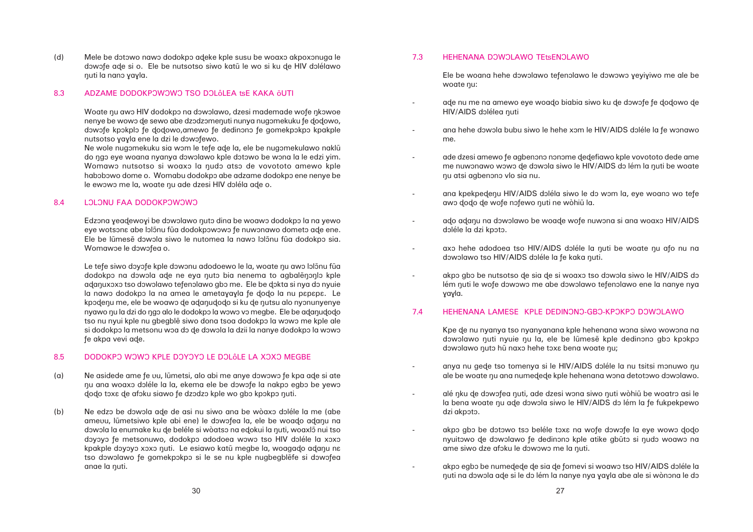(d) Mele be dɔtɔwo nawɔ dodokpɔ aɖeke kple susu be woaxɔ akpoxɔnuga le dɔwɔfe aɖe si o. Ele be nutsotso siwo katũ le wo si ku ɖe HIV dɔlélawo ŋuti la nanɔ ɣaɣla.

## 8.3 ADZAME DODOKPƆWƆWƆ TSO DƆLôLEA tsE KAKA ŏUTI

Woate ŋu awɔ HIV dodokpɔ na dɔwɔlawo, dzesi mademade wofe ŋkɔwoe nenye be wowɔ ɖe sewo abe dzɔdzɔmeŋuti nunya nugɔmekuku fe ɖoɖowo, dɔwɔfe kpɔkplɔ fe ɖoɖowo,amewo fe dedinɔnɔ fe gomekpɔkpɔ kpakple nutsotso ɣaɣla ene la dzi le dɔwɔfewo.

Ne wole nugɔmekuku sia wɔm le tefe aɖe la, ele be nugɔmekulawo naklũ do ŋgɔ eye woana nyanya dɔwɔlawo kple dɔtɔwo be wona la le edzi yim. Womawɔ nutsotso si woaxɔ la ŋudɔ atsɔ de vovototo amewo kple habɔbɔwo dome o. Womabu dodokpɔ abe adzame dodokpɔ ene nenye be le ewɔwɔ me la, woate ŋu ade dzesi HIV dɔléla aɖe o.

## 8.4 LƆLƆNU FAA DODOKPƆWƆWƆ

Edzɔna ɣeaɖewoɣi be dɔwɔlawo ŋutɔ dina be woawɔ dodokpɔ la na ɣewo eye wotsɔnɛ abe lɔlɔ̃nu fũa dodokpɔwɔwɔ fe nuwɔnawo dometɔ aɖe ene. Ele be lũmesẽ dɔwɔla siwo le nutomea la nawɔ lɔlɔ̃nu fũa dodokpɔ sia. Womawɔe le dɔwɔfea o.

Le tefe siwo dɔyɔfe kple dɔwɔnu adodoewo le la, woate ŋu awɔ lɔlɔ̃nu fũa dodokpɔ na dɔwɔla aɖe ne eya ŋutɔ bia nenema to agbalẽŋɔŋlɔ kple aɖaŋuxɔxɔ tso dɔwɔlawo tefenɔlawo gbɔ me. Ele be ɖɔkta si nya dɔ nyuie la nawɔ dodokpɔ la na amea le ametaɣaɣla fe ɖoɖo la nu pɛpɛpɛ. Le kpɔɖeŋu me, ele be woawɔ ɖe aɖaŋuɖoɖo si ku ɖe ŋutsu alo nyɔnunyenye nyawo ŋu la dzi do ŋgɔ alo le dodokpɔ la wɔwɔ vɔ megbe. Ele be aɖaŋuɖoɖo tso nu nyui kple nu gbegblẽ siwo dona tsoa dodokpɔ la wɔwɔ me kple ale si dodokpɔ la metsonu woa dɔ ɖe dɔwɔla la dzii la nanye dodokpɔ la wɔwɔ fe akpa vevi aɖe.

## 8.5 DODOKPƆ WƆWƆ KPLE DƆYƆYƆ LE DƆLôLE LA XƆXƆ MEGBE

(a) Ne asidede ame fe ʋu, lũmetsi, alo abi me anye dɔwɔwɔ fe kpa aɖe si ate ŋu ana woaxɔ dɔléle la la, ekema ele be dɔwɔfe la nakpɔ egbɔ be yewɔ ɖoɖo tɔxɛ ɖe afɔku siawo fe dzɔdzɔ kple wo gbɔ kpɔkpɔ ŋuti.

(b) Ne edzɔ be dɔwɔla aɖe de asi nu siwo ana be wòaxɔ dɔléle la me (abe ameʋu, lũmetsiwo kple abi ene) le dɔwɔfea la, ele be woaɖo aɖaŋu na dɔwɔla la enumake ku ɖe beléle si wòatsɔ na eɖokui la ŋuti, woaxlɔ̃ nui tso dɔyɔyɔ fe metsonuwo, dodokpɔ adodoea wɔwɔ tso HIV dɔléle la xɔxɔ kpakple dɔyɔyɔ xɔxɔ ŋuti. Le esiawo katũ megbe la, woagaɖo aɖaŋu nɛ tso dɔwɔlawo fe gomekpɔkpɔ si le se nu kple nugbegblẽfe si dɔwɔfea anae la ŋuti.

## 7.3 HEHENANA DƆWƆLAWO TEtsENƆLAWO

Ele be woana hehe dɔwɔlawo tefenɔlawo le dɔwɔwɔ ɣeyiɣiwo me ale be woate ŋu:

- aɖe nu me na amewo eye woaɖo biabia siwo ku ɖe dɔwɔfe fe ɖoɖowo ɖe HIV/AIDS dɔlélea ŋuti

- ana hehe dɔwɔla bubu siwo le hehe xɔm le HIV/AIDS dɔléle la fe wɔnawo me.

- ade dzesi amewo fe agbenɔnɔ nɔnɔme ɖeɖefiawo kple vovototo dede ame me nuwɔnawo wɔwɔ ɖe dɔwɔla siwo le HIV/AIDS dɔ lém la ŋuti be woate ŋu atsi agbenɔnɔ vlo sia nu.

- ana kpekpeɖeŋu HIV/AIDS dɔléla siwo le dɔ wɔm la, eye woanɔ wo tefe awɔ ɖoɖo ɖe wofe nɔfewo ŋuti ne wòhiã la.

- aɖo aɖaŋu na dɔwɔlawo be woaɖe wofe nuwɔna si ana woaxɔ HIV/AIDS dɔléle la dzi kpɔtɔ.

- axɔ hehe adodoea tso HIV/AIDS dɔléle la ŋuti be woate ŋu afo nu na dɔwɔlawo tso HIV/AIDS dɔléle la fe kaka ŋuti.

- akpɔ gbɔ be nutsotso ɖe sia ɖe si woaxɔ tso dɔwɔla siwo le HIV/AIDS dɔ lém ŋuti le wofe dɔwɔwɔ me abe dɔwɔlawo tefenɔlawo ene la nanye nya ɣaɣla.

## 7.4 HEHENANA LAMESE KPLE DEDINƆNƆ-GBƆ-KPƆKPƆ DƆWƆLAWO

Kpe ɖe nu nyanya tso nyanyanana kple hehenana wɔna siwo wowɔna na dɔwɔlawo ŋuti nyuie ŋu la, ele be lũmesẽ kple dedinɔnɔ gbɔ kpɔkpɔ dɔwɔlawo ŋutɔ hũ naxɔ hehe tɔxɛ bena woate ŋu;

- anya nu geɖe tso tomenya si le HIV/AIDS dɔléle la nu tsitsi mɔnuwo ŋu ale be woate ŋu ana numeɖeɖe kple hehenana wɔna detotɔwo dɔwɔlawo.

- alé ŋku ɖe dɔwɔfea ŋuti, ade dzesi wɔna siwo ŋuti wòhiã be woatrɔ asi le la bena woate ŋu aɖe dɔwɔla siwo le HIV/AIDS dɔ lém la fe fukpekpewo dzi akpɔtɔ.

- akpɔ gbɔ be dɔtɔwo tsɔ beléle tɔxɛ na wofe dɔwɔfe la eye wowɔ ɖoɖo nyuitɔwo ɖe dɔwɔlawo fe dedinɔnɔ kple atike gbũtɔ si ŋudɔ woawɔ na ame siwo dze afɔku le dɔwɔwɔ me la ŋuti.

- akpɔ egbɔ be numeɖeɖe ɖe sia ɖe fomevi si woawɔ tso HIV/AIDS dɔléle la ŋuti na dɔwɔla aɖe si le dɔ lém la nanye nya ɣaɣla abe ale si wònɔna le dɔ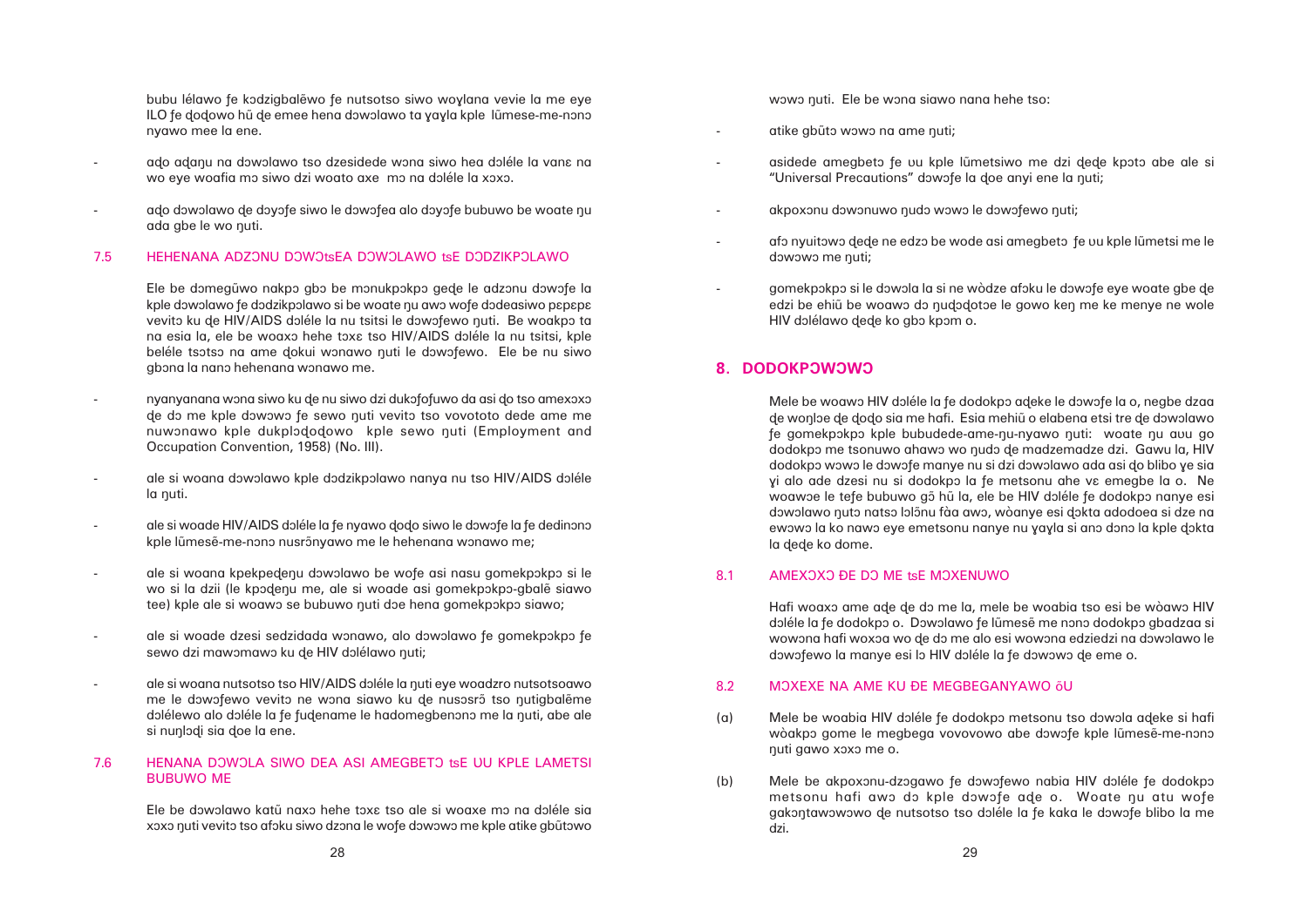bubu lélawo ƒe kɔdzigbalẽwo ƒe nutsotso siwo woɣlana vevie la me eye ILO ƒe ɖoɖowo hũ ɖe emee hena dɔwɔlawo ta ɣayla kple lũmese-me-nɔnɔ nyawo mee la ene.

- aɖo aɖaŋu na dɔwɔlawo tso dzesidede wɔna siwo hea dɔléle la vanɛ na wo eye woafia mɔ siwo dzi woato axe mɔ na dɔléle la xɔxɔ.

- aɖo dɔwɔlawo ɖe dɔyɔfe siwo le dɔwɔfea alo dɔyɔfe bubuwo be woate ŋu ada gbe le wo ŋuti.

## 7.5 HEHENANA ADZƆNU DƆWƆtsEA DƆWƆLAWO tsE DƆDZIKPƆLAWO

Ele be dɔmegũwo nakpɔ gbɔ be mɔnukpɔkpɔ geɖe le adzɔnu dɔwɔfe la kple dɔwɔlawo ƒe dɔdzikpɔlawo si be woate ŋu awɔ wofe dɔdeasiwo pɛpɛpɛ vevitɔ ku ɖe HIV/AIDS dɔléle la nu tsitsi le dɔwɔfewo ŋuti. Be woakpɔ ta na esia la, ele be woaxɔ hehe tɔxɛ tso HIV/AIDS dɔléle la nu tsitsi, kple beléle tsɔtsɔ na ame ɖokui wɔnawo ŋuti le dɔwɔfewo. Ele be nu siwo gbɔna la nanɔ hehenana wɔnawo me.

- nyanyanana wɔna siwo ku ɖe nu siwo dzi dukɔfoƒuwo da asi ɖo tso amexɔxɔ ɖe dɔ me kple dɔwɔwɔ ƒe sewo ŋuti vevitɔ tso vovototo dede ame me nuwɔnawo kple dukplɔɖoɖowo kple sewo ŋuti (Employment and Occupation Convention, 1958) (No. III).

- ale si woana dɔwɔlawo kple dɔdzikpɔlawo nanya nu tso HIV/AIDS dɔléle la ŋuti.

- ale si woade HIV/AIDS dɔléle la ƒe nyawo ɖoɖo siwo le dɔwɔfe la ƒe dedinɔnɔ kple lũmesẽ-me-nɔnɔ nusrɔ̃nyawo me le hehenana wɔnawo me;

- ale si woana kpekpeɖeŋu dɔwɔlawo be woƒe asi nasu gomekpɔkpɔ si le wo si la dzii (le kpɔɖeŋu me, ale si woade asi gomekpɔkpɔ-gbalẽ siawo tee) kple ale si woawɔ se bubuwo ŋuti dɔe hena gomekpɔkpɔ siawo;

- ale si woade dzesi sedzidada wɔnawo, alo dɔwɔlawo ƒe gomekpɔkpɔ ƒe sewo dzi mawɔmawɔ ku ɖe HIV dɔlélawo ŋuti;

- ale si woana nutsotso tso HIV/AIDS dɔléle la ŋuti eye woadzro nutsotsoawo me le dɔwɔfewo vevitɔ ne wɔna siawo ku ɖe nusɔsrɔ̃ tso ŋutigbalẽme dɔlélewo alo dɔléle la ƒe fuɖename le hadomegbenɔnɔ me la ŋuti, abe ale si nuŋlɔɖi sia ɖoe la ene.

## 7.6 HENANA DƆWƆLA SIWO DEA ASI AMEGBETƆ tsE ƲU KPLE LAMETSI BUBUWO ME

Ele be dɔwɔlawo katũ naxɔ hehe tɔxɛ tso ale si woaxe mɔ na dɔléle sia xɔxɔ ŋuti vevitɔ tso afɔku siwo dzɔna le wofe dɔwɔwɔ me kple atike gbũtɔwo wɔwɔ ŋuti. Ele be wɔna siawo nana hehe tso:

- atike gbũtɔ wɔwɔ na ame ŋuti;

- asidede amegbetɔ ƒe ʋu kple lũmetsiwo me dzi ɖeɖe kpɔtɔ abe ale si "Universal Precautions" dɔwɔfe la ɖoe anyi ene la ŋuti;

- akpoxɔnu dɔwɔnuwo ŋudɔ wɔwɔ le dɔwɔfewo ŋuti;

- afɔ nyuitɔwo ɖeɖe ne edzɔ be wode asi amegbetɔ ƒe ʋu kple lũmetsi me le dɔwɔwɔ me ŋuti;

- gomekpɔkpɔ si le dɔwɔla la si ne wòdze afɔku le dɔwɔfe eye woate gbe ɖe edzi be ehiã be woawɔ dɔ ŋudɔdɔtɔe le gowo keŋ me ke menye ne wole HIV dɔlélawo ɖeɖe ko gbɔ kpɔm o.

## 8. DODOKPƆWƆWƆ

Mele be woawɔ HIV dɔléle la ƒe dodokpɔ aɖeke le dɔwɔfe la o, negbe dzaa ɖe woŋlɔe ɖe ɖoɖo sia me hafi. Esia mehiã o elabena etsi tre ɖe dɔwɔlawo ƒe gomekpɔkpɔ kple bubudede-ame-ŋu-nyawo ŋuti: woate ŋu avu go dodokpɔ me tsonuwo ahawɔ wo ŋudɔ ɖe madzemadze dzi. Gawu la, HIV dodokpɔ wɔwɔ le dɔwɔfe manye nu si dzi dɔwɔlawo ada asi ɖo blibo ɣe sia ɣi alo ade dzesi nu si dodokpɔ la ƒe metsonu ahe vɛ emegbe la o. Ne woawɔe le tefe bubuwo gɔ̃ hũ la, ele be HIV dɔléle ƒe dodokpɔ nanye esi dɔwɔlawo ŋutɔ natsɔ lɔlɔ̃nu fàa awɔ, wòanye esi ɖɔkta adodoea si dze na ewɔwɔ la ko nawɔ eye emetsonu nanye nu ɣayla si anɔ dɔnɔ la kple ɖɔkta la ɖeɖe ko dome.

## 8.1 AMEXƆXƆ ƉE DƆ ME tsE MƆXENUWO

Hafi woaxɔ ame aɖe ɖe dɔ me la, mele be woabia tso esi be wòawɔ HIV dɔléle la ƒe dodokpɔ o. Dɔwɔlawo ƒe lũmesẽ me nɔnɔ dodokpɔ gbadzaa si wowɔna hafi woxɔa wo ɖe dɔ me alo esi wowɔna edziedzi na dɔwɔlawo le dɔwɔfewo la manye esi lɔ HIV dɔléle la ƒe dɔwɔwɔ ɖe eme o.

## 8.2 MƆXEXE NA AME KU ƉE MEGBEGANYAWO ŏU

(a) Mele be woabia HIV dɔléle ƒe dodokpɔ metsonu tso dɔwɔla aɖeke si hafi wòakpɔ gome le megbega vovovowo abe dɔwɔfe kple lũmesẽ-me-nɔnɔ ŋuti gawo xɔxɔ me o.

(b) Mele be akpoxɔnu-dzɔgawo ƒe dɔwɔfewo nabia HIV dɔléle ƒe dodokpɔ metsonu hafi awɔ dɔ kple dɔwɔfe aɖe o. Woate ŋu atu wofe gakɔŋtawɔwɔwo ɖe nutsotso tso dɔléle la ƒe kaka le dɔwɔfe blibo la me dzi.